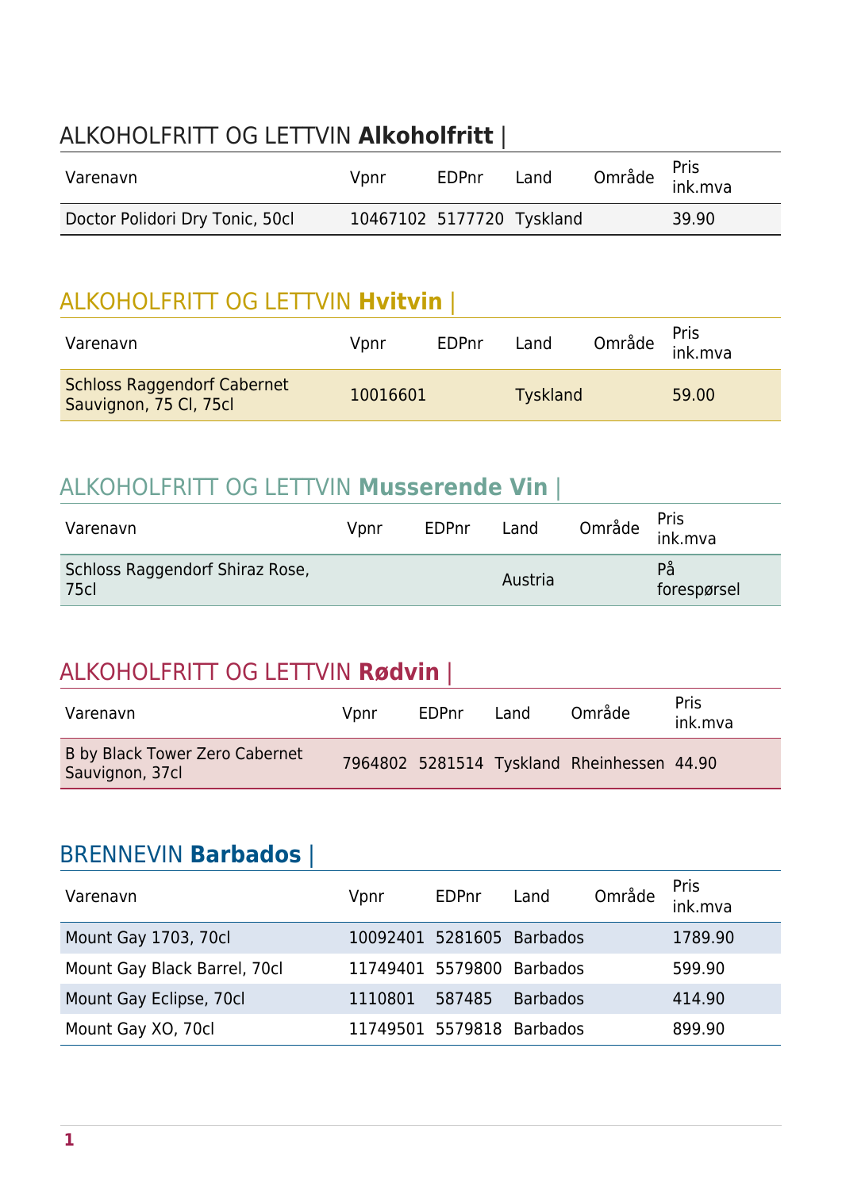## ALKOHOLFRITT OG LETTVIN **Alkoholfritt** |

| Varenavn | Vpnr | EDPnr | Land | Område | Pris ink.mva |
|---|---|---|---|---|---|
| Doctor Polidori Dry Tonic, 50cl | 10467102 | 5177720 | Tyskland | | 39.90 |

## ALKOHOLFRITT OG LETTVIN **Hvitvin** |

| Varenavn | Vpnr | EDPnr | Land | Område | Pris ink.mva |
|---|---|---|---|---|---|
| Schloss Raggendorf Cabernet Sauvignon, 75 Cl, 75cl | 10016601 | | Tyskland | | 59.00 |

## ALKOHOLFRITT OG LETTVIN **Musserende Vin** |

| Varenavn | Vpnr | EDPnr | Land | Område | Pris ink.mva |
|---|---|---|---|---|---|
| Schloss Raggendorf Shiraz Rose, 75cl | | | Austria | | På forespørsel |

## ALKOHOLFRITT OG LETTVIN **Rødvin** |

| Varenavn | Vpnr | EDPnr | Land | Område | Pris ink.mva |
|---|---|---|---|---|---|
| B by Black Tower Zero Cabernet Sauvignon, 37cl | 7964802 | 5281514 | Tyskland | Rheinhessen | 44.90 |

## BRENNEVIN **Barbados** |

| Varenavn | Vpnr | EDPnr | Land | Område | Pris ink.mva |
|---|---|---|---|---|---|
| Mount Gay 1703, 70cl | 10092401 | 5281605 | Barbados | | 1789.90 |
| Mount Gay Black Barrel, 70cl | 11749401 | 5579800 | Barbados | | 599.90 |
| Mount Gay Eclipse, 70cl | 1110801 | 587485 | Barbados | | 414.90 |
| Mount Gay XO, 70cl | 11749501 | 5579818 | Barbados | | 899.90 |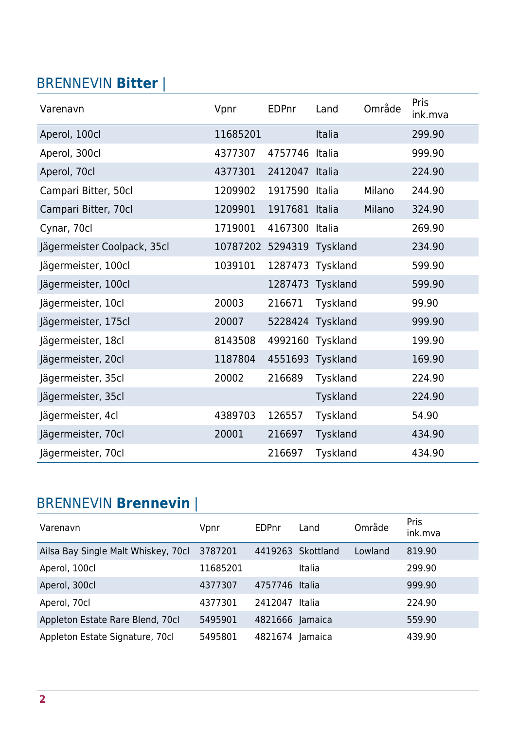## BRENNEVIN **Bitter** |

| Varenavn | Vpnr | EDPnr | Land | Område | Pris ink.mva |
|---|---|---|---|---|---|
| Aperol, 100cl | 11685201 | | Italia | | 299.90 |
| Aperol, 300cl | 4377307 | 4757746 | Italia | | 999.90 |
| Aperol, 70cl | 4377301 | 2412047 | Italia | | 224.90 |
| Campari Bitter, 50cl | 1209902 | 1917590 | Italia | Milano | 244.90 |
| Campari Bitter, 70cl | 1209901 | 1917681 | Italia | Milano | 324.90 |
| Cynar, 70cl | 1719001 | 4167300 | Italia | | 269.90 |
| Jägermeister Coolpack, 35cl | 10787202 | 5294319 | Tyskland | | 234.90 |
| Jägermeister, 100cl | 1039101 | 1287473 | Tyskland | | 599.90 |
| Jägermeister, 100cl | | 1287473 | Tyskland | | 599.90 |
| Jägermeister, 10cl | 20003 | 216671 | Tyskland | | 99.90 |
| Jägermeister, 175cl | 20007 | 5228424 | Tyskland | | 999.90 |
| Jägermeister, 18cl | 8143508 | 4992160 | Tyskland | | 199.90 |
| Jägermeister, 20cl | 1187804 | 4551693 | Tyskland | | 169.90 |
| Jägermeister, 35cl | 20002 | 216689 | Tyskland | | 224.90 |
| Jägermeister, 35cl | | | Tyskland | | 224.90 |
| Jägermeister, 4cl | 4389703 | 126557 | Tyskland | | 54.90 |
| Jägermeister, 70cl | 20001 | 216697 | Tyskland | | 434.90 |
| Jägermeister, 70cl | | 216697 | Tyskland | | 434.90 |

## BRENNEVIN **Brennevin** |

| Varenavn | Vpnr | EDPnr | Land | Område | Pris ink.mva |
|---|---|---|---|---|---|
| Ailsa Bay Single Malt Whiskey, 70cl | 3787201 | 4419263 | Skottland | Lowland | 819.90 |
| Aperol, 100cl | 11685201 | | Italia | | 299.90 |
| Aperol, 300cl | 4377307 | 4757746 | Italia | | 999.90 |
| Aperol, 70cl | 4377301 | 2412047 | Italia | | 224.90 |
| Appleton Estate Rare Blend, 70cl | 5495901 | 4821666 | Jamaica | | 559.90 |
| Appleton Estate Signature, 70cl | 5495801 | 4821674 | Jamaica | | 439.90 |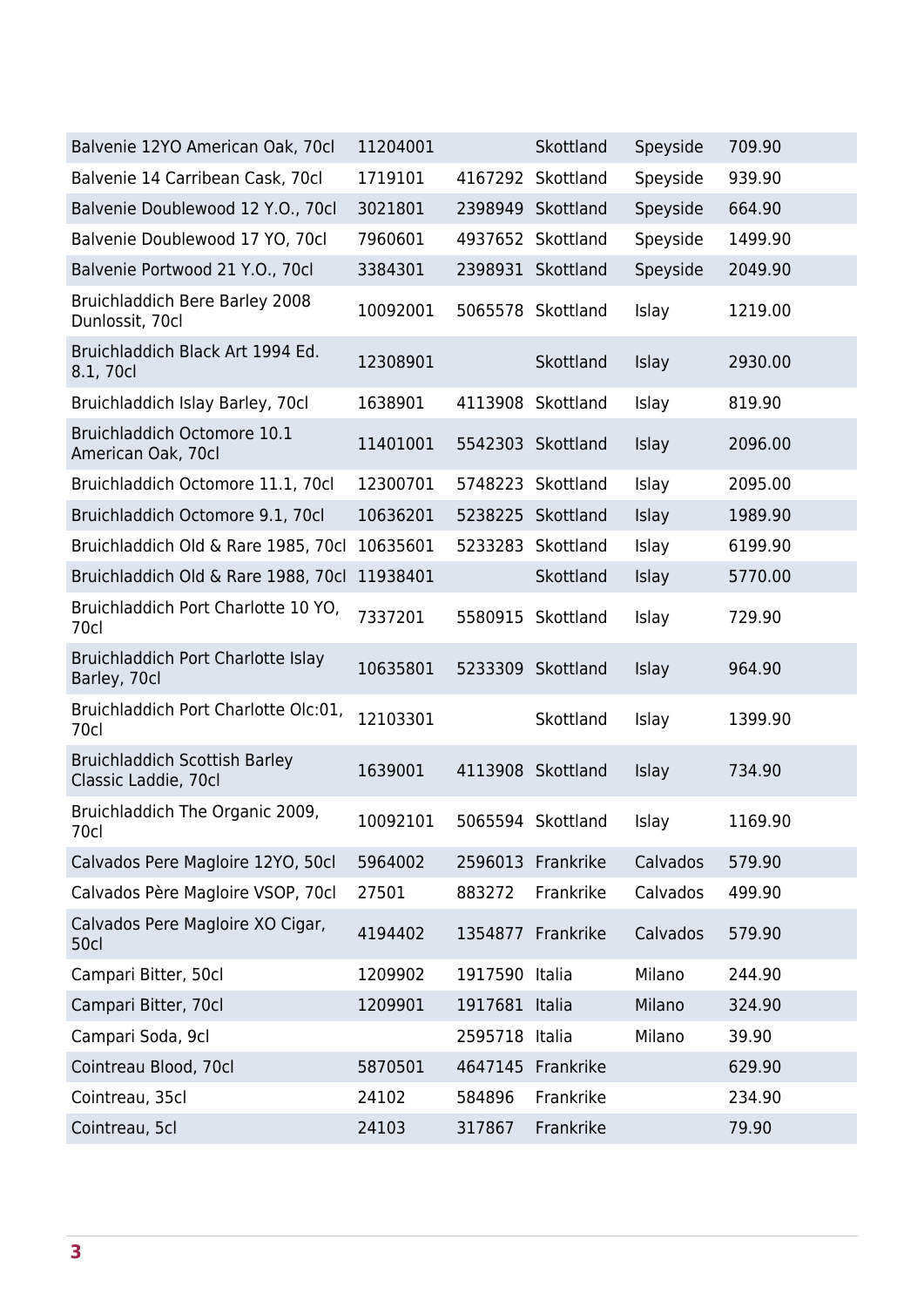| | | | | | |
|---|---|---|---|---|---|
| Balvenie 12YO American Oak, 70cl | 11204001 | | Skottland | Speyside | 709.90 |
| Balvenie 14 Carribean Cask, 70cl | 1719101 | 4167292 | Skottland | Speyside | 939.90 |
| Balvenie Doublewood 12 Y.O., 70cl | 3021801 | 2398949 | Skottland | Speyside | 664.90 |
| Balvenie Doublewood 17 YO, 70cl | 7960601 | 4937652 | Skottland | Speyside | 1499.90 |
| Balvenie Portwood 21 Y.O., 70cl | 3384301 | 2398931 | Skottland | Speyside | 2049.90 |
| Bruichladdich Bere Barley 2008 Dunlossit, 70cl | 10092001 | 5065578 | Skottland | Islay | 1219.00 |
| Bruichladdich Black Art 1994 Ed. 8.1, 70cl | 12308901 | | Skottland | Islay | 2930.00 |
| Bruichladdich Islay Barley, 70cl | 1638901 | 4113908 | Skottland | Islay | 819.90 |
| Bruichladdich Octomore 10.1 American Oak, 70cl | 11401001 | 5542303 | Skottland | Islay | 2096.00 |
| Bruichladdich Octomore 11.1, 70cl | 12300701 | 5748223 | Skottland | Islay | 2095.00 |
| Bruichladdich Octomore 9.1, 70cl | 10636201 | 5238225 | Skottland | Islay | 1989.90 |
| Bruichladdich Old & Rare 1985, 70cl | 10635601 | 5233283 | Skottland | Islay | 6199.90 |
| Bruichladdich Old & Rare 1988, 70cl | 11938401 | | Skottland | Islay | 5770.00 |
| Bruichladdich Port Charlotte 10 YO, 70cl | 7337201 | 5580915 | Skottland | Islay | 729.90 |
| Bruichladdich Port Charlotte Islay Barley, 70cl | 10635801 | 5233309 | Skottland | Islay | 964.90 |
| Bruichladdich Port Charlotte Olc:01, 70cl | 12103301 | | Skottland | Islay | 1399.90 |
| Bruichladdich Scottish Barley Classic Laddie, 70cl | 1639001 | 4113908 | Skottland | Islay | 734.90 |
| Bruichladdich The Organic 2009, 70cl | 10092101 | 5065594 | Skottland | Islay | 1169.90 |
| Calvados Pere Magloire 12YO, 50cl | 5964002 | 2596013 | Frankrike | Calvados | 579.90 |
| Calvados Père Magloire VSOP, 70cl | 27501 | 883272 | Frankrike | Calvados | 499.90 |
| Calvados Pere Magloire XO Cigar, 50cl | 4194402 | 1354877 | Frankrike | Calvados | 579.90 |
| Campari Bitter, 50cl | 1209902 | 1917590 | Italia | Milano | 244.90 |
| Campari Bitter, 70cl | 1209901 | 1917681 | Italia | Milano | 324.90 |
| Campari Soda, 9cl | | 2595718 | Italia | Milano | 39.90 |
| Cointreau Blood, 70cl | 5870501 | 4647145 | Frankrike | | 629.90 |
| Cointreau, 35cl | 24102 | 584896 | Frankrike | | 234.90 |
| Cointreau, 5cl | 24103 | 317867 | Frankrike | | 79.90 |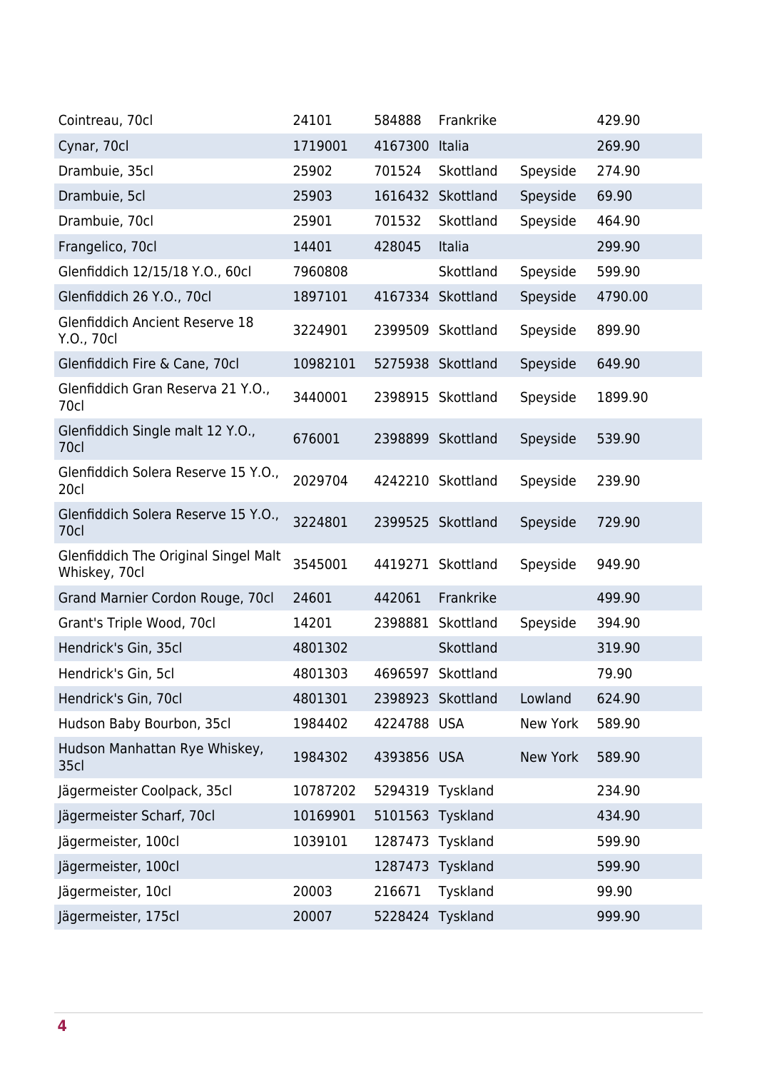| | | | | | |
|---|---|---|---|---|---|
| Cointreau, 70cl | 24101 | 584888 | Frankrike | | 429.90 |
| Cynar, 70cl | 1719001 | 4167300 | Italia | | 269.90 |
| Drambuie, 35cl | 25902 | 701524 | Skottland | Speyside | 274.90 |
| Drambuie, 5cl | 25903 | 1616432 | Skottland | Speyside | 69.90 |
| Drambuie, 70cl | 25901 | 701532 | Skottland | Speyside | 464.90 |
| Frangelico, 70cl | 14401 | 428045 | Italia | | 299.90 |
| Glenfiddich 12/15/18 Y.O., 60cl | 7960808 | | Skottland | Speyside | 599.90 |
| Glenfiddich 26 Y.O., 70cl | 1897101 | 4167334 | Skottland | Speyside | 4790.00 |
| Glenfiddich Ancient Reserve 18 Y.O., 70cl | 3224901 | 2399509 | Skottland | Speyside | 899.90 |
| Glenfiddich Fire & Cane, 70cl | 10982101 | 5275938 | Skottland | Speyside | 649.90 |
| Glenfiddich Gran Reserva 21 Y.O., 70cl | 3440001 | 2398915 | Skottland | Speyside | 1899.90 |
| Glenfiddich Single malt 12 Y.O., 70cl | 676001 | 2398899 | Skottland | Speyside | 539.90 |
| Glenfiddich Solera Reserve 15 Y.O., 20cl | 2029704 | 4242210 | Skottland | Speyside | 239.90 |
| Glenfiddich Solera Reserve 15 Y.O., 70cl | 3224801 | 2399525 | Skottland | Speyside | 729.90 |
| Glenfiddich The Original Singel Malt Whiskey, 70cl | 3545001 | 4419271 | Skottland | Speyside | 949.90 |
| Grand Marnier Cordon Rouge, 70cl | 24601 | 442061 | Frankrike | | 499.90 |
| Grant's Triple Wood, 70cl | 14201 | 2398881 | Skottland | Speyside | 394.90 |
| Hendrick's Gin, 35cl | 4801302 | | Skottland | | 319.90 |
| Hendrick's Gin, 5cl | 4801303 | 4696597 | Skottland | | 79.90 |
| Hendrick's Gin, 70cl | 4801301 | 2398923 | Skottland | Lowland | 624.90 |
| Hudson Baby Bourbon, 35cl | 1984402 | 4224788 | USA | New York | 589.90 |
| Hudson Manhattan Rye Whiskey, 35cl | 1984302 | 4393856 | USA | New York | 589.90 |
| Jägermeister Coolpack, 35cl | 10787202 | 5294319 | Tyskland | | 234.90 |
| Jägermeister Scharf, 70cl | 10169901 | 5101563 | Tyskland | | 434.90 |
| Jägermeister, 100cl | 1039101 | 1287473 | Tyskland | | 599.90 |
| Jägermeister, 100cl | | 1287473 | Tyskland | | 599.90 |
| Jägermeister, 10cl | 20003 | 216671 | Tyskland | | 99.90 |
| Jägermeister, 175cl | 20007 | 5228424 | Tyskland | | 999.90 |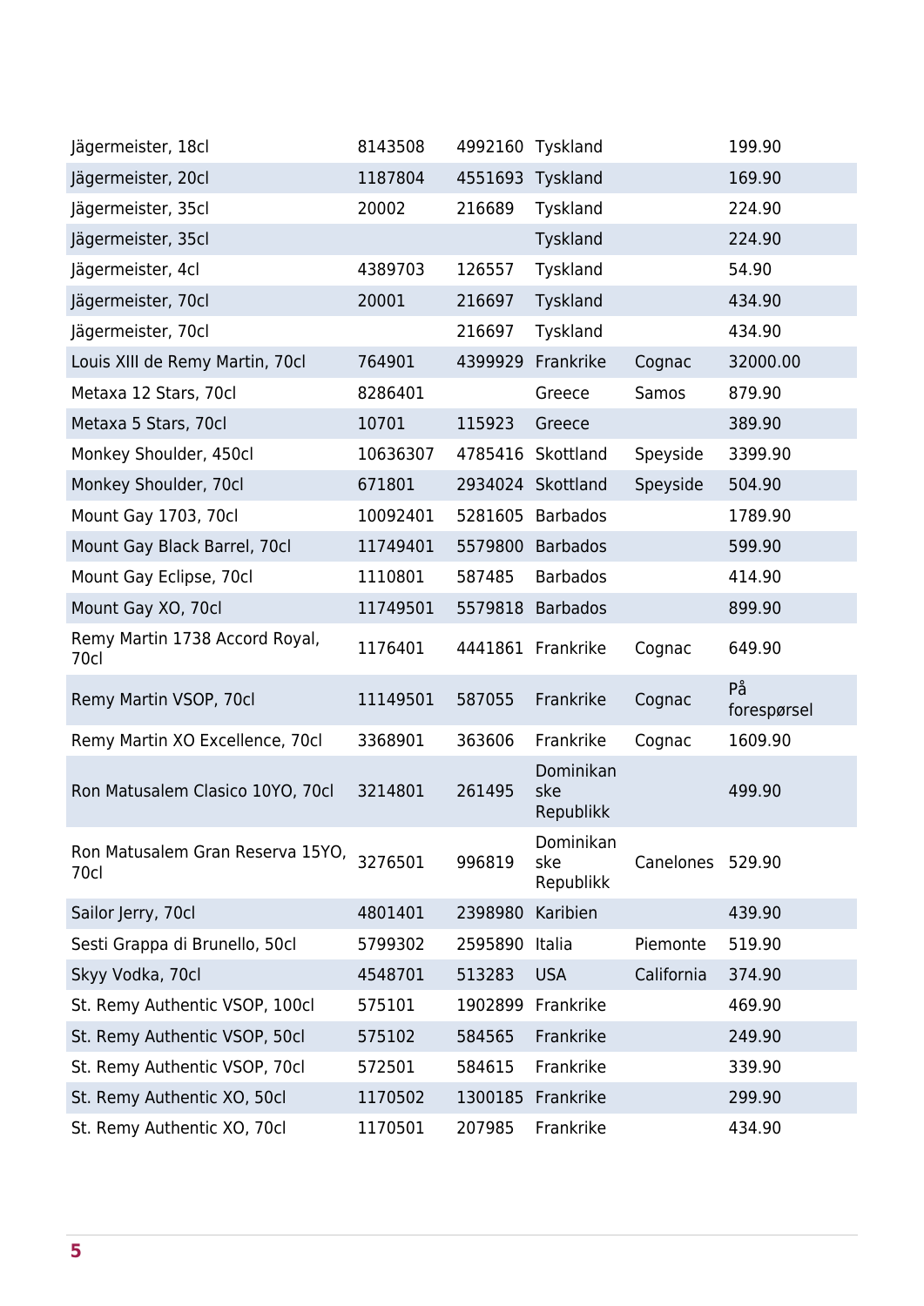| | | | | | |
|---|---|---|---|---|---|
| Jägermeister, 18cl | 8143508 | 4992160 | Tyskland | | 199.90 |
| Jägermeister, 20cl | 1187804 | 4551693 | Tyskland | | 169.90 |
| Jägermeister, 35cl | 20002 | 216689 | Tyskland | | 224.90 |
| Jägermeister, 35cl | | | Tyskland | | 224.90 |
| Jägermeister, 4cl | 4389703 | 126557 | Tyskland | | 54.90 |
| Jägermeister, 70cl | 20001 | 216697 | Tyskland | | 434.90 |
| Jägermeister, 70cl | | 216697 | Tyskland | | 434.90 |
| Louis XIII de Remy Martin, 70cl | 764901 | 4399929 | Frankrike | Cognac | 32000.00 |
| Metaxa 12 Stars, 70cl | 8286401 | | Greece | Samos | 879.90 |
| Metaxa 5 Stars, 70cl | 10701 | 115923 | Greece | | 389.90 |
| Monkey Shoulder, 450cl | 10636307 | 4785416 | Skottland | Speyside | 3399.90 |
| Monkey Shoulder, 70cl | 671801 | 2934024 | Skottland | Speyside | 504.90 |
| Mount Gay 1703, 70cl | 10092401 | 5281605 | Barbados | | 1789.90 |
| Mount Gay Black Barrel, 70cl | 11749401 | 5579800 | Barbados | | 599.90 |
| Mount Gay Eclipse, 70cl | 1110801 | 587485 | Barbados | | 414.90 |
| Mount Gay XO, 70cl | 11749501 | 5579818 | Barbados | | 899.90 |
| Remy Martin 1738 Accord Royal, 70cl | 1176401 | 4441861 | Frankrike | Cognac | 649.90 |
| Remy Martin VSOP, 70cl | 11149501 | 587055 | Frankrike | Cognac | På forespørsel |
| Remy Martin XO Excellence, 70cl | 3368901 | 363606 | Frankrike | Cognac | 1609.90 |
| Ron Matusalem Clasico 10YO, 70cl | 3214801 | 261495 | Dominikanske Republikk | | 499.90 |
| Ron Matusalem Gran Reserva 15YO, 70cl | 3276501 | 996819 | Dominikanske Republikk | Canelones | 529.90 |
| Sailor Jerry, 70cl | 4801401 | 2398980 | Karibien | | 439.90 |
| Sesti Grappa di Brunello, 50cl | 5799302 | 2595890 | Italia | Piemonte | 519.90 |
| Skyy Vodka, 70cl | 4548701 | 513283 | USA | California | 374.90 |
| St. Remy Authentic VSOP, 100cl | 575101 | 1902899 | Frankrike | | 469.90 |
| St. Remy Authentic VSOP, 50cl | 575102 | 584565 | Frankrike | | 249.90 |
| St. Remy Authentic VSOP, 70cl | 572501 | 584615 | Frankrike | | 339.90 |
| St. Remy Authentic XO, 50cl | 1170502 | 1300185 | Frankrike | | 299.90 |
| St. Remy Authentic XO, 70cl | 1170501 | 207985 | Frankrike | | 434.90 |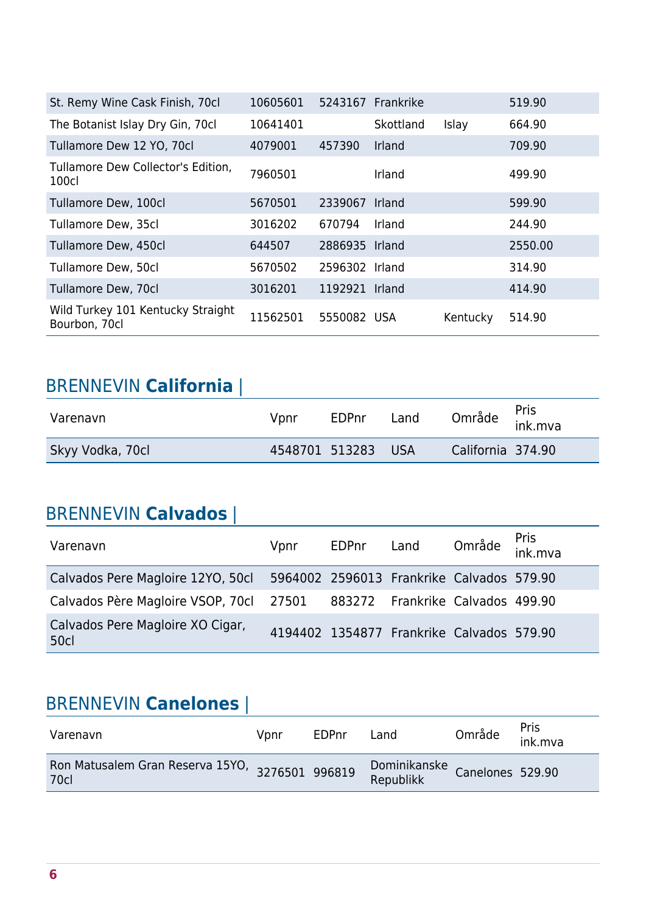| | | | | | |
|---|---|---|---|---|---|
| St. Remy Wine Cask Finish, 70cl | 10605601 | 5243167 | Frankrike | | 519.90 |
| The Botanist Islay Dry Gin, 70cl | 10641401 | | Skottland | Islay | 664.90 |
| Tullamore Dew 12 YO, 70cl | 4079001 | 457390 | Irland | | 709.90 |
| Tullamore Dew Collector's Edition, 100cl | 7960501 | | Irland | | 499.90 |
| Tullamore Dew, 100cl | 5670501 | 2339067 | Irland | | 599.90 |
| Tullamore Dew, 35cl | 3016202 | 670794 | Irland | | 244.90 |
| Tullamore Dew, 450cl | 644507 | 2886935 | Irland | | 2550.00 |
| Tullamore Dew, 50cl | 5670502 | 2596302 | Irland | | 314.90 |
| Tullamore Dew, 70cl | 3016201 | 1192921 | Irland | | 414.90 |
| Wild Turkey 101 Kentucky Straight Bourbon, 70cl | 11562501 | 5550082 | USA | Kentucky | 514.90 |

## BRENNEVIN **California** |

| Varenavn | Vpnr | EDPnr | Land | Område | Pris ink.mva |
|---|---|---|---|---|---|
| Skyy Vodka, 70cl | 4548701 | 513283 | USA | California | 374.90 |

## BRENNEVIN **Calvados** |

| Varenavn | Vpnr | EDPnr | Land | Område | Pris ink.mva |
|---|---|---|---|---|---|
| Calvados Pere Magloire 12YO, 50cl | 5964002 | 2596013 | Frankrike | Calvados | 579.90 |
| Calvados Père Magloire VSOP, 70cl | 27501 | 883272 | Frankrike | Calvados | 499.90 |
| Calvados Pere Magloire XO Cigar, 50cl | 4194402 | 1354877 | Frankrike | Calvados | 579.90 |

## BRENNEVIN **Canelones** |

| Varenavn | Vpnr | EDPnr | Land | Område | Pris ink.mva |
|---|---|---|---|---|---|
| Ron Matusalem Gran Reserva 15YO, 70cl | 3276501 | 996819 | Dominikanske Republikk | Canelones | 529.90 |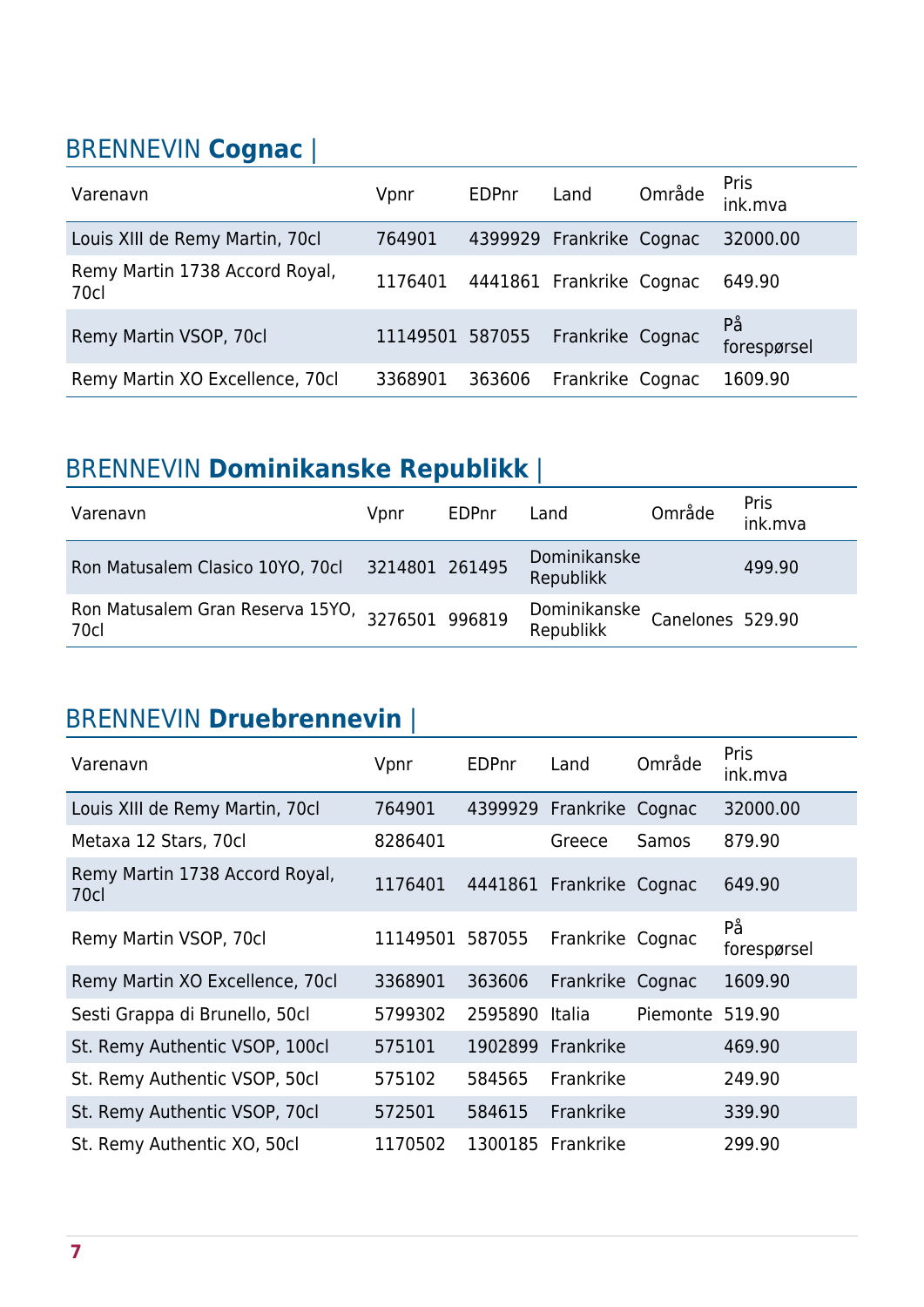## BRENNEVIN **Cognac** |

| Varenavn | Vpnr | EDPnr | Land | Område | Pris ink.mva |
|---|---|---|---|---|---|
| Louis XIII de Remy Martin, 70cl | 764901 | 4399929 | Frankrike | Cognac | 32000.00 |
| Remy Martin 1738 Accord Royal, 70cl | 1176401 | 4441861 | Frankrike | Cognac | 649.90 |
| Remy Martin VSOP, 70cl | 11149501 | 587055 | Frankrike | Cognac | På forespørsel |
| Remy Martin XO Excellence, 70cl | 3368901 | 363606 | Frankrike | Cognac | 1609.90 |

## BRENNEVIN **Dominikanske Republikk** |

| Varenavn | Vpnr | EDPnr | Land | Område | Pris ink.mva |
|---|---|---|---|---|---|
| Ron Matusalem Clasico 10YO, 70cl | 3214801 | 261495 | Dominikanske Republikk | | 499.90 |
| Ron Matusalem Gran Reserva 15YO, 70cl | 3276501 | 996819 | Dominikanske Republikk | Canelones | 529.90 |

## BRENNEVIN **Druebrennevin** |

| Varenavn | Vpnr | EDPnr | Land | Område | Pris ink.mva |
|---|---|---|---|---|---|
| Louis XIII de Remy Martin, 70cl | 764901 | 4399929 | Frankrike | Cognac | 32000.00 |
| Metaxa 12 Stars, 70cl | 8286401 | | Greece | Samos | 879.90 |
| Remy Martin 1738 Accord Royal, 70cl | 1176401 | 4441861 | Frankrike | Cognac | 649.90 |
| Remy Martin VSOP, 70cl | 11149501 | 587055 | Frankrike | Cognac | På forespørsel |
| Remy Martin XO Excellence, 70cl | 3368901 | 363606 | Frankrike | Cognac | 1609.90 |
| Sesti Grappa di Brunello, 50cl | 5799302 | 2595890 | Italia | Piemonte | 519.90 |
| St. Remy Authentic VSOP, 100cl | 575101 | 1902899 | Frankrike | | 469.90 |
| St. Remy Authentic VSOP, 50cl | 575102 | 584565 | Frankrike | | 249.90 |
| St. Remy Authentic VSOP, 70cl | 572501 | 584615 | Frankrike | | 339.90 |
| St. Remy Authentic XO, 50cl | 1170502 | 1300185 | Frankrike | | 299.90 |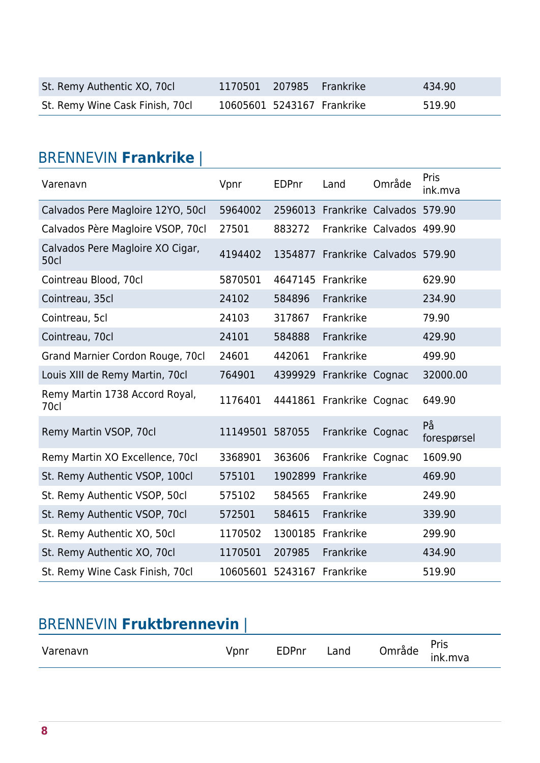| | | | | | |
|---|---|---|---|---|---|
| St. Remy Authentic XO, 70cl | 1170501 | 207985 | Frankrike | | 434.90 |
| St. Remy Wine Cask Finish, 70cl | 10605601 | 5243167 | Frankrike | | 519.90 |

## BRENNEVIN **Frankrike** |

| Varenavn | Vpnr | EDPnr | Land | Område | Pris ink.mva |
|---|---|---|---|---|---|
| Calvados Pere Magloire 12YO, 50cl | 5964002 | 2596013 | Frankrike | Calvados | 579.90 |
| Calvados Père Magloire VSOP, 70cl | 27501 | 883272 | Frankrike | Calvados | 499.90 |
| Calvados Pere Magloire XO Cigar, 50cl | 4194402 | 1354877 | Frankrike | Calvados | 579.90 |
| Cointreau Blood, 70cl | 5870501 | 4647145 | Frankrike | | 629.90 |
| Cointreau, 35cl | 24102 | 584896 | Frankrike | | 234.90 |
| Cointreau, 5cl | 24103 | 317867 | Frankrike | | 79.90 |
| Cointreau, 70cl | 24101 | 584888 | Frankrike | | 429.90 |
| Grand Marnier Cordon Rouge, 70cl | 24601 | 442061 | Frankrike | | 499.90 |
| Louis XIII de Remy Martin, 70cl | 764901 | 4399929 | Frankrike | Cognac | 32000.00 |
| Remy Martin 1738 Accord Royal, 70cl | 1176401 | 4441861 | Frankrike | Cognac | 649.90 |
| Remy Martin VSOP, 70cl | 11149501 | 587055 | Frankrike | Cognac | På forespørsel |
| Remy Martin XO Excellence, 70cl | 3368901 | 363606 | Frankrike | Cognac | 1609.90 |
| St. Remy Authentic VSOP, 100cl | 575101 | 1902899 | Frankrike | | 469.90 |
| St. Remy Authentic VSOP, 50cl | 575102 | 584565 | Frankrike | | 249.90 |
| St. Remy Authentic VSOP, 70cl | 572501 | 584615 | Frankrike | | 339.90 |
| St. Remy Authentic XO, 50cl | 1170502 | 1300185 | Frankrike | | 299.90 |
| St. Remy Authentic XO, 70cl | 1170501 | 207985 | Frankrike | | 434.90 |
| St. Remy Wine Cask Finish, 70cl | 10605601 | 5243167 | Frankrike | | 519.90 |

## BRENNEVIN **Fruktbrennevin** |

| Varenavn | Vpnr | EDPnr | Land | Område | Pris ink.mva |
|---|---|---|---|---|---|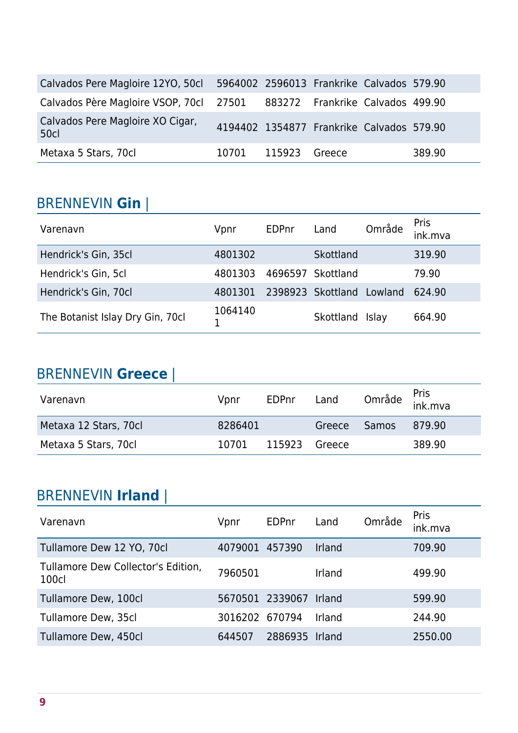| Calvados Pere Magloire 12YO, 50cl | 5964002 | 2596013 | Frankrike | Calvados | 579.90 |
|---|---|---|---|---|---|
| Calvados Père Magloire VSOP, 70cl | 27501 | 883272 | Frankrike | Calvados | 499.90 |
| Calvados Pere Magloire XO Cigar, 50cl | 4194402 | 1354877 | Frankrike | Calvados | 579.90 |
| Metaxa 5 Stars, 70cl | 10701 | 115923 | Greece | | 389.90 |

## BRENNEVIN **Gin** |

| Varenavn | Vpnr | EDPnr | Land | Område | Pris ink.mva |
|---|---|---|---|---|---|
| Hendrick's Gin, 35cl | 4801302 | | Skottland | | 319.90 |
| Hendrick's Gin, 5cl | 4801303 | 4696597 | Skottland | | 79.90 |
| Hendrick's Gin, 70cl | 4801301 | 2398923 | Skottland | Lowland | 624.90 |
| The Botanist Islay Dry Gin, 70cl | 10641401 | | Skottland | Islay | 664.90 |

## BRENNEVIN **Greece** |

| Varenavn | Vpnr | EDPnr | Land | Område | Pris ink.mva |
|---|---|---|---|---|---|
| Metaxa 12 Stars, 70cl | 8286401 | | Greece | Samos | 879.90 |
| Metaxa 5 Stars, 70cl | 10701 | 115923 | Greece | | 389.90 |

## BRENNEVIN **Irland** |

| Varenavn | Vpnr | EDPnr | Land | Område | Pris ink.mva |
|---|---|---|---|---|---|
| Tullamore Dew 12 YO, 70cl | 4079001 | 457390 | Irland | | 709.90 |
| Tullamore Dew Collector's Edition, 100cl | 7960501 | | Irland | | 499.90 |
| Tullamore Dew, 100cl | 5670501 | 2339067 | Irland | | 599.90 |
| Tullamore Dew, 35cl | 3016202 | 670794 | Irland | | 244.90 |
| Tullamore Dew, 450cl | 644507 | 2886935 | Irland | | 2550.00 |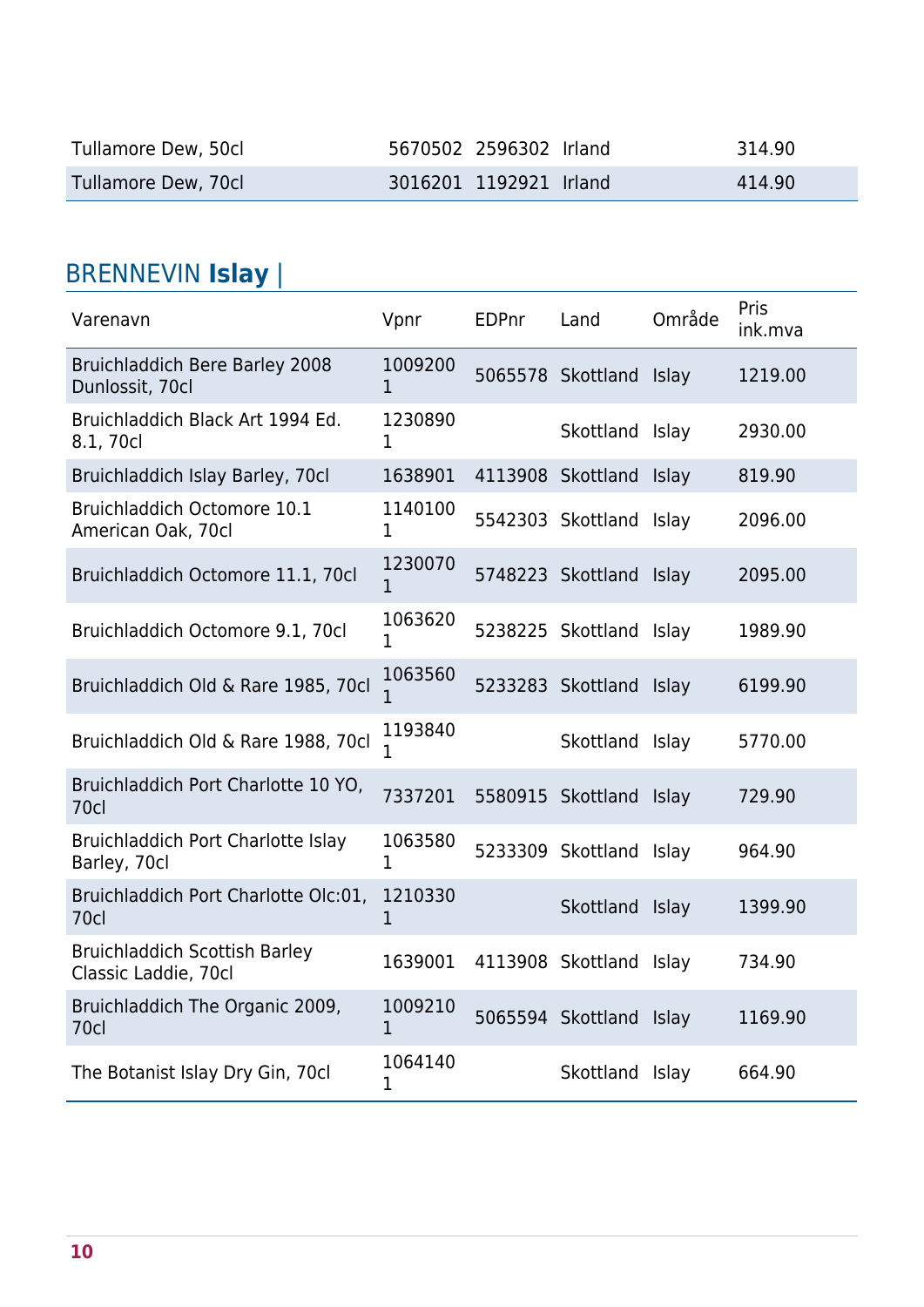| | | | | | |
|---|---|---|---|---|---|
| Tullamore Dew, 50cl | 5670502 | 2596302 | Irland | | 314.90 |
| Tullamore Dew, 70cl | 3016201 | 1192921 | Irland | | 414.90 |

## BRENNEVIN **Islay** |

| Varenavn | Vpnr | EDPnr | Land | Område | Pris ink.mva |
|---|---|---|---|---|---|
| Bruichladdich Bere Barley 2008 Dunlossit, 70cl | 10092001 | 5065578 | Skottland | Islay | 1219.00 |
| Bruichladdich Black Art 1994 Ed. 8.1, 70cl | 12308901 | | Skottland | Islay | 2930.00 |
| Bruichladdich Islay Barley, 70cl | 1638901 | 4113908 | Skottland | Islay | 819.90 |
| Bruichladdich Octomore 10.1 American Oak, 70cl | 11401001 | 5542303 | Skottland | Islay | 2096.00 |
| Bruichladdich Octomore 11.1, 70cl | 12300701 | 5748223 | Skottland | Islay | 2095.00 |
| Bruichladdich Octomore 9.1, 70cl | 10636201 | 5238225 | Skottland | Islay | 1989.90 |
| Bruichladdich Old & Rare 1985, 70cl | 10635601 | 5233283 | Skottland | Islay | 6199.90 |
| Bruichladdich Old & Rare 1988, 70cl | 11938401 | | Skottland | Islay | 5770.00 |
| Bruichladdich Port Charlotte 10 YO, 70cl | 7337201 | 5580915 | Skottland | Islay | 729.90 |
| Bruichladdich Port Charlotte Islay Barley, 70cl | 10635801 | 5233309 | Skottland | Islay | 964.90 |
| Bruichladdich Port Charlotte Olc:01, 70cl | 12103301 | | Skottland | Islay | 1399.90 |
| Bruichladdich Scottish Barley Classic Laddie, 70cl | 1639001 | 4113908 | Skottland | Islay | 734.90 |
| Bruichladdich The Organic 2009, 70cl | 10092101 | 5065594 | Skottland | Islay | 1169.90 |
| The Botanist Islay Dry Gin, 70cl | 10641401 | | Skottland | Islay | 664.90 |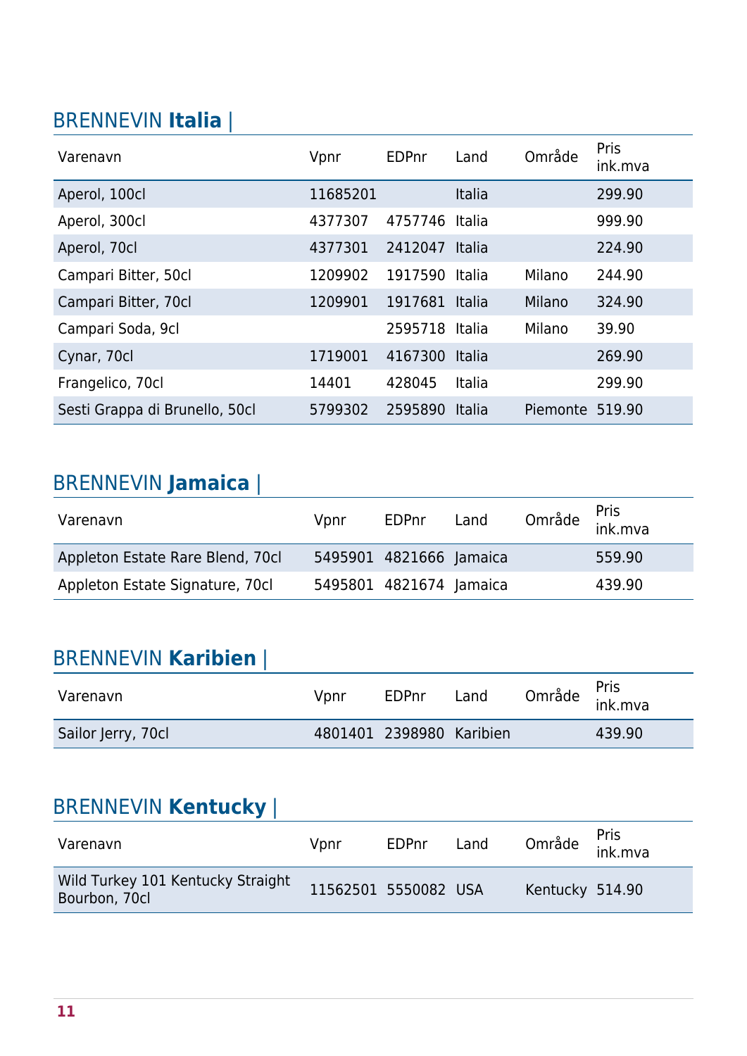## BRENNEVIN **Italia** |

| Varenavn | Vpnr | EDPnr | Land | Område | Pris ink.mva |
|---|---|---|---|---|---|
| Aperol, 100cl | 11685201 | | Italia | | 299.90 |
| Aperol, 300cl | 4377307 | 4757746 | Italia | | 999.90 |
| Aperol, 70cl | 4377301 | 2412047 | Italia | | 224.90 |
| Campari Bitter, 50cl | 1209902 | 1917590 | Italia | Milano | 244.90 |
| Campari Bitter, 70cl | 1209901 | 1917681 | Italia | Milano | 324.90 |
| Campari Soda, 9cl | | 2595718 | Italia | Milano | 39.90 |
| Cynar, 70cl | 1719001 | 4167300 | Italia | | 269.90 |
| Frangelico, 70cl | 14401 | 428045 | Italia | | 299.90 |
| Sesti Grappa di Brunello, 50cl | 5799302 | 2595890 | Italia | Piemonte | 519.90 |

## BRENNEVIN **Jamaica** |

| Varenavn | Vpnr | EDPnr | Land | Område | Pris ink.mva |
|---|---|---|---|---|---|
| Appleton Estate Rare Blend, 70cl | 5495901 | 4821666 | Jamaica | | 559.90 |
| Appleton Estate Signature, 70cl | 5495801 | 4821674 | Jamaica | | 439.90 |

## BRENNEVIN **Karibien** |

| Varenavn | Vpnr | EDPnr | Land | Område | Pris ink.mva |
|---|---|---|---|---|---|
| Sailor Jerry, 70cl | 4801401 | 2398980 | Karibien | | 439.90 |

## BRENNEVIN **Kentucky** |

| Varenavn | Vpnr | EDPnr | Land | Område | Pris ink.mva |
|---|---|---|---|---|---|
| Wild Turkey 101 Kentucky Straight Bourbon, 70cl | 11562501 | 5550082 | USA | Kentucky | 514.90 |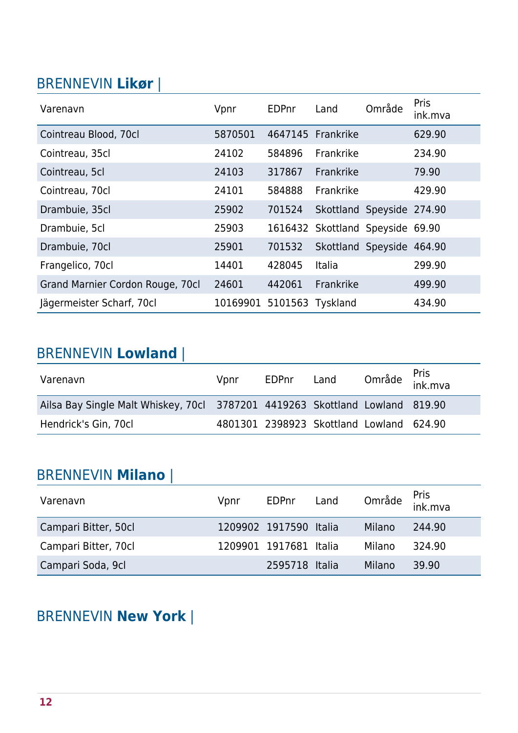## BRENNEVIN **Likør** |

| Varenavn | Vpnr | EDPnr | Land | Område | Pris ink.mva |
|---|---|---|---|---|---|
| Cointreau Blood, 70cl | 5870501 | 4647145 | Frankrike | | 629.90 |
| Cointreau, 35cl | 24102 | 584896 | Frankrike | | 234.90 |
| Cointreau, 5cl | 24103 | 317867 | Frankrike | | 79.90 |
| Cointreau, 70cl | 24101 | 584888 | Frankrike | | 429.90 |
| Drambuie, 35cl | 25902 | 701524 | Skottland | Speyside | 274.90 |
| Drambuie, 5cl | 25903 | 1616432 | Skottland | Speyside | 69.90 |
| Drambuie, 70cl | 25901 | 701532 | Skottland | Speyside | 464.90 |
| Frangelico, 70cl | 14401 | 428045 | Italia | | 299.90 |
| Grand Marnier Cordon Rouge, 70cl | 24601 | 442061 | Frankrike | | 499.90 |
| Jägermeister Scharf, 70cl | 10169901 | 5101563 | Tyskland | | 434.90 |

## BRENNEVIN **Lowland** |

| Varenavn | Vpnr | EDPnr | Land | Område | Pris ink.mva |
|---|---|---|---|---|---|
| Ailsa Bay Single Malt Whiskey, 70cl | 3787201 | 4419263 | Skottland | Lowland | 819.90 |
| Hendrick's Gin, 70cl | 4801301 | 2398923 | Skottland | Lowland | 624.90 |

## BRENNEVIN **Milano** |

| Varenavn | Vpnr | EDPnr | Land | Område | Pris ink.mva |
|---|---|---|---|---|---|
| Campari Bitter, 50cl | 1209902 | 1917590 | Italia | Milano | 244.90 |
| Campari Bitter, 70cl | 1209901 | 1917681 | Italia | Milano | 324.90 |
| Campari Soda, 9cl | | 2595718 | Italia | Milano | 39.90 |

## BRENNEVIN **New York** |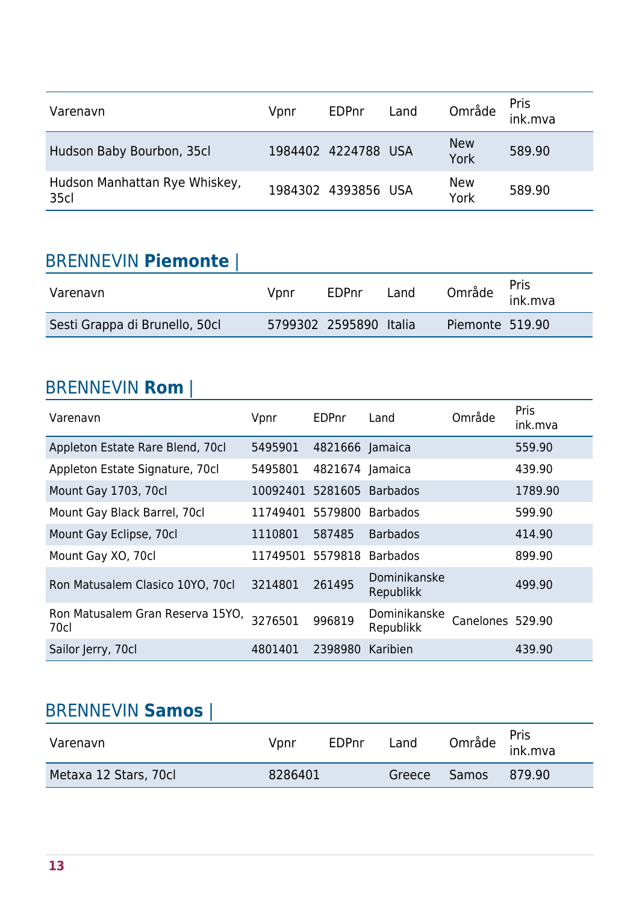| Varenavn | Vpnr | EDPnr | Land | Område | Pris ink.mva |
|---|---|---|---|---|---|
| Hudson Baby Bourbon, 35cl | 1984402 | 4224788 | USA | New York | 589.90 |
| Hudson Manhattan Rye Whiskey, 35cl | 1984302 | 4393856 | USA | New York | 589.90 |

## BRENNEVIN **Piemonte** |

| Varenavn | Vpnr | EDPnr | Land | Område | Pris ink.mva |
|---|---|---|---|---|---|
| Sesti Grappa di Brunello, 50cl | 5799302 | 2595890 | Italia | Piemonte | 519.90 |

## BRENNEVIN **Rom** |

| Varenavn | Vpnr | EDPnr | Land | Område | Pris ink.mva |
|---|---|---|---|---|---|
| Appleton Estate Rare Blend, 70cl | 5495901 | 4821666 | Jamaica | | 559.90 |
| Appleton Estate Signature, 70cl | 5495801 | 4821674 | Jamaica | | 439.90 |
| Mount Gay 1703, 70cl | 10092401 | 5281605 | Barbados | | 1789.90 |
| Mount Gay Black Barrel, 70cl | 11749401 | 5579800 | Barbados | | 599.90 |
| Mount Gay Eclipse, 70cl | 1110801 | 587485 | Barbados | | 414.90 |
| Mount Gay XO, 70cl | 11749501 | 5579818 | Barbados | | 899.90 |
| Ron Matusalem Clasico 10YO, 70cl | 3214801 | 261495 | Dominikanske Republikk | | 499.90 |
| Ron Matusalem Gran Reserva 15YO, 70cl | 3276501 | 996819 | Dominikanske Republikk | Canelones | 529.90 |
| Sailor Jerry, 70cl | 4801401 | 2398980 | Karibien | | 439.90 |

## BRENNEVIN **Samos** |

| Varenavn | Vpnr | EDPnr | Land | Område | Pris ink.mva |
|---|---|---|---|---|---|
| Metaxa 12 Stars, 70cl | 8286401 | | Greece | Samos | 879.90 |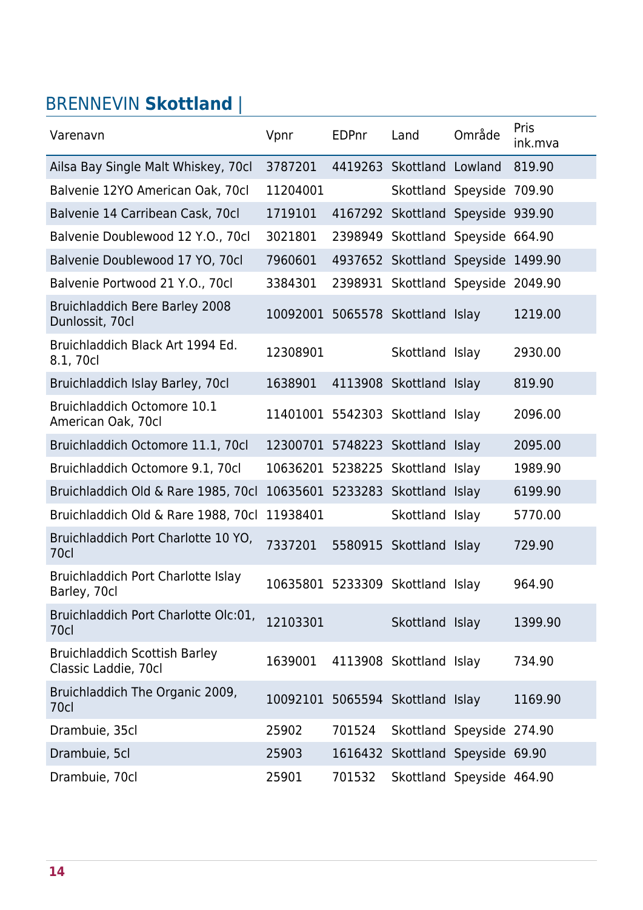## BRENNEVIN **Skottland** |

| Varenavn | Vpnr | EDPnr | Land | Område | Pris ink.mva |
|---|---|---|---|---|---|
| Ailsa Bay Single Malt Whiskey, 70cl | 3787201 | 4419263 | Skottland | Lowland | 819.90 |
| Balvenie 12YO American Oak, 70cl | 11204001 | | Skottland | Speyside | 709.90 |
| Balvenie 14 Carribean Cask, 70cl | 1719101 | 4167292 | Skottland | Speyside | 939.90 |
| Balvenie Doublewood 12 Y.O., 70cl | 3021801 | 2398949 | Skottland | Speyside | 664.90 |
| Balvenie Doublewood 17 YO, 70cl | 7960601 | 4937652 | Skottland | Speyside | 1499.90 |
| Balvenie Portwood 21 Y.O., 70cl | 3384301 | 2398931 | Skottland | Speyside | 2049.90 |
| Bruichladdich Bere Barley 2008 Dunlossit, 70cl | 10092001 | 5065578 | Skottland | Islay | 1219.00 |
| Bruichladdich Black Art 1994 Ed. 8.1, 70cl | 12308901 | | Skottland | Islay | 2930.00 |
| Bruichladdich Islay Barley, 70cl | 1638901 | 4113908 | Skottland | Islay | 819.90 |
| Bruichladdich Octomore 10.1 American Oak, 70cl | 11401001 | 5542303 | Skottland | Islay | 2096.00 |
| Bruichladdich Octomore 11.1, 70cl | 12300701 | 5748223 | Skottland | Islay | 2095.00 |
| Bruichladdich Octomore 9.1, 70cl | 10636201 | 5238225 | Skottland | Islay | 1989.90 |
| Bruichladdich Old & Rare 1985, 70cl | 10635601 | 5233283 | Skottland | Islay | 6199.90 |
| Bruichladdich Old & Rare 1988, 70cl | 11938401 | | Skottland | Islay | 5770.00 |
| Bruichladdich Port Charlotte 10 YO, 70cl | 7337201 | 5580915 | Skottland | Islay | 729.90 |
| Bruichladdich Port Charlotte Islay Barley, 70cl | 10635801 | 5233309 | Skottland | Islay | 964.90 |
| Bruichladdich Port Charlotte Olc:01, 70cl | 12103301 | | Skottland | Islay | 1399.90 |
| Bruichladdich Scottish Barley Classic Laddie, 70cl | 1639001 | 4113908 | Skottland | Islay | 734.90 |
| Bruichladdich The Organic 2009, 70cl | 10092101 | 5065594 | Skottland | Islay | 1169.90 |
| Drambuie, 35cl | 25902 | 701524 | Skottland | Speyside | 274.90 |
| Drambuie, 5cl | 25903 | 1616432 | Skottland | Speyside | 69.90 |
| Drambuie, 70cl | 25901 | 701532 | Skottland | Speyside | 464.90 |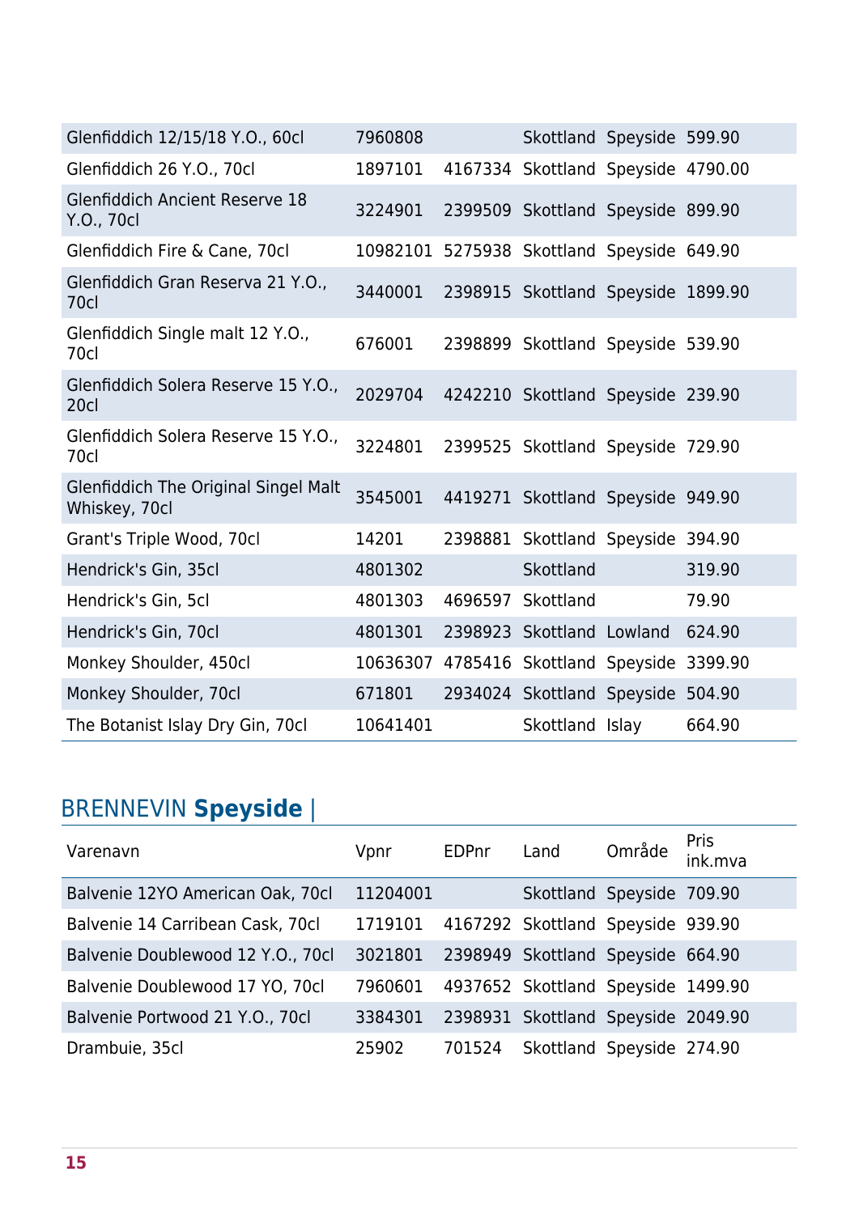| | | | | | |
|---|---|---|---|---|---|
| Glenfiddich 12/15/18 Y.O., 60cl | 7960808 | | Skottland | Speyside | 599.90 |
| Glenfiddich 26 Y.O., 70cl | 1897101 | 4167334 | Skottland | Speyside | 4790.00 |
| Glenfiddich Ancient Reserve 18 Y.O., 70cl | 3224901 | 2399509 | Skottland | Speyside | 899.90 |
| Glenfiddich Fire & Cane, 70cl | 10982101 | 5275938 | Skottland | Speyside | 649.90 |
| Glenfiddich Gran Reserva 21 Y.O., 70cl | 3440001 | 2398915 | Skottland | Speyside | 1899.90 |
| Glenfiddich Single malt 12 Y.O., 70cl | 676001 | 2398899 | Skottland | Speyside | 539.90 |
| Glenfiddich Solera Reserve 15 Y.O., 20cl | 2029704 | 4242210 | Skottland | Speyside | 239.90 |
| Glenfiddich Solera Reserve 15 Y.O., 70cl | 3224801 | 2399525 | Skottland | Speyside | 729.90 |
| Glenfiddich The Original Singel Malt Whiskey, 70cl | 3545001 | 4419271 | Skottland | Speyside | 949.90 |
| Grant's Triple Wood, 70cl | 14201 | 2398881 | Skottland | Speyside | 394.90 |
| Hendrick's Gin, 35cl | 4801302 | | Skottland | | 319.90 |
| Hendrick's Gin, 5cl | 4801303 | 4696597 | Skottland | | 79.90 |
| Hendrick's Gin, 70cl | 4801301 | 2398923 | Skottland | Lowland | 624.90 |
| Monkey Shoulder, 450cl | 10636307 | 4785416 | Skottland | Speyside | 3399.90 |
| Monkey Shoulder, 70cl | 671801 | 2934024 | Skottland | Speyside | 504.90 |
| The Botanist Islay Dry Gin, 70cl | 10641401 | | Skottland | Islay | 664.90 |

## BRENNEVIN **Speyside** |

| Varenavn | Vpnr | EDPnr | Land | Område | Pris ink.mva |
|---|---|---|---|---|---|
| Balvenie 12YO American Oak, 70cl | 11204001 | | Skottland | Speyside | 709.90 |
| Balvenie 14 Carribean Cask, 70cl | 1719101 | 4167292 | Skottland | Speyside | 939.90 |
| Balvenie Doublewood 12 Y.O., 70cl | 3021801 | 2398949 | Skottland | Speyside | 664.90 |
| Balvenie Doublewood 17 YO, 70cl | 7960601 | 4937652 | Skottland | Speyside | 1499.90 |
| Balvenie Portwood 21 Y.O., 70cl | 3384301 | 2398931 | Skottland | Speyside | 2049.90 |
| Drambuie, 35cl | 25902 | 701524 | Skottland | Speyside | 274.90 |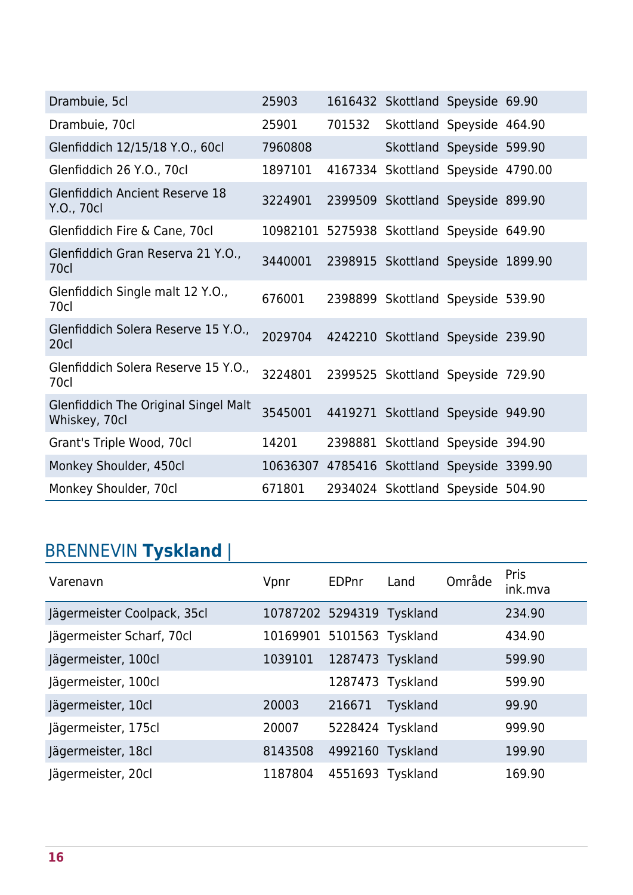| | | | | | |
|---|---|---|---|---|---|
| Drambuie, 5cl | 25903 | 1616432 | Skottland | Speyside | 69.90 |
| Drambuie, 70cl | 25901 | 701532 | Skottland | Speyside | 464.90 |
| Glenfiddich 12/15/18 Y.O., 60cl | 7960808 | | Skottland | Speyside | 599.90 |
| Glenfiddich 26 Y.O., 70cl | 1897101 | 4167334 | Skottland | Speyside | 4790.00 |
| Glenfiddich Ancient Reserve 18 Y.O., 70cl | 3224901 | 2399509 | Skottland | Speyside | 899.90 |
| Glenfiddich Fire & Cane, 70cl | 10982101 | 5275938 | Skottland | Speyside | 649.90 |
| Glenfiddich Gran Reserva 21 Y.O., 70cl | 3440001 | 2398915 | Skottland | Speyside | 1899.90 |
| Glenfiddich Single malt 12 Y.O., 70cl | 676001 | 2398899 | Skottland | Speyside | 539.90 |
| Glenfiddich Solera Reserve 15 Y.O., 20cl | 2029704 | 4242210 | Skottland | Speyside | 239.90 |
| Glenfiddich Solera Reserve 15 Y.O., 70cl | 3224801 | 2399525 | Skottland | Speyside | 729.90 |
| Glenfiddich The Original Singel Malt Whiskey, 70cl | 3545001 | 4419271 | Skottland | Speyside | 949.90 |
| Grant's Triple Wood, 70cl | 14201 | 2398881 | Skottland | Speyside | 394.90 |
| Monkey Shoulder, 450cl | 10636307 | 4785416 | Skottland | Speyside | 3399.90 |
| Monkey Shoulder, 70cl | 671801 | 2934024 | Skottland | Speyside | 504.90 |

## BRENNEVIN **Tyskland** |

| Varenavn | Vpnr | EDPnr | Land | Område | Pris ink.mva |
|---|---|---|---|---|---|
| Jägermeister Coolpack, 35cl | 10787202 | 5294319 | Tyskland | | 234.90 |
| Jägermeister Scharf, 70cl | 10169901 | 5101563 | Tyskland | | 434.90 |
| Jägermeister, 100cl | 1039101 | 1287473 | Tyskland | | 599.90 |
| Jägermeister, 100cl | | 1287473 | Tyskland | | 599.90 |
| Jägermeister, 10cl | 20003 | 216671 | Tyskland | | 99.90 |
| Jägermeister, 175cl | 20007 | 5228424 | Tyskland | | 999.90 |
| Jägermeister, 18cl | 8143508 | 4992160 | Tyskland | | 199.90 |
| Jägermeister, 20cl | 1187804 | 4551693 | Tyskland | | 169.90 |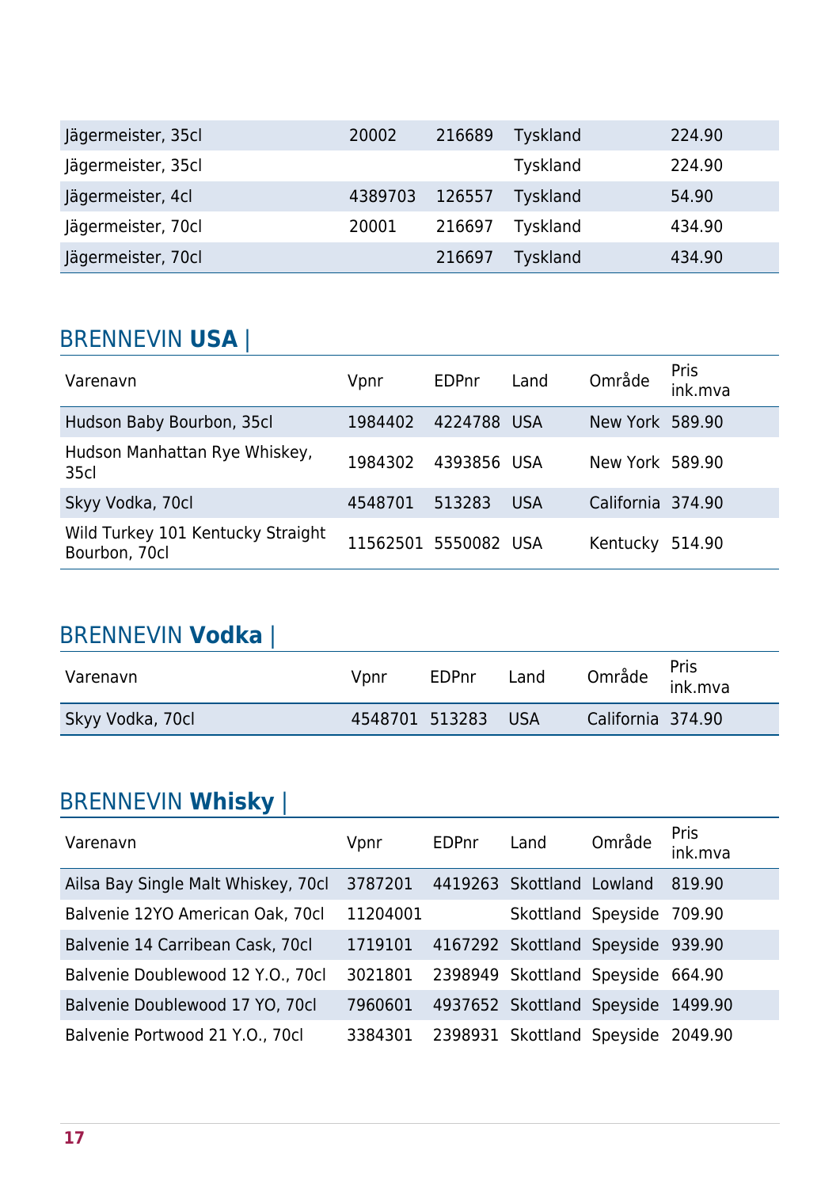| | | | | | |
|---|---|---|---|---|---|
| Jägermeister, 35cl | 20002 | 216689 | Tyskland | | 224.90 |
| Jägermeister, 35cl | | | Tyskland | | 224.90 |
| Jägermeister, 4cl | 4389703 | 126557 | Tyskland | | 54.90 |
| Jägermeister, 70cl | 20001 | 216697 | Tyskland | | 434.90 |
| Jägermeister, 70cl | | 216697 | Tyskland | | 434.90 |

## BRENNEVIN **USA** |

| Varenavn | Vpnr | EDPnr | Land | Område | Pris ink.mva |
|---|---|---|---|---|---|
| Hudson Baby Bourbon, 35cl | 1984402 | 4224788 | USA | New York | 589.90 |
| Hudson Manhattan Rye Whiskey, 35cl | 1984302 | 4393856 | USA | New York | 589.90 |
| Skyy Vodka, 70cl | 4548701 | 513283 | USA | California | 374.90 |
| Wild Turkey 101 Kentucky Straight Bourbon, 70cl | 11562501 | 5550082 | USA | Kentucky | 514.90 |

## BRENNEVIN **Vodka** |

| Varenavn | Vpnr | EDPnr | Land | Område | Pris ink.mva |
|---|---|---|---|---|---|
| Skyy Vodka, 70cl | 4548701 | 513283 | USA | California | 374.90 |

## BRENNEVIN **Whisky** |

| Varenavn | Vpnr | EDPnr | Land | Område | Pris ink.mva |
|---|---|---|---|---|---|
| Ailsa Bay Single Malt Whiskey, 70cl | 3787201 | 4419263 | Skottland | Lowland | 819.90 |
| Balvenie 12YO American Oak, 70cl | 11204001 | | Skottland | Speyside | 709.90 |
| Balvenie 14 Carribean Cask, 70cl | 1719101 | 4167292 | Skottland | Speyside | 939.90 |
| Balvenie Doublewood 12 Y.O., 70cl | 3021801 | 2398949 | Skottland | Speyside | 664.90 |
| Balvenie Doublewood 17 YO, 70cl | 7960601 | 4937652 | Skottland | Speyside | 1499.90 |
| Balvenie Portwood 21 Y.O., 70cl | 3384301 | 2398931 | Skottland | Speyside | 2049.90 |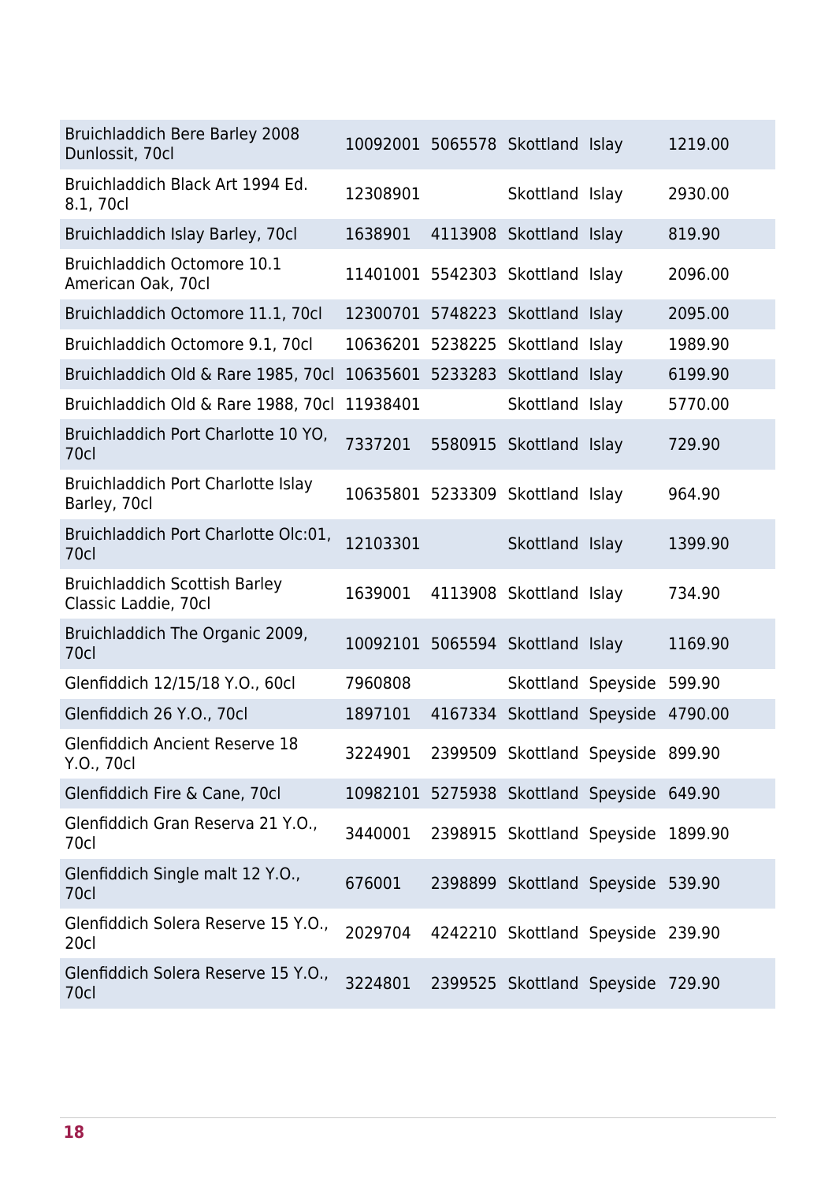| | | | | | |
|---|---|---|---|---|---|
| Bruichladdich Bere Barley 2008 Dunlossit, 70cl | 10092001 | 5065578 | Skottland | Islay | 1219.00 |
| Bruichladdich Black Art 1994 Ed. 8.1, 70cl | 12308901 | | Skottland | Islay | 2930.00 |
| Bruichladdich Islay Barley, 70cl | 1638901 | 4113908 | Skottland | Islay | 819.90 |
| Bruichladdich Octomore 10.1 American Oak, 70cl | 11401001 | 5542303 | Skottland | Islay | 2096.00 |
| Bruichladdich Octomore 11.1, 70cl | 12300701 | 5748223 | Skottland | Islay | 2095.00 |
| Bruichladdich Octomore 9.1, 70cl | 10636201 | 5238225 | Skottland | Islay | 1989.90 |
| Bruichladdich Old & Rare 1985, 70cl | 10635601 | 5233283 | Skottland | Islay | 6199.90 |
| Bruichladdich Old & Rare 1988, 70cl | 11938401 | | Skottland | Islay | 5770.00 |
| Bruichladdich Port Charlotte 10 YO, 70cl | 7337201 | 5580915 | Skottland | Islay | 729.90 |
| Bruichladdich Port Charlotte Islay Barley, 70cl | 10635801 | 5233309 | Skottland | Islay | 964.90 |
| Bruichladdich Port Charlotte Olc:01, 70cl | 12103301 | | Skottland | Islay | 1399.90 |
| Bruichladdich Scottish Barley Classic Laddie, 70cl | 1639001 | 4113908 | Skottland | Islay | 734.90 |
| Bruichladdich The Organic 2009, 70cl | 10092101 | 5065594 | Skottland | Islay | 1169.90 |
| Glenfiddich 12/15/18 Y.O., 60cl | 7960808 | | Skottland | Speyside | 599.90 |
| Glenfiddich 26 Y.O., 70cl | 1897101 | 4167334 | Skottland | Speyside | 4790.00 |
| Glenfiddich Ancient Reserve 18 Y.O., 70cl | 3224901 | 2399509 | Skottland | Speyside | 899.90 |
| Glenfiddich Fire & Cane, 70cl | 10982101 | 5275938 | Skottland | Speyside | 649.90 |
| Glenfiddich Gran Reserva 21 Y.O., 70cl | 3440001 | 2398915 | Skottland | Speyside | 1899.90 |
| Glenfiddich Single malt 12 Y.O., 70cl | 676001 | 2398899 | Skottland | Speyside | 539.90 |
| Glenfiddich Solera Reserve 15 Y.O., 20cl | 2029704 | 4242210 | Skottland | Speyside | 239.90 |
| Glenfiddich Solera Reserve 15 Y.O., 70cl | 3224801 | 2399525 | Skottland | Speyside | 729.90 |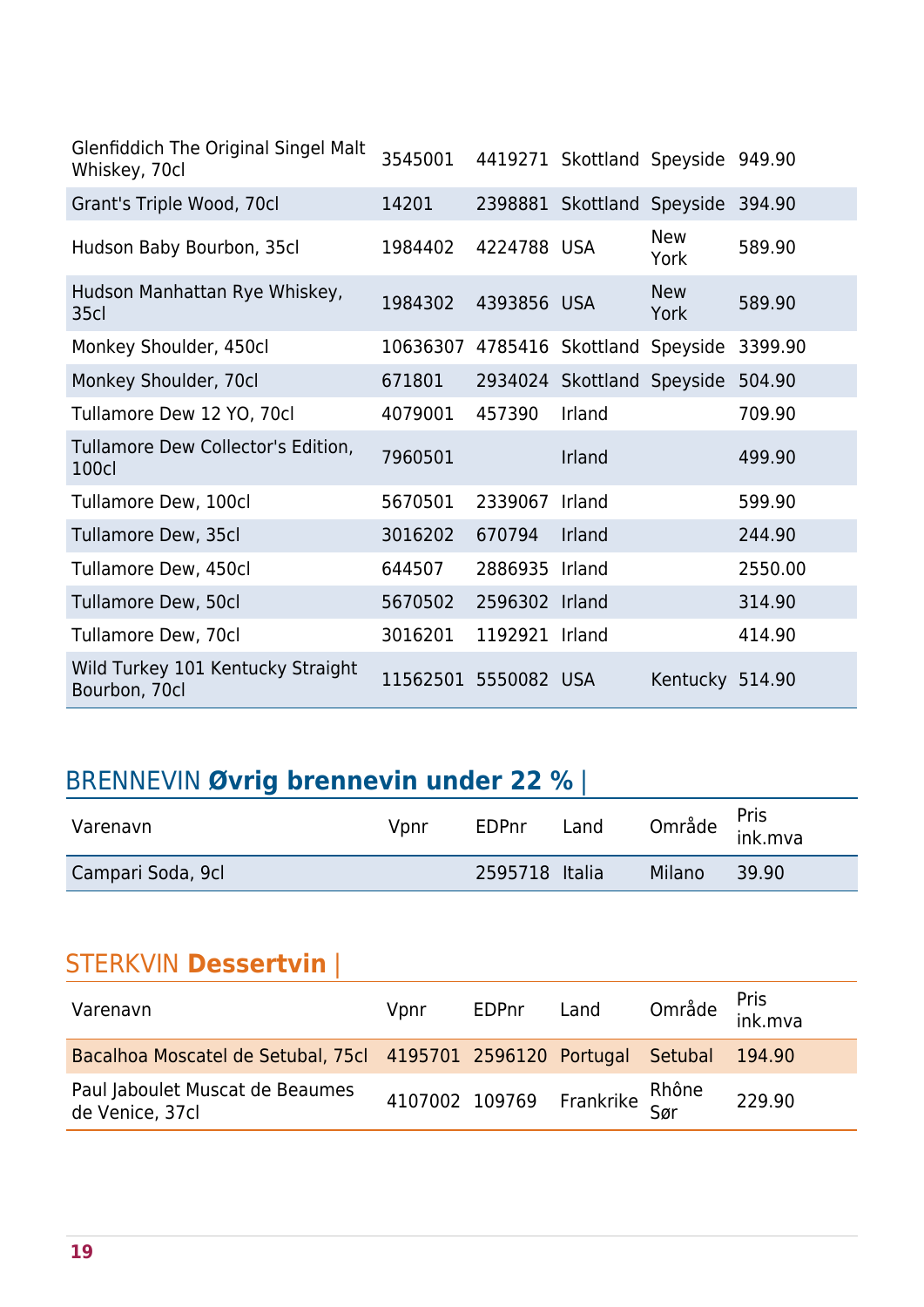| Varenavn | Vpnr | EDPnr | Land | Område | Pris ink.mva |
|---|---|---|---|---|---|
| Glenfiddich The Original Singel Malt Whiskey, 70cl | 3545001 | 4419271 | Skottland | Speyside | 949.90 |
| Grant's Triple Wood, 70cl | 14201 | 2398881 | Skottland | Speyside | 394.90 |
| Hudson Baby Bourbon, 35cl | 1984402 | 4224788 | USA | New York | 589.90 |
| Hudson Manhattan Rye Whiskey, 35cl | 1984302 | 4393856 | USA | New York | 589.90 |
| Monkey Shoulder, 450cl | 10636307 | 4785416 | Skottland | Speyside | 3399.90 |
| Monkey Shoulder, 70cl | 671801 | 2934024 | Skottland | Speyside | 504.90 |
| Tullamore Dew 12 YO, 70cl | 4079001 | 457390 | Irland | | 709.90 |
| Tullamore Dew Collector's Edition, 100cl | 7960501 | | Irland | | 499.90 |
| Tullamore Dew, 100cl | 5670501 | 2339067 | Irland | | 599.90 |
| Tullamore Dew, 35cl | 3016202 | 670794 | Irland | | 244.90 |
| Tullamore Dew, 450cl | 644507 | 2886935 | Irland | | 2550.00 |
| Tullamore Dew, 50cl | 5670502 | 2596302 | Irland | | 314.90 |
| Tullamore Dew, 70cl | 3016201 | 1192921 | Irland | | 414.90 |
| Wild Turkey 101 Kentucky Straight Bourbon, 70cl | 11562501 | 5550082 | USA | Kentucky | 514.90 |

## BRENNEVIN **Øvrig brennevin under 22 %** |

| Varenavn | Vpnr | EDPnr | Land | Område | Pris ink.mva |
|---|---|---|---|---|---|
| Campari Soda, 9cl | | 2595718 | Italia | Milano | 39.90 |

## STERKVIN **Dessertvin** |

| Varenavn | Vpnr | EDPnr | Land | Område | Pris ink.mva |
|---|---|---|---|---|---|
| Bacalhoa Moscatel de Setubal, 75cl | 4195701 | 2596120 | Portugal | Setubal | 194.90 |
| Paul Jaboulet Muscat de Beaumes de Venice, 37cl | 4107002 | 109769 | Frankrike | Rhône Sør | 229.90 |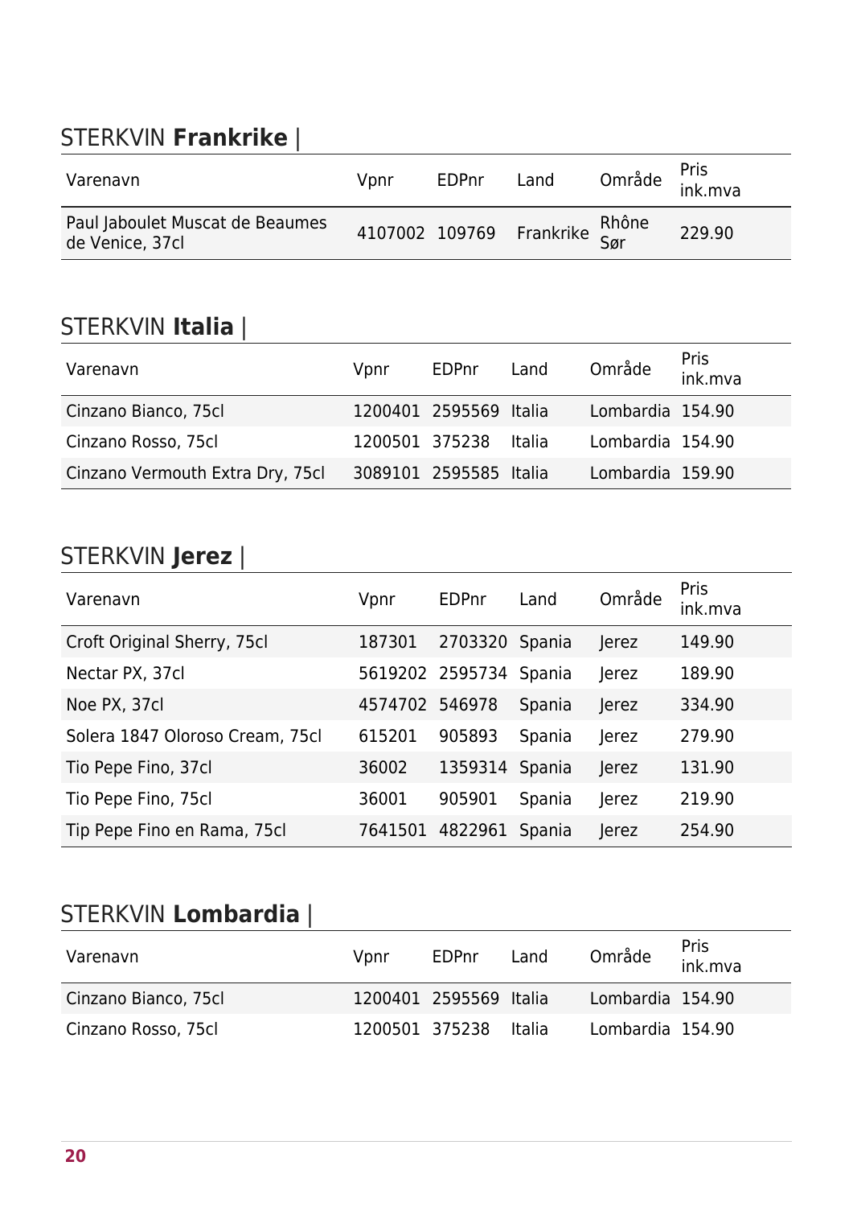## STERKVIN **Frankrike** |

| Varenavn | Vpnr | EDPnr | Land | Område | Pris ink.mva |
|---|---|---|---|---|---|
| Paul Jaboulet Muscat de Beaumes de Venice, 37cl | 4107002 | 109769 | Frankrike | Rhône Sør | 229.90 |

## STERKVIN **Italia** |

| Varenavn | Vpnr | EDPnr | Land | Område | Pris ink.mva |
|---|---|---|---|---|---|
| Cinzano Bianco, 75cl | 1200401 | 2595569 | Italia | Lombardia | 154.90 |
| Cinzano Rosso, 75cl | 1200501 | 375238 | Italia | Lombardia | 154.90 |
| Cinzano Vermouth Extra Dry, 75cl | 3089101 | 2595585 | Italia | Lombardia | 159.90 |

## STERKVIN **Jerez** |

| Varenavn | Vpnr | EDPnr | Land | Område | Pris ink.mva |
|---|---|---|---|---|---|
| Croft Original Sherry, 75cl | 187301 | 2703320 | Spania | Jerez | 149.90 |
| Nectar PX, 37cl | 5619202 | 2595734 | Spania | Jerez | 189.90 |
| Noe PX, 37cl | 4574702 | 546978 | Spania | Jerez | 334.90 |
| Solera 1847 Oloroso Cream, 75cl | 615201 | 905893 | Spania | Jerez | 279.90 |
| Tio Pepe Fino, 37cl | 36002 | 1359314 | Spania | Jerez | 131.90 |
| Tio Pepe Fino, 75cl | 36001 | 905901 | Spania | Jerez | 219.90 |
| Tip Pepe Fino en Rama, 75cl | 7641501 | 4822961 | Spania | Jerez | 254.90 |

## STERKVIN **Lombardia** |

| Varenavn | Vpnr | EDPnr | Land | Område | Pris ink.mva |
|---|---|---|---|---|---|
| Cinzano Bianco, 75cl | 1200401 | 2595569 | Italia | Lombardia | 154.90 |
| Cinzano Rosso, 75cl | 1200501 | 375238 | Italia | Lombardia | 154.90 |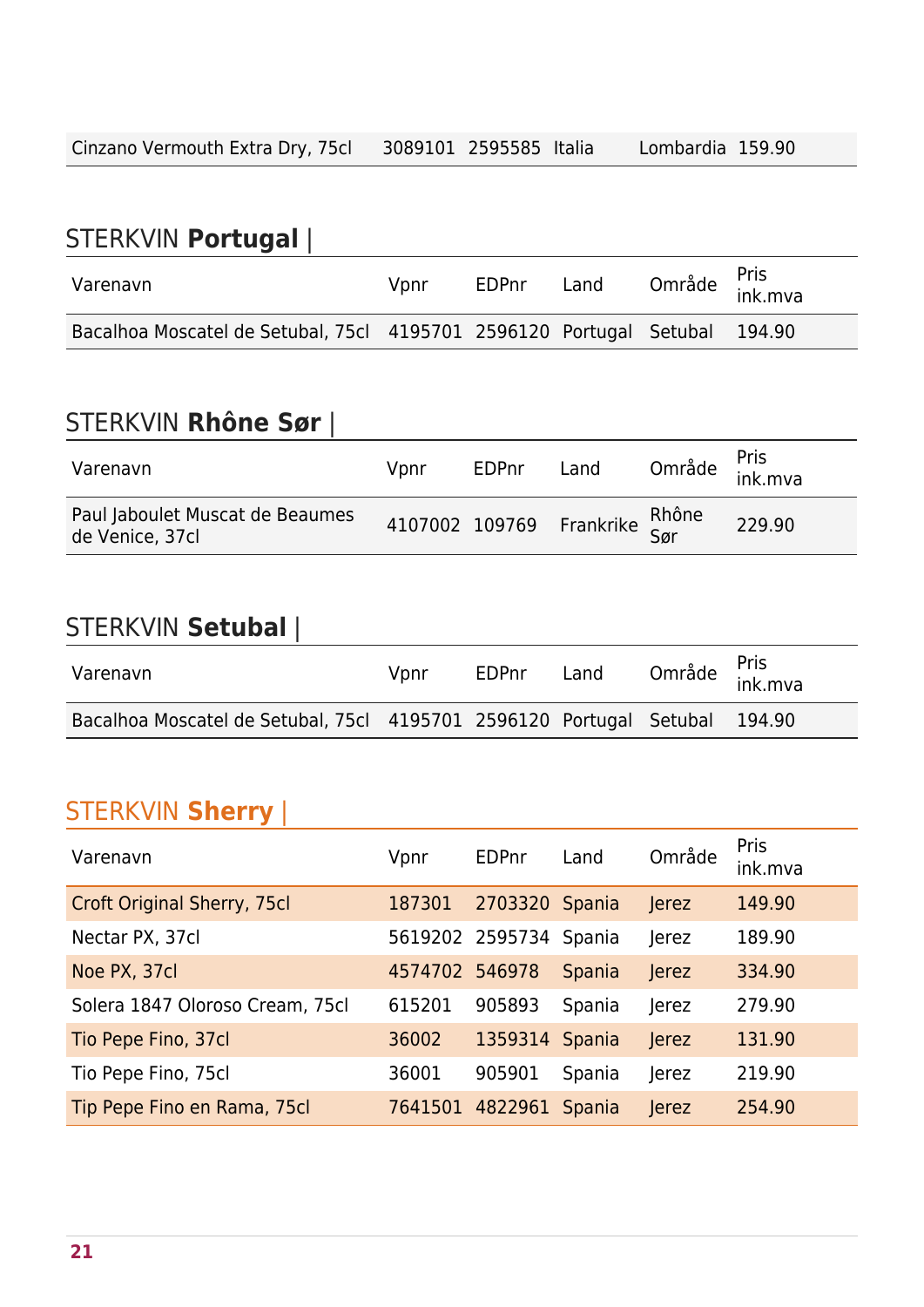| Cinzano Vermouth Extra Dry, 75cl | 3089101 | 2595585 | Italia | Lombardia | 159.90 |
|---|---|---|---|---|---|

## STERKVIN **Portugal** |

| Varenavn | Vpnr | EDPnr | Land | Område | Pris ink.mva |
|---|---|---|---|---|---|
| Bacalhoa Moscatel de Setubal, 75cl | 4195701 | 2596120 | Portugal | Setubal | 194.90 |

## STERKVIN **Rhône Sør** |

| Varenavn | Vpnr | EDPnr | Land | Område | Pris ink.mva |
|---|---|---|---|---|---|
| Paul Jaboulet Muscat de Beaumes de Venice, 37cl | 4107002 | 109769 | Frankrike | Rhône Sør | 229.90 |

## STERKVIN **Setubal** |

| Varenavn | Vpnr | EDPnr | Land | Område | Pris ink.mva |
|---|---|---|---|---|---|
| Bacalhoa Moscatel de Setubal, 75cl | 4195701 | 2596120 | Portugal | Setubal | 194.90 |

## STERKVIN **Sherry** |

| Varenavn | Vpnr | EDPnr | Land | Område | Pris ink.mva |
|---|---|---|---|---|---|
| Croft Original Sherry, 75cl | 187301 | 2703320 | Spania | Jerez | 149.90 |
| Nectar PX, 37cl | 5619202 | 2595734 | Spania | Jerez | 189.90 |
| Noe PX, 37cl | 4574702 | 546978 | Spania | Jerez | 334.90 |
| Solera 1847 Oloroso Cream, 75cl | 615201 | 905893 | Spania | Jerez | 279.90 |
| Tio Pepe Fino, 37cl | 36002 | 1359314 | Spania | Jerez | 131.90 |
| Tio Pepe Fino, 75cl | 36001 | 905901 | Spania | Jerez | 219.90 |
| Tip Pepe Fino en Rama, 75cl | 7641501 | 4822961 | Spania | Jerez | 254.90 |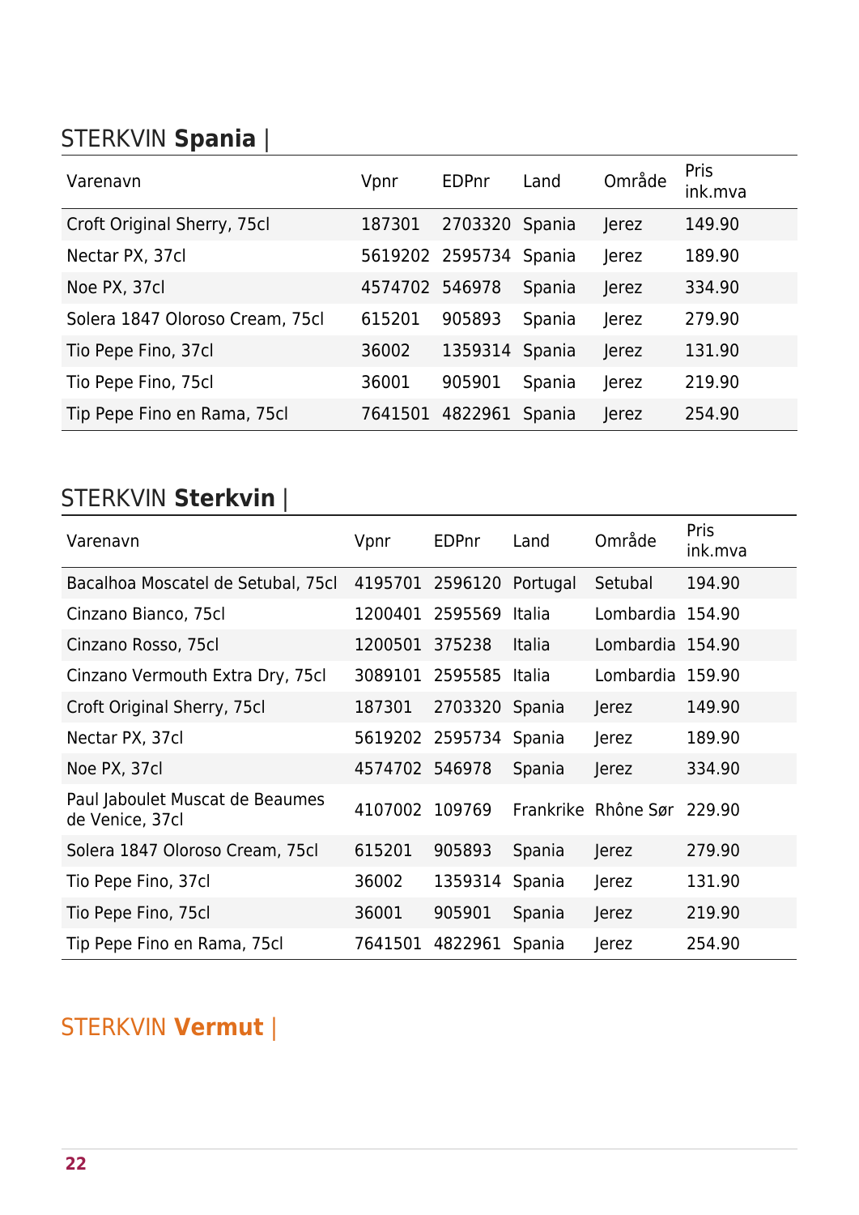## STERKVIN **Spania** |

| Varenavn | Vpnr | EDPnr | Land | Område | Pris ink.mva |
|---|---|---|---|---|---|
| Croft Original Sherry, 75cl | 187301 | 2703320 | Spania | Jerez | 149.90 |
| Nectar PX, 37cl | 5619202 | 2595734 | Spania | Jerez | 189.90 |
| Noe PX, 37cl | 4574702 | 546978 | Spania | Jerez | 334.90 |
| Solera 1847 Oloroso Cream, 75cl | 615201 | 905893 | Spania | Jerez | 279.90 |
| Tio Pepe Fino, 37cl | 36002 | 1359314 | Spania | Jerez | 131.90 |
| Tio Pepe Fino, 75cl | 36001 | 905901 | Spania | Jerez | 219.90 |
| Tip Pepe Fino en Rama, 75cl | 7641501 | 4822961 | Spania | Jerez | 254.90 |

## STERKVIN **Sterkvin** |

| Varenavn | Vpnr | EDPnr | Land | Område | Pris ink.mva |
|---|---|---|---|---|---|
| Bacalhoa Moscatel de Setubal, 75cl | 4195701 | 2596120 | Portugal | Setubal | 194.90 |
| Cinzano Bianco, 75cl | 1200401 | 2595569 | Italia | Lombardia | 154.90 |
| Cinzano Rosso, 75cl | 1200501 | 375238 | Italia | Lombardia | 154.90 |
| Cinzano Vermouth Extra Dry, 75cl | 3089101 | 2595585 | Italia | Lombardia | 159.90 |
| Croft Original Sherry, 75cl | 187301 | 2703320 | Spania | Jerez | 149.90 |
| Nectar PX, 37cl | 5619202 | 2595734 | Spania | Jerez | 189.90 |
| Noe PX, 37cl | 4574702 | 546978 | Spania | Jerez | 334.90 |
| Paul Jaboulet Muscat de Beaumes de Venice, 37cl | 4107002 | 109769 | Frankrike | Rhône Sør | 229.90 |
| Solera 1847 Oloroso Cream, 75cl | 615201 | 905893 | Spania | Jerez | 279.90 |
| Tio Pepe Fino, 37cl | 36002 | 1359314 | Spania | Jerez | 131.90 |
| Tio Pepe Fino, 75cl | 36001 | 905901 | Spania | Jerez | 219.90 |
| Tip Pepe Fino en Rama, 75cl | 7641501 | 4822961 | Spania | Jerez | 254.90 |

## STERKVIN **Vermut** |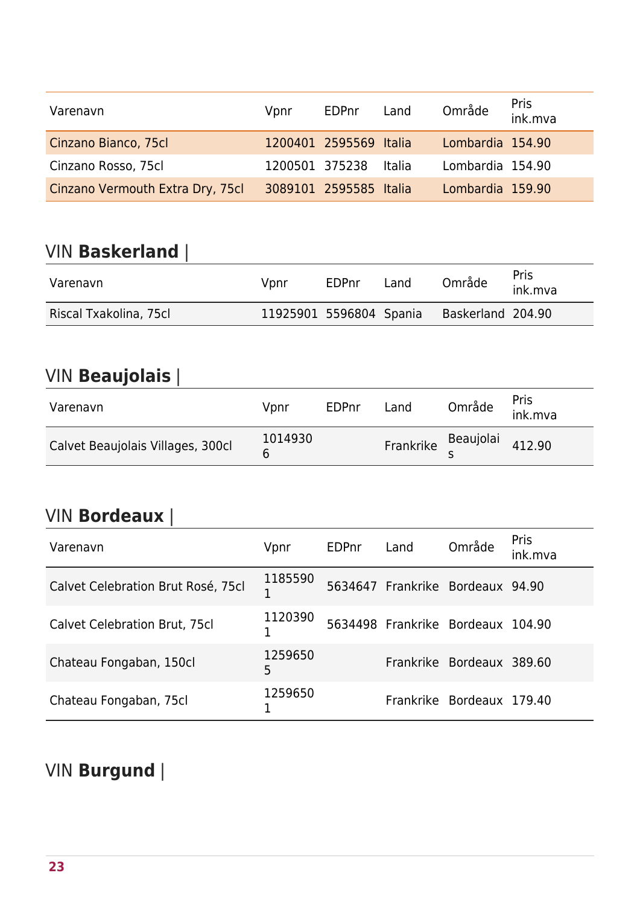| Varenavn | Vpnr | EDPnr | Land | Område | Pris ink.mva |
|---|---|---|---|---|---|
| Cinzano Bianco, 75cl | 1200401 | 2595569 | Italia | Lombardia | 154.90 |
| Cinzano Rosso, 75cl | 1200501 | 375238 | Italia | Lombardia | 154.90 |
| Cinzano Vermouth Extra Dry, 75cl | 3089101 | 2595585 | Italia | Lombardia | 159.90 |

## VIN **Baskerland** |

| Varenavn | Vpnr | EDPnr | Land | Område | Pris ink.mva |
|---|---|---|---|---|---|
| Riscal Txakolina, 75cl | 11925901 | 5596804 | Spania | Baskerland | 204.90 |

## VIN **Beaujolais** |

| Varenavn | Vpnr | EDPnr | Land | Område | Pris ink.mva |
|---|---|---|---|---|---|
| Calvet Beaujolais Villages, 300cl | 10149306 | | Frankrike | Beaujolais | 412.90 |

## VIN **Bordeaux** |

| Varenavn | Vpnr | EDPnr | Land | Område | Pris ink.mva |
|---|---|---|---|---|---|
| Calvet Celebration Brut Rosé, 75cl | 11855901 | 5634647 | Frankrike | Bordeaux | 94.90 |
| Calvet Celebration Brut, 75cl | 11203901 | 5634498 | Frankrike | Bordeaux | 104.90 |
| Chateau Fongaban, 150cl | 12596505 | | Frankrike | Bordeaux | 389.60 |
| Chateau Fongaban, 75cl | 12596501 | | Frankrike | Bordeaux | 179.40 |

## VIN **Burgund** |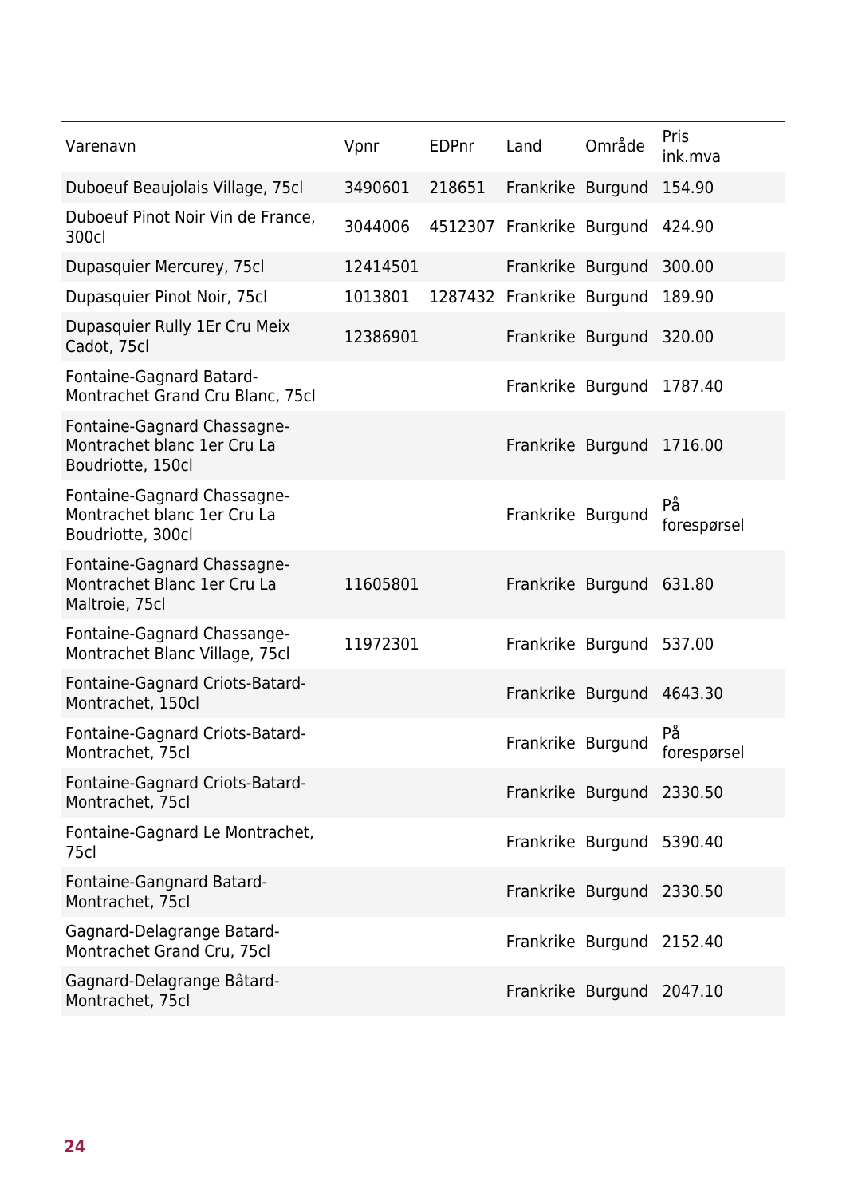| Varenavn | Vpnr | EDPnr | Land | Område | Pris ink.mva |
|---|---|---|---|---|---|
| Duboeuf Beaujolais Village, 75cl | 3490601 | 218651 | Frankrike | Burgund | 154.90 |
| Duboeuf Pinot Noir Vin de France, 300cl | 3044006 | 4512307 | Frankrike | Burgund | 424.90 |
| Dupasquier Mercurey, 75cl | 12414501 | | Frankrike | Burgund | 300.00 |
| Dupasquier Pinot Noir, 75cl | 1013801 | 1287432 | Frankrike | Burgund | 189.90 |
| Dupasquier Rully 1Er Cru Meix Cadot, 75cl | 12386901 | | Frankrike | Burgund | 320.00 |
| Fontaine-Gagnard Batard-Montrachet Grand Cru Blanc, 75cl | | | Frankrike | Burgund | 1787.40 |
| Fontaine-Gagnard Chassagne-Montrachet blanc 1er Cru La Boudriotte, 150cl | | | Frankrike | Burgund | 1716.00 |
| Fontaine-Gagnard Chassagne-Montrachet blanc 1er Cru La Boudriotte, 300cl | | | Frankrike | Burgund | På forespørsel |
| Fontaine-Gagnard Chassagne-Montrachet Blanc 1er Cru La Maltroie, 75cl | 11605801 | | Frankrike | Burgund | 631.80 |
| Fontaine-Gagnard Chassange-Montrachet Blanc Village, 75cl | 11972301 | | Frankrike | Burgund | 537.00 |
| Fontaine-Gagnard Criots-Batard-Montrachet, 150cl | | | Frankrike | Burgund | 4643.30 |
| Fontaine-Gagnard Criots-Batard-Montrachet, 75cl | | | Frankrike | Burgund | På forespørsel |
| Fontaine-Gagnard Criots-Batard-Montrachet, 75cl | | | Frankrike | Burgund | 2330.50 |
| Fontaine-Gagnard Le Montrachet, 75cl | | | Frankrike | Burgund | 5390.40 |
| Fontaine-Gangnard Batard-Montrachet, 75cl | | | Frankrike | Burgund | 2330.50 |
| Gagnard-Delagrange Batard-Montrachet Grand Cru, 75cl | | | Frankrike | Burgund | 2152.40 |
| Gagnard-Delagrange Bâtard-Montrachet, 75cl | | | Frankrike | Burgund | 2047.10 |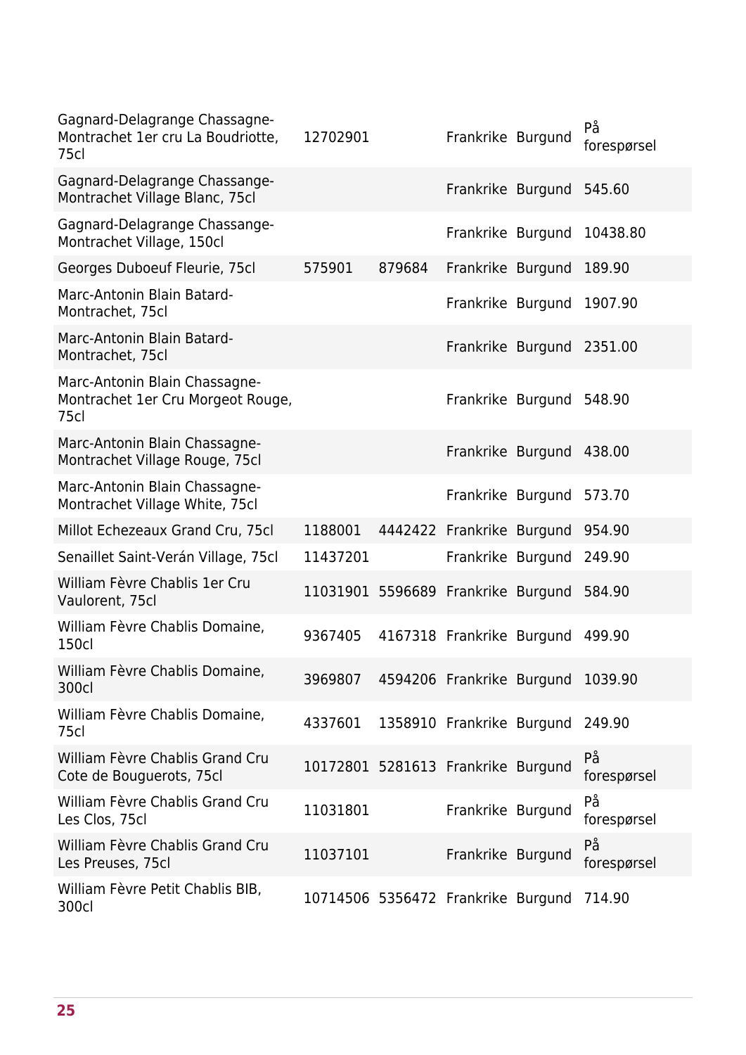| | | | | | |
|---|---|---|---|---|---|
| Gagnard-Delagrange Chassagne-Montrachet 1er cru La Boudriotte, 75cl | 12702901 | | Frankrike | Burgund | På forespørsel |
| Gagnard-Delagrange Chassange-Montrachet Village Blanc, 75cl | | | Frankrike | Burgund | 545.60 |
| Gagnard-Delagrange Chassange-Montrachet Village, 150cl | | | Frankrike | Burgund | 10438.80 |
| Georges Duboeuf Fleurie, 75cl | 575901 | 879684 | Frankrike | Burgund | 189.90 |
| Marc-Antonin Blain Batard-Montrachet, 75cl | | | Frankrike | Burgund | 1907.90 |
| Marc-Antonin Blain Batard-Montrachet, 75cl | | | Frankrike | Burgund | 2351.00 |
| Marc-Antonin Blain Chassagne-Montrachet 1er Cru Morgeot Rouge, 75cl | | | Frankrike | Burgund | 548.90 |
| Marc-Antonin Blain Chassagne-Montrachet Village Rouge, 75cl | | | Frankrike | Burgund | 438.00 |
| Marc-Antonin Blain Chassagne-Montrachet Village White, 75cl | | | Frankrike | Burgund | 573.70 |
| Millot Echezeaux Grand Cru, 75cl | 1188001 | 4442422 | Frankrike | Burgund | 954.90 |
| Senaillet Saint-Verán Village, 75cl | 11437201 | | Frankrike | Burgund | 249.90 |
| William Fèvre Chablis 1er Cru Vaulorent, 75cl | 11031901 | 5596689 | Frankrike | Burgund | 584.90 |
| William Fèvre Chablis Domaine, 150cl | 9367405 | 4167318 | Frankrike | Burgund | 499.90 |
| William Fèvre Chablis Domaine, 300cl | 3969807 | 4594206 | Frankrike | Burgund | 1039.90 |
| William Fèvre Chablis Domaine, 75cl | 4337601 | 1358910 | Frankrike | Burgund | 249.90 |
| William Fèvre Chablis Grand Cru Cote de Bouguerots, 75cl | 10172801 | 5281613 | Frankrike | Burgund | På forespørsel |
| William Fèvre Chablis Grand Cru Les Clos, 75cl | 11031801 | | Frankrike | Burgund | På forespørsel |
| William Fèvre Chablis Grand Cru Les Preuses, 75cl | 11037101 | | Frankrike | Burgund | På forespørsel |
| William Fèvre Petit Chablis BIB, 300cl | 10714506 | 5356472 | Frankrike | Burgund | 714.90 |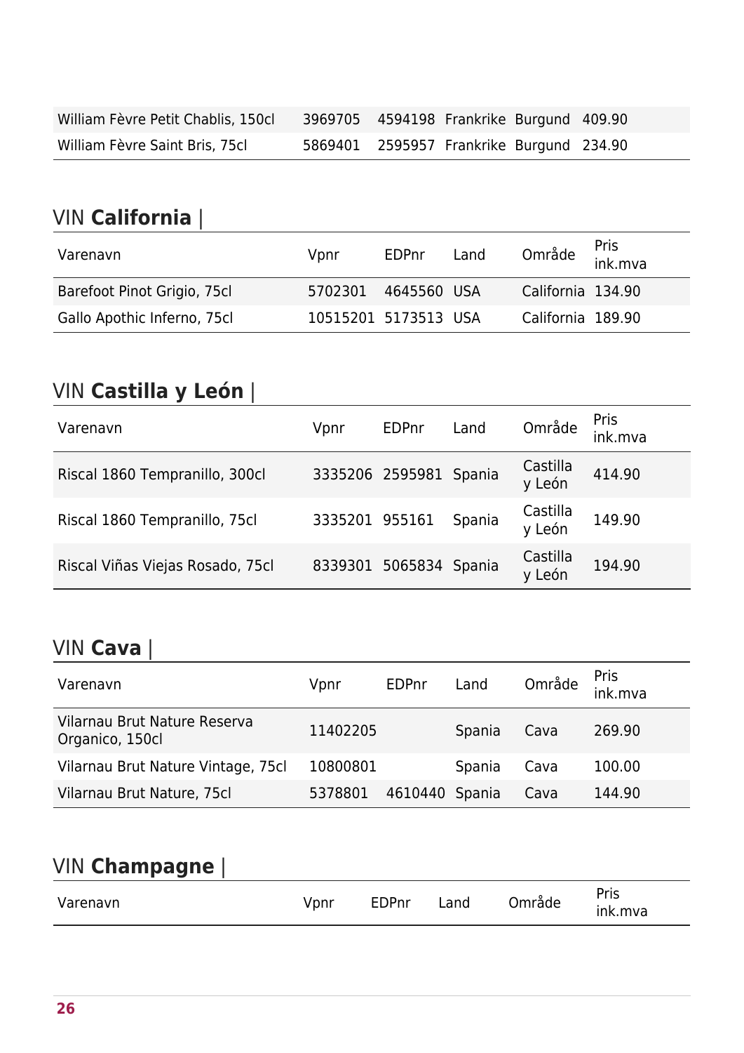| William Fèvre Petit Chablis, 150cl | 3969705 | 4594198 | Frankrike | Burgund | 409.90 |
|---|---|---|---|---|---|
| William Fèvre Saint Bris, 75cl | 5869401 | 2595957 | Frankrike | Burgund | 234.90 |

## VIN **California** |

| Varenavn | Vpnr | EDPnr | Land | Område | Pris ink.mva |
|---|---|---|---|---|---|
| Barefoot Pinot Grigio, 75cl | 5702301 | 4645560 | USA | California | 134.90 |
| Gallo Apothic Inferno, 75cl | 10515201 | 5173513 | USA | California | 189.90 |

## VIN **Castilla y León** |

| Varenavn | Vpnr | EDPnr | Land | Område | Pris ink.mva |
|---|---|---|---|---|---|
| Riscal 1860 Tempranillo, 300cl | 3335206 | 2595981 | Spania | Castilla y León | 414.90 |
| Riscal 1860 Tempranillo, 75cl | 3335201 | 955161 | Spania | Castilla y León | 149.90 |
| Riscal Viñas Viejas Rosado, 75cl | 8339301 | 5065834 | Spania | Castilla y León | 194.90 |

## VIN **Cava** |

| Varenavn | Vpnr | EDPnr | Land | Område | Pris ink.mva |
|---|---|---|---|---|---|
| Vilarnau Brut Nature Reserva Organico, 150cl | 11402205 | | Spania | Cava | 269.90 |
| Vilarnau Brut Nature Vintage, 75cl | 10800801 | | Spania | Cava | 100.00 |
| Vilarnau Brut Nature, 75cl | 5378801 | 4610440 | Spania | Cava | 144.90 |

## VIN **Champagne** |

| Varenavn | Vpnr | EDPnr | Land | Område | Pris ink.mva |
|---|---|---|---|---|---|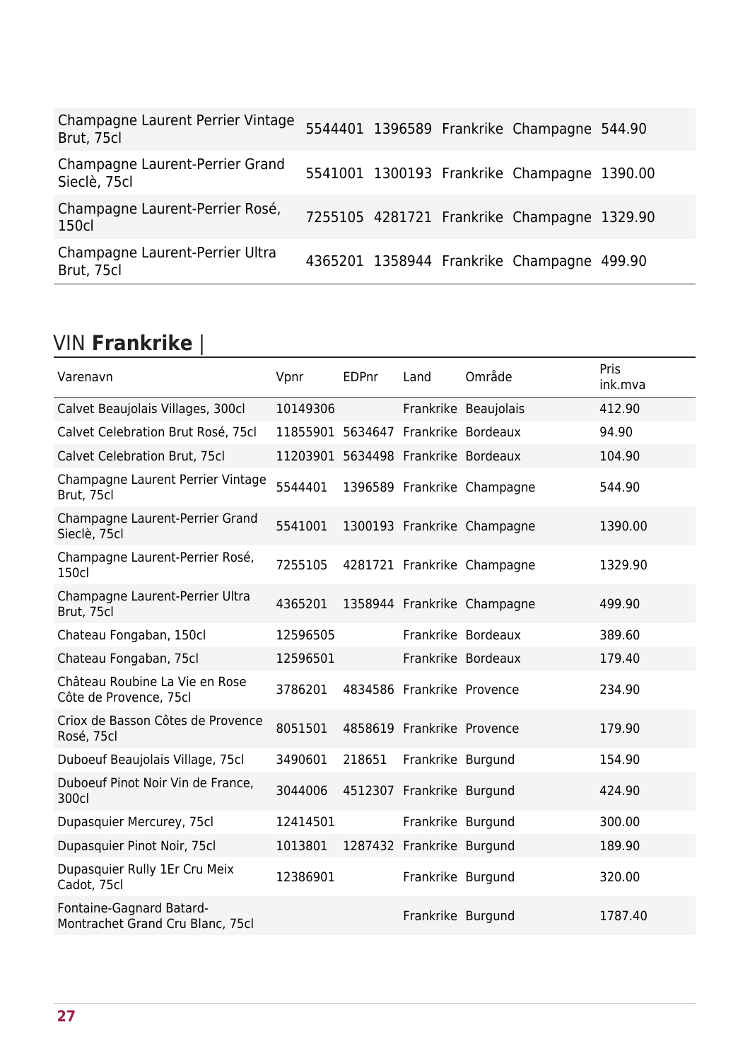| Champagne Laurent Perrier Vintage Brut, 75cl | 5544401 | 1396589 | Frankrike | Champagne | 544.90 |
|---|---|---|---|---|---|
| Champagne Laurent-Perrier Grand Sieclè, 75cl | 5541001 | 1300193 | Frankrike | Champagne | 1390.00 |
| Champagne Laurent-Perrier Rosé, 150cl | 7255105 | 4281721 | Frankrike | Champagne | 1329.90 |
| Champagne Laurent-Perrier Ultra Brut, 75cl | 4365201 | 1358944 | Frankrike | Champagne | 499.90 |

## VIN **Frankrike** |

| Varenavn | Vpnr | EDPnr | Land | Område | Pris ink.mva |
|---|---|---|---|---|---|
| Calvet Beaujolais Villages, 300cl | 10149306 | | Frankrike | Beaujolais | 412.90 |
| Calvet Celebration Brut Rosé, 75cl | 11855901 | 5634647 | Frankrike | Bordeaux | 94.90 |
| Calvet Celebration Brut, 75cl | 11203901 | 5634498 | Frankrike | Bordeaux | 104.90 |
| Champagne Laurent Perrier Vintage Brut, 75cl | 5544401 | 1396589 | Frankrike | Champagne | 544.90 |
| Champagne Laurent-Perrier Grand Sieclè, 75cl | 5541001 | 1300193 | Frankrike | Champagne | 1390.00 |
| Champagne Laurent-Perrier Rosé, 150cl | 7255105 | 4281721 | Frankrike | Champagne | 1329.90 |
| Champagne Laurent-Perrier Ultra Brut, 75cl | 4365201 | 1358944 | Frankrike | Champagne | 499.90 |
| Chateau Fongaban, 150cl | 12596505 | | Frankrike | Bordeaux | 389.60 |
| Chateau Fongaban, 75cl | 12596501 | | Frankrike | Bordeaux | 179.40 |
| Château Roubine La Vie en Rose Côte de Provence, 75cl | 3786201 | 4834586 | Frankrike | Provence | 234.90 |
| Criox de Basson Côtes de Provence Rosé, 75cl | 8051501 | 4858619 | Frankrike | Provence | 179.90 |
| Duboeuf Beaujolais Village, 75cl | 3490601 | 218651 | Frankrike | Burgund | 154.90 |
| Duboeuf Pinot Noir Vin de France, 300cl | 3044006 | 4512307 | Frankrike | Burgund | 424.90 |
| Dupasquier Mercurey, 75cl | 12414501 | | Frankrike | Burgund | 300.00 |
| Dupasquier Pinot Noir, 75cl | 1013801 | 1287432 | Frankrike | Burgund | 189.90 |
| Dupasquier Rully 1Er Cru Meix Cadot, 75cl | 12386901 | | Frankrike | Burgund | 320.00 |
| Fontaine-Gagnard Batard-Montrachet Grand Cru Blanc, 75cl | | | Frankrike | Burgund | 1787.40 |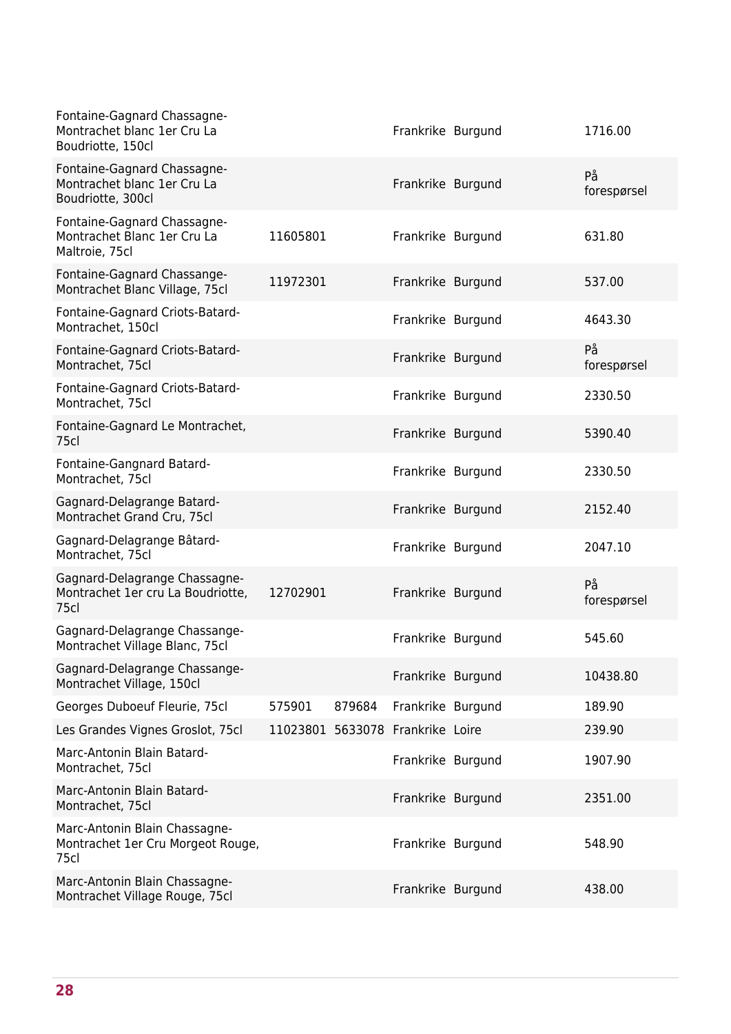| | | | | | |
|---|---|---|---|---|---|
| Fontaine-Gagnard Chassagne-Montrachet blanc 1er Cru La Boudriotte, 150cl | | | Frankrike | Burgund | 1716.00 |
| Fontaine-Gagnard Chassagne-Montrachet blanc 1er Cru La Boudriotte, 300cl | | | Frankrike | Burgund | På forespørsel |
| Fontaine-Gagnard Chassagne-Montrachet Blanc 1er Cru La Maltroie, 75cl | 11605801 | | Frankrike | Burgund | 631.80 |
| Fontaine-Gagnard Chassange-Montrachet Blanc Village, 75cl | 11972301 | | Frankrike | Burgund | 537.00 |
| Fontaine-Gagnard Criots-Batard-Montrachet, 150cl | | | Frankrike | Burgund | 4643.30 |
| Fontaine-Gagnard Criots-Batard-Montrachet, 75cl | | | Frankrike | Burgund | På forespørsel |
| Fontaine-Gagnard Criots-Batard-Montrachet, 75cl | | | Frankrike | Burgund | 2330.50 |
| Fontaine-Gagnard Le Montrachet, 75cl | | | Frankrike | Burgund | 5390.40 |
| Fontaine-Gangnard Batard-Montrachet, 75cl | | | Frankrike | Burgund | 2330.50 |
| Gagnard-Delagrange Batard-Montrachet Grand Cru, 75cl | | | Frankrike | Burgund | 2152.40 |
| Gagnard-Delagrange Bâtard-Montrachet, 75cl | | | Frankrike | Burgund | 2047.10 |
| Gagnard-Delagrange Chassagne-Montrachet 1er cru La Boudriotte, 75cl | 12702901 | | Frankrike | Burgund | På forespørsel |
| Gagnard-Delagrange Chassange-Montrachet Village Blanc, 75cl | | | Frankrike | Burgund | 545.60 |
| Gagnard-Delagrange Chassange-Montrachet Village, 150cl | | | Frankrike | Burgund | 10438.80 |
| Georges Duboeuf Fleurie, 75cl | 575901 | 879684 | Frankrike | Burgund | 189.90 |
| Les Grandes Vignes Groslot, 75cl | 11023801 | 5633078 | Frankrike | Loire | 239.90 |
| Marc-Antonin Blain Batard-Montrachet, 75cl | | | Frankrike | Burgund | 1907.90 |
| Marc-Antonin Blain Batard-Montrachet, 75cl | | | Frankrike | Burgund | 2351.00 |
| Marc-Antonin Blain Chassagne-Montrachet 1er Cru Morgeot Rouge, 75cl | | | Frankrike | Burgund | 548.90 |
| Marc-Antonin Blain Chassagne-Montrachet Village Rouge, 75cl | | | Frankrike | Burgund | 438.00 |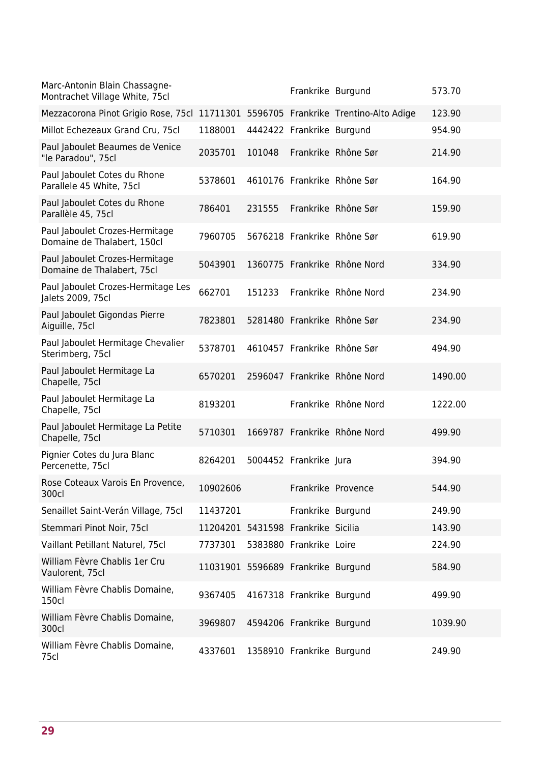| | | | | | |
|---|---|---|---|---|---|
| Marc-Antonin Blain Chassagne-Montrachet Village White, 75cl | | | Frankrike | Burgund | 573.70 |
| Mezzacorona Pinot Grigio Rose, 75cl | 11711301 | 5596705 | Frankrike | Trentino-Alto Adige | 123.90 |
| Millot Echezeaux Grand Cru, 75cl | 1188001 | 4442422 | Frankrike | Burgund | 954.90 |
| Paul Jaboulet Beaumes de Venice "le Paradou", 75cl | 2035701 | 101048 | Frankrike | Rhône Sør | 214.90 |
| Paul Jaboulet Cotes du Rhone Parallele 45 White, 75cl | 5378601 | 4610176 | Frankrike | Rhône Sør | 164.90 |
| Paul Jaboulet Cotes du Rhone Parallèle 45, 75cl | 786401 | 231555 | Frankrike | Rhône Sør | 159.90 |
| Paul Jaboulet Crozes-Hermitage Domaine de Thalabert, 150cl | 7960705 | 5676218 | Frankrike | Rhône Sør | 619.90 |
| Paul Jaboulet Crozes-Hermitage Domaine de Thalabert, 75cl | 5043901 | 1360775 | Frankrike | Rhône Nord | 334.90 |
| Paul Jaboulet Crozes-Hermitage Les Jalets 2009, 75cl | 662701 | 151233 | Frankrike | Rhône Nord | 234.90 |
| Paul Jaboulet Gigondas Pierre Aiguille, 75cl | 7823801 | 5281480 | Frankrike | Rhône Sør | 234.90 |
| Paul Jaboulet Hermitage Chevalier Sterimberg, 75cl | 5378701 | 4610457 | Frankrike | Rhône Sør | 494.90 |
| Paul Jaboulet Hermitage La Chapelle, 75cl | 6570201 | 2596047 | Frankrike | Rhône Nord | 1490.00 |
| Paul Jaboulet Hermitage La Chapelle, 75cl | 8193201 | | Frankrike | Rhône Nord | 1222.00 |
| Paul Jaboulet Hermitage La Petite Chapelle, 75cl | 5710301 | 1669787 | Frankrike | Rhône Nord | 499.90 |
| Pignier Cotes du Jura Blanc Percenette, 75cl | 8264201 | 5004452 | Frankrike | Jura | 394.90 |
| Rose Coteaux Varois En Provence, 300cl | 10902606 | | Frankrike | Provence | 544.90 |
| Senaillet Saint-Verán Village, 75cl | 11437201 | | Frankrike | Burgund | 249.90 |
| Stemmari Pinot Noir, 75cl | 11204201 | 5431598 | Frankrike | Sicilia | 143.90 |
| Vaillant Petillant Naturel, 75cl | 7737301 | 5383880 | Frankrike | Loire | 224.90 |
| William Fèvre Chablis 1er Cru Vaulorent, 75cl | 11031901 | 5596689 | Frankrike | Burgund | 584.90 |
| William Fèvre Chablis Domaine, 150cl | 9367405 | 4167318 | Frankrike | Burgund | 499.90 |
| William Fèvre Chablis Domaine, 300cl | 3969807 | 4594206 | Frankrike | Burgund | 1039.90 |
| William Fèvre Chablis Domaine, 75cl | 4337601 | 1358910 | Frankrike | Burgund | 249.90 |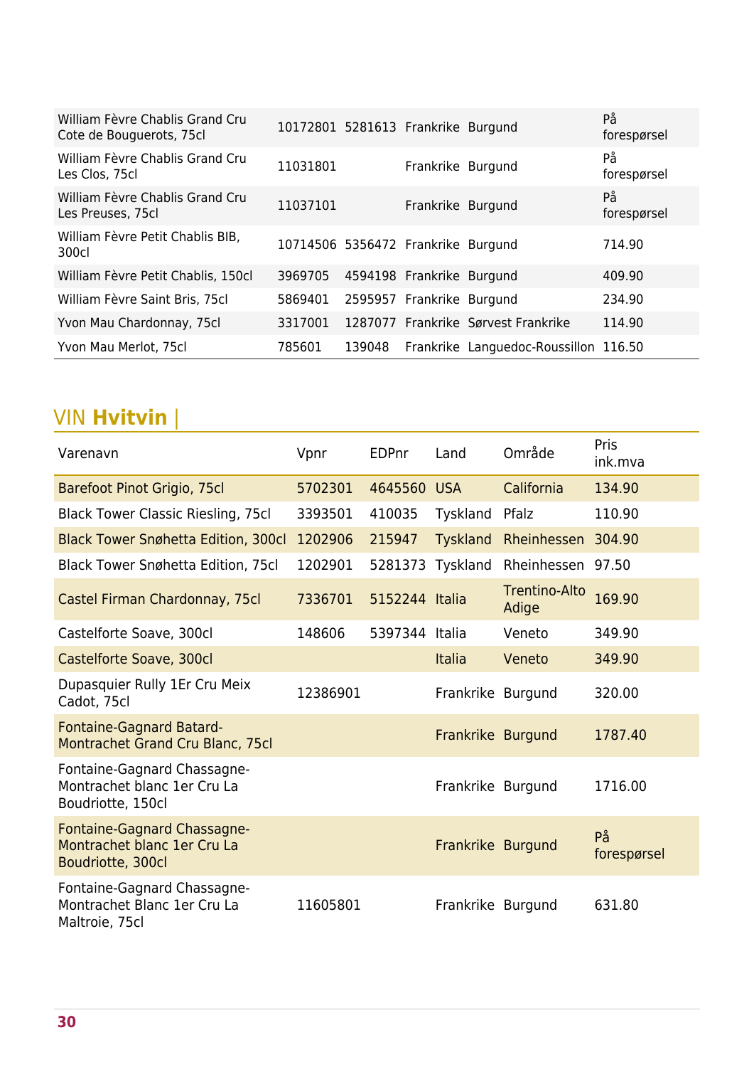| | | | | | |
|---|---|---|---|---|---|
| William Fèvre Chablis Grand Cru Cote de Bouguerots, 75cl | 10172801 | 5281613 | Frankrike | Burgund | På forespørsel |
| William Fèvre Chablis Grand Cru Les Clos, 75cl | 11031801 | | Frankrike | Burgund | På forespørsel |
| William Fèvre Chablis Grand Cru Les Preuses, 75cl | 11037101 | | Frankrike | Burgund | På forespørsel |
| William Fèvre Petit Chablis BIB, 300cl | 10714506 | 5356472 | Frankrike | Burgund | 714.90 |
| William Fèvre Petit Chablis, 150cl | 3969705 | 4594198 | Frankrike | Burgund | 409.90 |
| William Fèvre Saint Bris, 75cl | 5869401 | 2595957 | Frankrike | Burgund | 234.90 |
| Yvon Mau Chardonnay, 75cl | 3317001 | 1287077 | Frankrike | Sørvest Frankrike | 114.90 |
| Yvon Mau Merlot, 75cl | 785601 | 139048 | Frankrike | Languedoc-Roussillon | 116.50 |

## VIN **Hvitvin** |

| Varenavn | Vpnr | EDPnr | Land | Område | Pris ink.mva |
|---|---|---|---|---|---|
| Barefoot Pinot Grigio, 75cl | 5702301 | 4645560 | USA | California | 134.90 |
| Black Tower Classic Riesling, 75cl | 3393501 | 410035 | Tyskland | Pfalz | 110.90 |
| Black Tower Snøhetta Edition, 300cl | 1202906 | 215947 | Tyskland | Rheinhessen | 304.90 |
| Black Tower Snøhetta Edition, 75cl | 1202901 | 5281373 | Tyskland | Rheinhessen | 97.50 |
| Castel Firman Chardonnay, 75cl | 7336701 | 5152244 | Italia | Trentino-Alto Adige | 169.90 |
| Castelforte Soave, 300cl | 148606 | 5397344 | Italia | Veneto | 349.90 |
| Castelforte Soave, 300cl | | | Italia | Veneto | 349.90 |
| Dupasquier Rully 1Er Cru Meix Cadot, 75cl | 12386901 | | Frankrike | Burgund | 320.00 |
| Fontaine-Gagnard Batard-Montrachet Grand Cru Blanc, 75cl | | | Frankrike | Burgund | 1787.40 |
| Fontaine-Gagnard Chassagne-Montrachet blanc 1er Cru La Boudriotte, 150cl | | | Frankrike | Burgund | 1716.00 |
| Fontaine-Gagnard Chassagne-Montrachet blanc 1er Cru La Boudriotte, 300cl | | | Frankrike | Burgund | På forespørsel |
| Fontaine-Gagnard Chassagne-Montrachet Blanc 1er Cru La Maltroie, 75cl | 11605801 | | Frankrike | Burgund | 631.80 |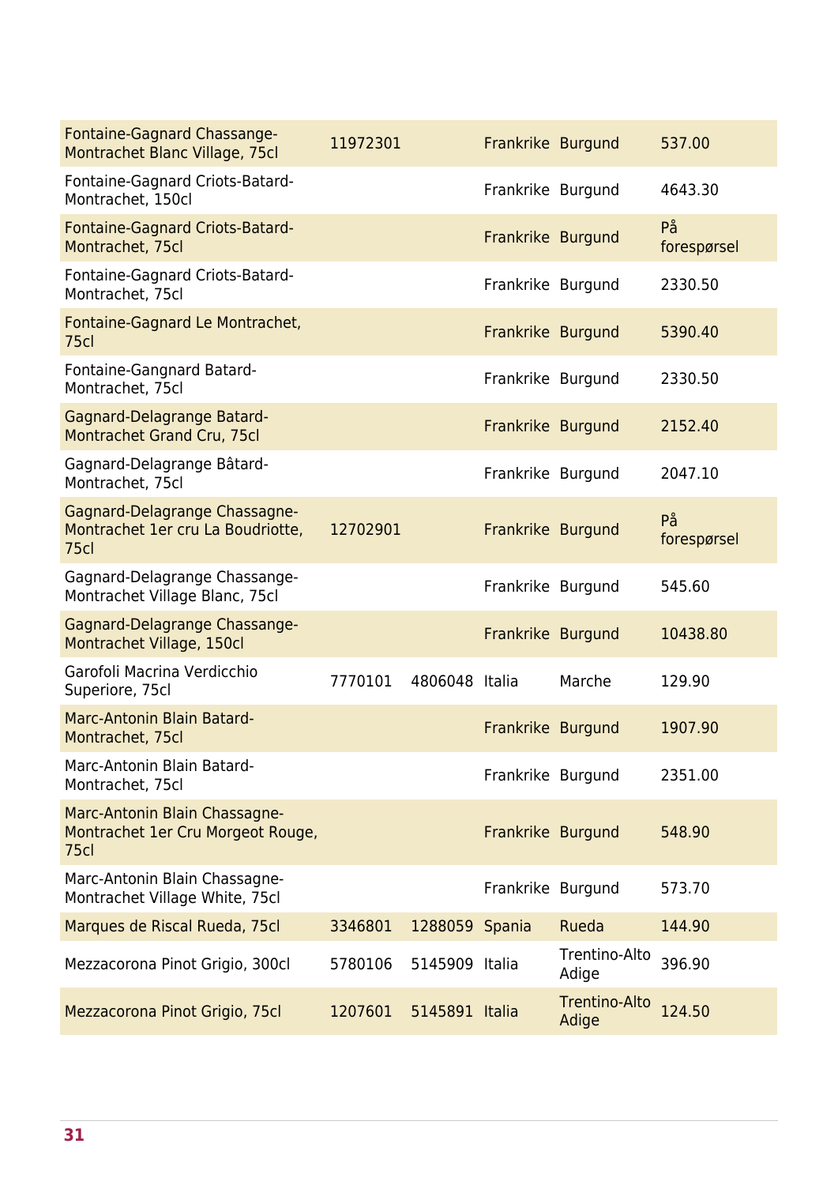| | | | | | |
|---|---|---|---|---|---|
| Fontaine-Gagnard Chassange-Montrachet Blanc Village, 75cl | 11972301 | | Frankrike | Burgund | 537.00 |
| Fontaine-Gagnard Criots-Batard-Montrachet, 150cl | | | Frankrike | Burgund | 4643.30 |
| Fontaine-Gagnard Criots-Batard-Montrachet, 75cl | | | Frankrike | Burgund | På forespørsel |
| Fontaine-Gagnard Criots-Batard-Montrachet, 75cl | | | Frankrike | Burgund | 2330.50 |
| Fontaine-Gagnard Le Montrachet, 75cl | | | Frankrike | Burgund | 5390.40 |
| Fontaine-Gangnard Batard-Montrachet, 75cl | | | Frankrike | Burgund | 2330.50 |
| Gagnard-Delagrange Batard-Montrachet Grand Cru, 75cl | | | Frankrike | Burgund | 2152.40 |
| Gagnard-Delagrange Bâtard-Montrachet, 75cl | | | Frankrike | Burgund | 2047.10 |
| Gagnard-Delagrange Chassagne-Montrachet 1er cru La Boudriotte, 75cl | 12702901 | | Frankrike | Burgund | På forespørsel |
| Gagnard-Delagrange Chassange-Montrachet Village Blanc, 75cl | | | Frankrike | Burgund | 545.60 |
| Gagnard-Delagrange Chassange-Montrachet Village, 150cl | | | Frankrike | Burgund | 10438.80 |
| Garofoli Macrina Verdicchio Superiore, 75cl | 7770101 | 4806048 | Italia | Marche | 129.90 |
| Marc-Antonin Blain Batard-Montrachet, 75cl | | | Frankrike | Burgund | 1907.90 |
| Marc-Antonin Blain Batard-Montrachet, 75cl | | | Frankrike | Burgund | 2351.00 |
| Marc-Antonin Blain Chassagne-Montrachet 1er Cru Morgeot Rouge, 75cl | | | Frankrike | Burgund | 548.90 |
| Marc-Antonin Blain Chassagne-Montrachet Village White, 75cl | | | Frankrike | Burgund | 573.70 |
| Marques de Riscal Rueda, 75cl | 3346801 | 1288059 | Spania | Rueda | 144.90 |
| Mezzacorona Pinot Grigio, 300cl | 5780106 | 5145909 | Italia | Trentino-Alto Adige | 396.90 |
| Mezzacorona Pinot Grigio, 75cl | 1207601 | 5145891 | Italia | Trentino-Alto Adige | 124.50 |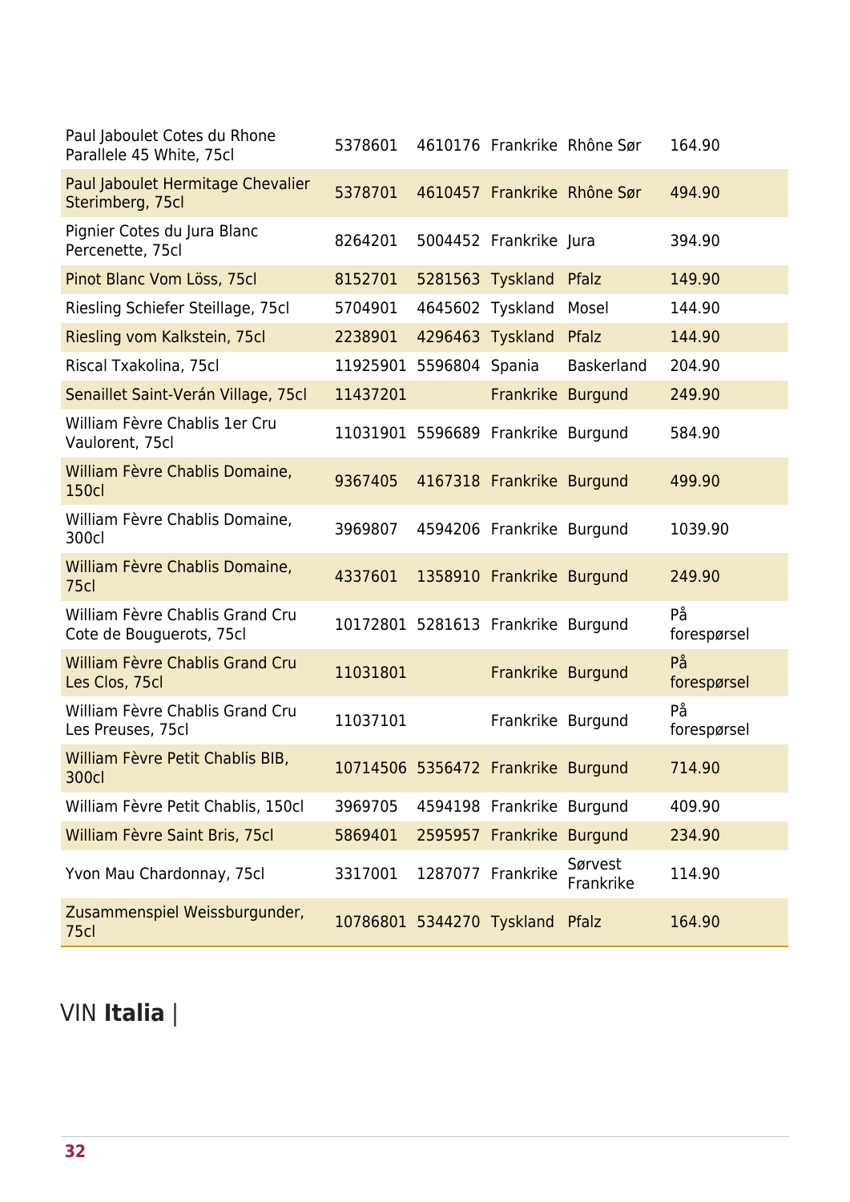| | | | | | |
|---|---|---|---|---|---|
| Paul Jaboulet Cotes du Rhone Parallele 45 White, 75cl | 5378601 | 4610176 | Frankrike | Rhône Sør | 164.90 |
| Paul Jaboulet Hermitage Chevalier Sterimberg, 75cl | 5378701 | 4610457 | Frankrike | Rhône Sør | 494.90 |
| Pignier Cotes du Jura Blanc Percenette, 75cl | 8264201 | 5004452 | Frankrike | Jura | 394.90 |
| Pinot Blanc Vom Löss, 75cl | 8152701 | 5281563 | Tyskland | Pfalz | 149.90 |
| Riesling Schiefer Steillage, 75cl | 5704901 | 4645602 | Tyskland | Mosel | 144.90 |
| Riesling vom Kalkstein, 75cl | 2238901 | 4296463 | Tyskland | Pfalz | 144.90 |
| Riscal Txakolina, 75cl | 11925901 | 5596804 | Spania | Baskerland | 204.90 |
| Senaillet Saint-Verán Village, 75cl | 11437201 | | Frankrike | Burgund | 249.90 |
| William Fèvre Chablis 1er Cru Vaulorent, 75cl | 11031901 | 5596689 | Frankrike | Burgund | 584.90 |
| William Fèvre Chablis Domaine, 150cl | 9367405 | 4167318 | Frankrike | Burgund | 499.90 |
| William Fèvre Chablis Domaine, 300cl | 3969807 | 4594206 | Frankrike | Burgund | 1039.90 |
| William Fèvre Chablis Domaine, 75cl | 4337601 | 1358910 | Frankrike | Burgund | 249.90 |
| William Fèvre Chablis Grand Cru Cote de Bouguerots, 75cl | 10172801 | 5281613 | Frankrike | Burgund | På forespørsel |
| William Fèvre Chablis Grand Cru Les Clos, 75cl | 11031801 | | Frankrike | Burgund | På forespørsel |
| William Fèvre Chablis Grand Cru Les Preuses, 75cl | 11037101 | | Frankrike | Burgund | På forespørsel |
| William Fèvre Petit Chablis BIB, 300cl | 10714506 | 5356472 | Frankrike | Burgund | 714.90 |
| William Fèvre Petit Chablis, 150cl | 3969705 | 4594198 | Frankrike | Burgund | 409.90 |
| William Fèvre Saint Bris, 75cl | 5869401 | 2595957 | Frankrike | Burgund | 234.90 |
| Yvon Mau Chardonnay, 75cl | 3317001 | 1287077 | Frankrike | Sørvest Frankrike | 114.90 |
| Zusammenspiel Weissburgunder, 75cl | 10786801 | 5344270 | Tyskland | Pfalz | 164.90 |

# VIN **Italia** |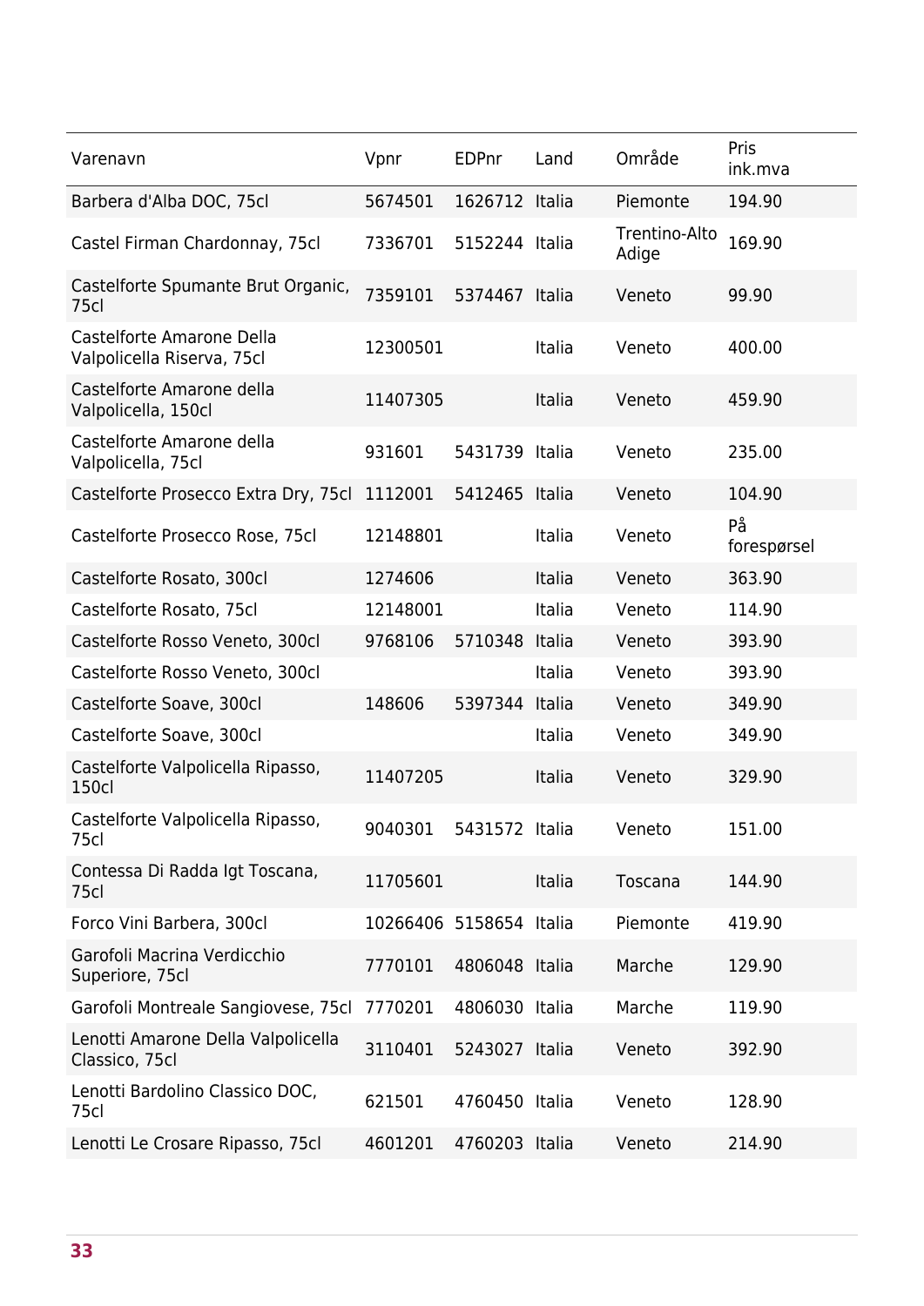| Varenavn | Vpnr | EDPnr | Land | Område | Pris ink.mva |
|---|---|---|---|---|---|
| Barbera d'Alba DOC, 75cl | 5674501 | 1626712 | Italia | Piemonte | 194.90 |
| Castel Firman Chardonnay, 75cl | 7336701 | 5152244 | Italia | Trentino-Alto Adige | 169.90 |
| Castelforte Spumante Brut Organic, 75cl | 7359101 | 5374467 | Italia | Veneto | 99.90 |
| Castelforte Amarone Della Valpolicella Riserva, 75cl | 12300501 | | Italia | Veneto | 400.00 |
| Castelforte Amarone della Valpolicella, 150cl | 11407305 | | Italia | Veneto | 459.90 |
| Castelforte Amarone della Valpolicella, 75cl | 931601 | 5431739 | Italia | Veneto | 235.00 |
| Castelforte Prosecco Extra Dry, 75cl | 1112001 | 5412465 | Italia | Veneto | 104.90 |
| Castelforte Prosecco Rose, 75cl | 12148801 | | Italia | Veneto | På forespørsel |
| Castelforte Rosato, 300cl | 1274606 | | Italia | Veneto | 363.90 |
| Castelforte Rosato, 75cl | 12148001 | | Italia | Veneto | 114.90 |
| Castelforte Rosso Veneto, 300cl | 9768106 | 5710348 | Italia | Veneto | 393.90 |
| Castelforte Rosso Veneto, 300cl | | | Italia | Veneto | 393.90 |
| Castelforte Soave, 300cl | 148606 | 5397344 | Italia | Veneto | 349.90 |
| Castelforte Soave, 300cl | | | Italia | Veneto | 349.90 |
| Castelforte Valpolicella Ripasso, 150cl | 11407205 | | Italia | Veneto | 329.90 |
| Castelforte Valpolicella Ripasso, 75cl | 9040301 | 5431572 | Italia | Veneto | 151.00 |
| Contessa Di Radda Igt Toscana, 75cl | 11705601 | | Italia | Toscana | 144.90 |
| Forco Vini Barbera, 300cl | 10266406 | 5158654 | Italia | Piemonte | 419.90 |
| Garofoli Macrina Verdicchio Superiore, 75cl | 7770101 | 4806048 | Italia | Marche | 129.90 |
| Garofoli Montreale Sangiovese, 75cl | 7770201 | 4806030 | Italia | Marche | 119.90 |
| Lenotti Amarone Della Valpolicella Classico, 75cl | 3110401 | 5243027 | Italia | Veneto | 392.90 |
| Lenotti Bardolino Classico DOC, 75cl | 621501 | 4760450 | Italia | Veneto | 128.90 |
| Lenotti Le Crosare Ripasso, 75cl | 4601201 | 4760203 | Italia | Veneto | 214.90 |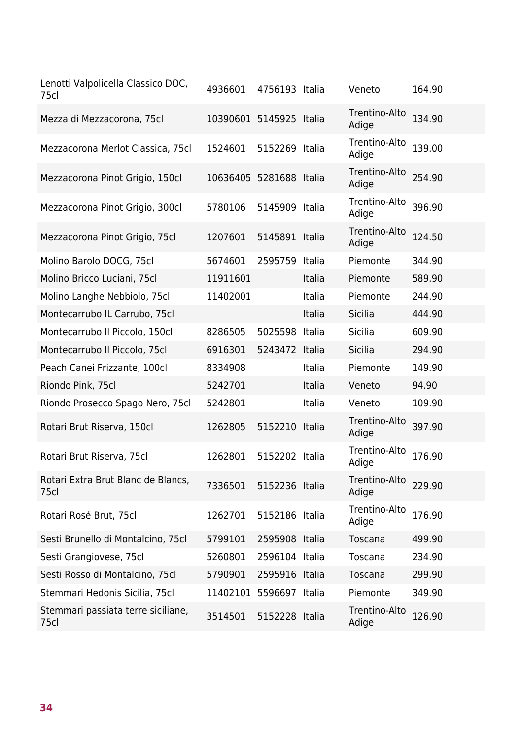| | | | | | |
|---|---|---|---|---|---|
| Lenotti Valpolicella Classico DOC, 75cl | 4936601 | 4756193 | Italia | Veneto | 164.90 |
| Mezza di Mezzacorona, 75cl | 10390601 | 5145925 | Italia | Trentino-Alto Adige | 134.90 |
| Mezzacorona Merlot Classica, 75cl | 1524601 | 5152269 | Italia | Trentino-Alto Adige | 139.00 |
| Mezzacorona Pinot Grigio, 150cl | 10636405 | 5281688 | Italia | Trentino-Alto Adige | 254.90 |
| Mezzacorona Pinot Grigio, 300cl | 5780106 | 5145909 | Italia | Trentino-Alto Adige | 396.90 |
| Mezzacorona Pinot Grigio, 75cl | 1207601 | 5145891 | Italia | Trentino-Alto Adige | 124.50 |
| Molino Barolo DOCG, 75cl | 5674601 | 2595759 | Italia | Piemonte | 344.90 |
| Molino Bricco Luciani, 75cl | 11911601 | | Italia | Piemonte | 589.90 |
| Molino Langhe Nebbiolo, 75cl | 11402001 | | Italia | Piemonte | 244.90 |
| Montecarrubo IL Carrubo, 75cl | | | Italia | Sicilia | 444.90 |
| Montecarrubo Il Piccolo, 150cl | 8286505 | 5025598 | Italia | Sicilia | 609.90 |
| Montecarrubo Il Piccolo, 75cl | 6916301 | 5243472 | Italia | Sicilia | 294.90 |
| Peach Canei Frizzante, 100cl | 8334908 | | Italia | Piemonte | 149.90 |
| Riondo Pink, 75cl | 5242701 | | Italia | Veneto | 94.90 |
| Riondo Prosecco Spago Nero, 75cl | 5242801 | | Italia | Veneto | 109.90 |
| Rotari Brut Riserva, 150cl | 1262805 | 5152210 | Italia | Trentino-Alto Adige | 397.90 |
| Rotari Brut Riserva, 75cl | 1262801 | 5152202 | Italia | Trentino-Alto Adige | 176.90 |
| Rotari Extra Brut Blanc de Blancs, 75cl | 7336501 | 5152236 | Italia | Trentino-Alto Adige | 229.90 |
| Rotari Rosé Brut, 75cl | 1262701 | 5152186 | Italia | Trentino-Alto Adige | 176.90 |
| Sesti Brunello di Montalcino, 75cl | 5799101 | 2595908 | Italia | Toscana | 499.90 |
| Sesti Grangiovese, 75cl | 5260801 | 2596104 | Italia | Toscana | 234.90 |
| Sesti Rosso di Montalcino, 75cl | 5790901 | 2595916 | Italia | Toscana | 299.90 |
| Stemmari Hedonis Sicilia, 75cl | 11402101 | 5596697 | Italia | Piemonte | 349.90 |
| Stemmari passiata terre siciliane, 75cl | 3514501 | 5152228 | Italia | Trentino-Alto Adige | 126.90 |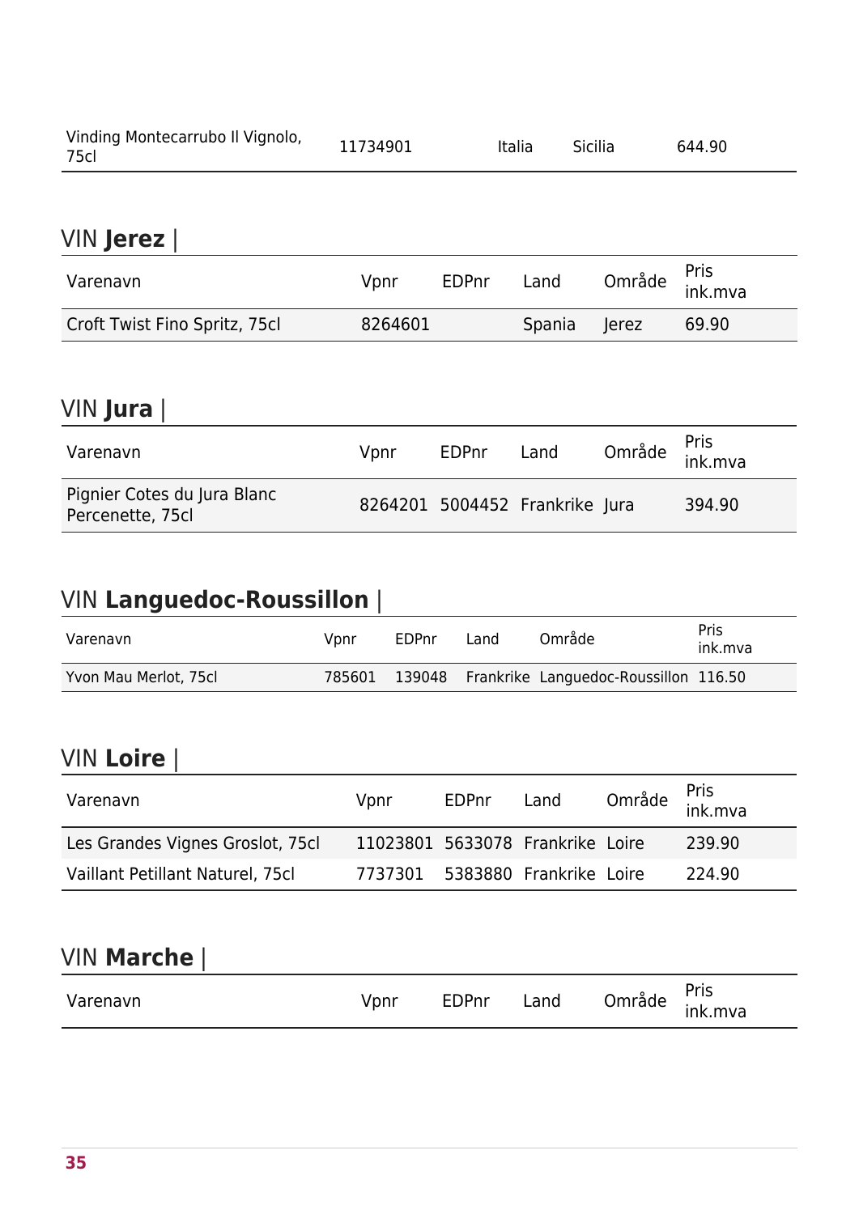| Vinding Montecarrubo Il Vignolo, 75cl | 11734901 | | Italia | Sicilia | 644.90 |
|---|---|---|---|---|---|

## VIN **Jerez** |

| Varenavn | Vpnr | EDPnr | Land | Område | Pris ink.mva |
|---|---|---|---|---|---|
| Croft Twist Fino Spritz, 75cl | 8264601 | | Spania | Jerez | 69.90 |

## VIN **Jura** |

| Varenavn | Vpnr | EDPnr | Land | Område | Pris ink.mva |
|---|---|---|---|---|---|
| Pignier Cotes du Jura Blanc Percenette, 75cl | 8264201 | 5004452 | Frankrike | Jura | 394.90 |

## VIN **Languedoc-Roussillon** |

| Varenavn | Vpnr | EDPnr | Land | Område | Pris ink.mva |
|---|---|---|---|---|---|
| Yvon Mau Merlot, 75cl | 785601 | 139048 | Frankrike | Languedoc-Roussillon | 116.50 |

## VIN **Loire** |

| Varenavn | Vpnr | EDPnr | Land | Område | Pris ink.mva |
|---|---|---|---|---|---|
| Les Grandes Vignes Groslot, 75cl | 11023801 | 5633078 | Frankrike | Loire | 239.90 |
| Vaillant Petillant Naturel, 75cl | 7737301 | 5383880 | Frankrike | Loire | 224.90 |

## VIN **Marche** |

| Varenavn | Vpnr | EDPnr | Land | Område | Pris ink.mva |
|---|---|---|---|---|---|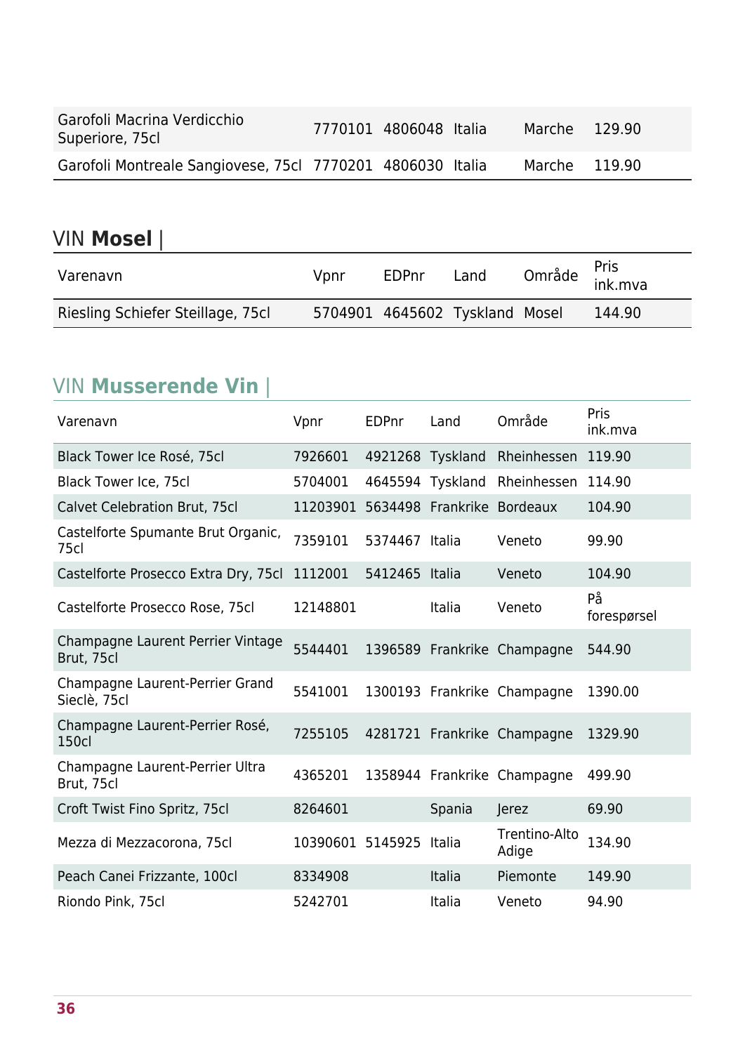| Garofoli Macrina Verdicchio Superiore, 75cl | 7770101 | 4806048 | Italia | Marche | 129.90 |
|---|---|---|---|---|---|
| Garofoli Montreale Sangiovese, 75cl | 7770201 | 4806030 | Italia | Marche | 119.90 |

## VIN **Mosel** |

| Varenavn | Vpnr | EDPnr | Land | Område | Pris ink.mva |
|---|---|---|---|---|---|
| Riesling Schiefer Steillage, 75cl | 5704901 | 4645602 | Tyskland | Mosel | 144.90 |

## VIN **Musserende Vin** |

| Varenavn | Vpnr | EDPnr | Land | Område | Pris ink.mva |
|---|---|---|---|---|---|
| Black Tower Ice Rosé, 75cl | 7926601 | 4921268 | Tyskland | Rheinhessen | 119.90 |
| Black Tower Ice, 75cl | 5704001 | 4645594 | Tyskland | Rheinhessen | 114.90 |
| Calvet Celebration Brut, 75cl | 11203901 | 5634498 | Frankrike | Bordeaux | 104.90 |
| Castelforte Spumante Brut Organic, 75cl | 7359101 | 5374467 | Italia | Veneto | 99.90 |
| Castelforte Prosecco Extra Dry, 75cl | 1112001 | 5412465 | Italia | Veneto | 104.90 |
| Castelforte Prosecco Rose, 75cl | 12148801 | | Italia | Veneto | På forespørsel |
| Champagne Laurent Perrier Vintage Brut, 75cl | 5544401 | 1396589 | Frankrike | Champagne | 544.90 |
| Champagne Laurent-Perrier Grand Sieclè, 75cl | 5541001 | 1300193 | Frankrike | Champagne | 1390.00 |
| Champagne Laurent-Perrier Rosé, 150cl | 7255105 | 4281721 | Frankrike | Champagne | 1329.90 |
| Champagne Laurent-Perrier Ultra Brut, 75cl | 4365201 | 1358944 | Frankrike | Champagne | 499.90 |
| Croft Twist Fino Spritz, 75cl | 8264601 | | Spania | Jerez | 69.90 |
| Mezza di Mezzacorona, 75cl | 10390601 | 5145925 | Italia | Trentino-Alto Adige | 134.90 |
| Peach Canei Frizzante, 100cl | 8334908 | | Italia | Piemonte | 149.90 |
| Riondo Pink, 75cl | 5242701 | | Italia | Veneto | 94.90 |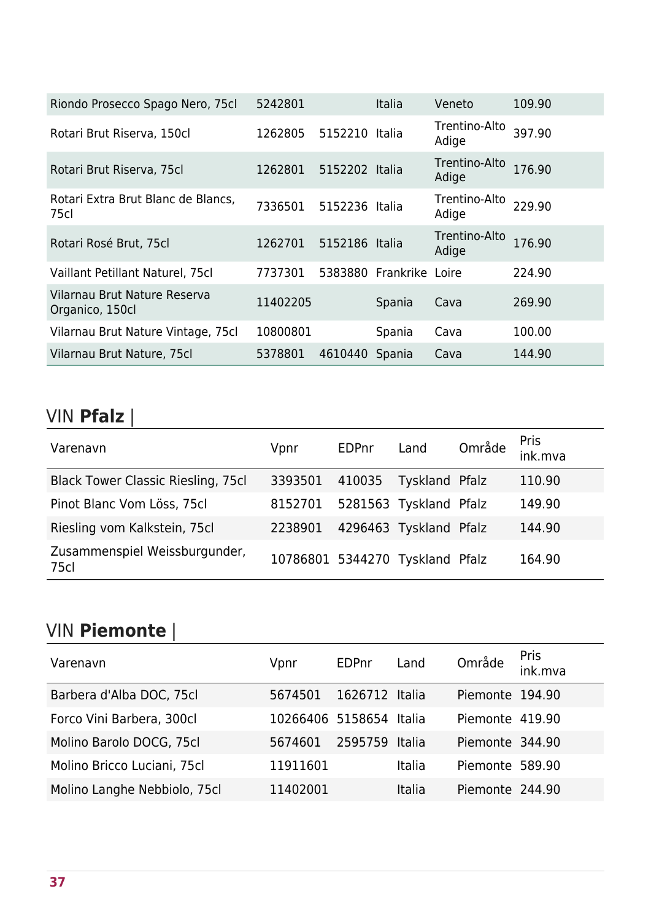| Varenavn | Vpnr | EDPnr | Land | Område | Pris ink.mva |
|---|---|---|---|---|---|
| Riondo Prosecco Spago Nero, 75cl | 5242801 | | Italia | Veneto | 109.90 |
| Rotari Brut Riserva, 150cl | 1262805 | 5152210 | Italia | Trentino-Alto Adige | 397.90 |
| Rotari Brut Riserva, 75cl | 1262801 | 5152202 | Italia | Trentino-Alto Adige | 176.90 |
| Rotari Extra Brut Blanc de Blancs, 75cl | 7336501 | 5152236 | Italia | Trentino-Alto Adige | 229.90 |
| Rotari Rosé Brut, 75cl | 1262701 | 5152186 | Italia | Trentino-Alto Adige | 176.90 |
| Vaillant Petillant Naturel, 75cl | 7737301 | 5383880 | Frankrike | Loire | 224.90 |
| Vilarnau Brut Nature Reserva Organico, 150cl | 11402205 | | Spania | Cava | 269.90 |
| Vilarnau Brut Nature Vintage, 75cl | 10800801 | | Spania | Cava | 100.00 |
| Vilarnau Brut Nature, 75cl | 5378801 | 4610440 | Spania | Cava | 144.90 |

## VIN **Pfalz** |

| Varenavn | Vpnr | EDPnr | Land | Område | Pris ink.mva |
|---|---|---|---|---|---|
| Black Tower Classic Riesling, 75cl | 3393501 | 410035 | Tyskland | Pfalz | 110.90 |
| Pinot Blanc Vom Löss, 75cl | 8152701 | 5281563 | Tyskland | Pfalz | 149.90 |
| Riesling vom Kalkstein, 75cl | 2238901 | 4296463 | Tyskland | Pfalz | 144.90 |
| Zusammenspiel Weissburgunder, 75cl | 10786801 | 5344270 | Tyskland | Pfalz | 164.90 |

## VIN **Piemonte** |

| Varenavn | Vpnr | EDPnr | Land | Område | Pris ink.mva |
|---|---|---|---|---|---|
| Barbera d'Alba DOC, 75cl | 5674501 | 1626712 | Italia | Piemonte | 194.90 |
| Forco Vini Barbera, 300cl | 10266406 | 5158654 | Italia | Piemonte | 419.90 |
| Molino Barolo DOCG, 75cl | 5674601 | 2595759 | Italia | Piemonte | 344.90 |
| Molino Bricco Luciani, 75cl | 11911601 | | Italia | Piemonte | 589.90 |
| Molino Langhe Nebbiolo, 75cl | 11402001 | | Italia | Piemonte | 244.90 |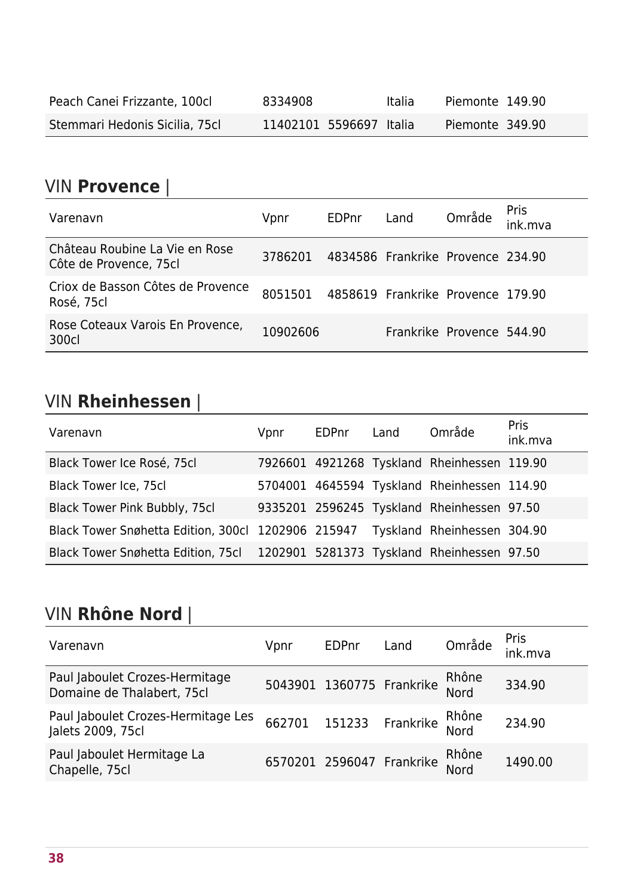| | | | | | |
|---|---|---|---|---|---|
| Peach Canei Frizzante, 100cl | 8334908 | | Italia | Piemonte | 149.90 |
| Stemmari Hedonis Sicilia, 75cl | 11402101 | 5596697 | Italia | Piemonte | 349.90 |

## VIN **Provence** |

| Varenavn | Vpnr | EDPnr | Land | Område | Pris ink.mva |
|---|---|---|---|---|---|
| Château Roubine La Vie en Rose Côte de Provence, 75cl | 3786201 | 4834586 | Frankrike | Provence | 234.90 |
| Criox de Basson Côtes de Provence Rosé, 75cl | 8051501 | 4858619 | Frankrike | Provence | 179.90 |
| Rose Coteaux Varois En Provence, 300cl | 10902606 | | Frankrike | Provence | 544.90 |

## VIN **Rheinhessen** |

| Varenavn | Vpnr | EDPnr | Land | Område | Pris ink.mva |
|---|---|---|---|---|---|
| Black Tower Ice Rosé, 75cl | 7926601 | 4921268 | Tyskland | Rheinhessen | 119.90 |
| Black Tower Ice, 75cl | 5704001 | 4645594 | Tyskland | Rheinhessen | 114.90 |
| Black Tower Pink Bubbly, 75cl | 9335201 | 2596245 | Tyskland | Rheinhessen | 97.50 |
| Black Tower Snøhetta Edition, 300cl | 1202906 | 215947 | Tyskland | Rheinhessen | 304.90 |
| Black Tower Snøhetta Edition, 75cl | 1202901 | 5281373 | Tyskland | Rheinhessen | 97.50 |

## VIN **Rhône Nord** |

| Varenavn | Vpnr | EDPnr | Land | Område | Pris ink.mva |
|---|---|---|---|---|---|
| Paul Jaboulet Crozes-Hermitage Domaine de Thalabert, 75cl | 5043901 | 1360775 | Frankrike | Rhône Nord | 334.90 |
| Paul Jaboulet Crozes-Hermitage Les Jalets 2009, 75cl | 662701 | 151233 | Frankrike | Rhône Nord | 234.90 |
| Paul Jaboulet Hermitage La Chapelle, 75cl | 6570201 | 2596047 | Frankrike | Rhône Nord | 1490.00 |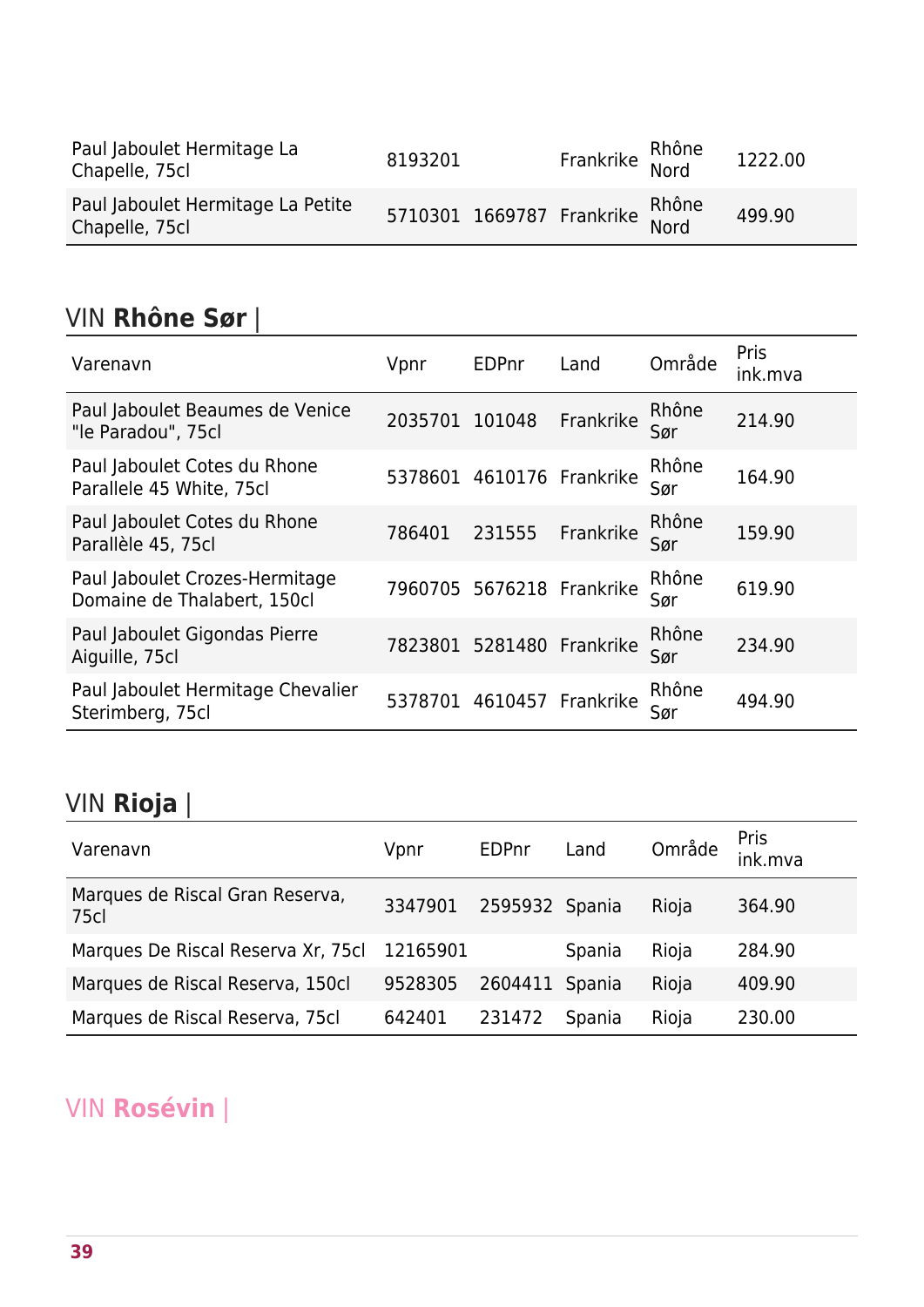| Varenavn | Vpnr | EDPnr | Land | Område | Pris ink.mva |
|---|---|---|---|---|---|
| Paul Jaboulet Hermitage La Chapelle, 75cl | 8193201 | | Frankrike | Rhône Nord | 1222.00 |
| Paul Jaboulet Hermitage La Petite Chapelle, 75cl | 5710301 | 1669787 | Frankrike | Rhône Nord | 499.90 |

## VIN **Rhône Sør** |

| Varenavn | Vpnr | EDPnr | Land | Område | Pris ink.mva |
|---|---|---|---|---|---|
| Paul Jaboulet Beaumes de Venice "le Paradou", 75cl | 2035701 | 101048 | Frankrike | Rhône Sør | 214.90 |
| Paul Jaboulet Cotes du Rhone Parallele 45 White, 75cl | 5378601 | 4610176 | Frankrike | Rhône Sør | 164.90 |
| Paul Jaboulet Cotes du Rhone Parallèle 45, 75cl | 786401 | 231555 | Frankrike | Rhône Sør | 159.90 |
| Paul Jaboulet Crozes-Hermitage Domaine de Thalabert, 150cl | 7960705 | 5676218 | Frankrike | Rhône Sør | 619.90 |
| Paul Jaboulet Gigondas Pierre Aiguille, 75cl | 7823801 | 5281480 | Frankrike | Rhône Sør | 234.90 |
| Paul Jaboulet Hermitage Chevalier Sterimberg, 75cl | 5378701 | 4610457 | Frankrike | Rhône Sør | 494.90 |

## VIN **Rioja** |

| Varenavn | Vpnr | EDPnr | Land | Område | Pris ink.mva |
|---|---|---|---|---|---|
| Marques de Riscal Gran Reserva, 75cl | 3347901 | 2595932 | Spania | Rioja | 364.90 |
| Marques De Riscal Reserva Xr, 75cl | 12165901 | | Spania | Rioja | 284.90 |
| Marques de Riscal Reserva, 150cl | 9528305 | 2604411 | Spania | Rioja | 409.90 |
| Marques de Riscal Reserva, 75cl | 642401 | 231472 | Spania | Rioja | 230.00 |

## VIN **Rosévin** |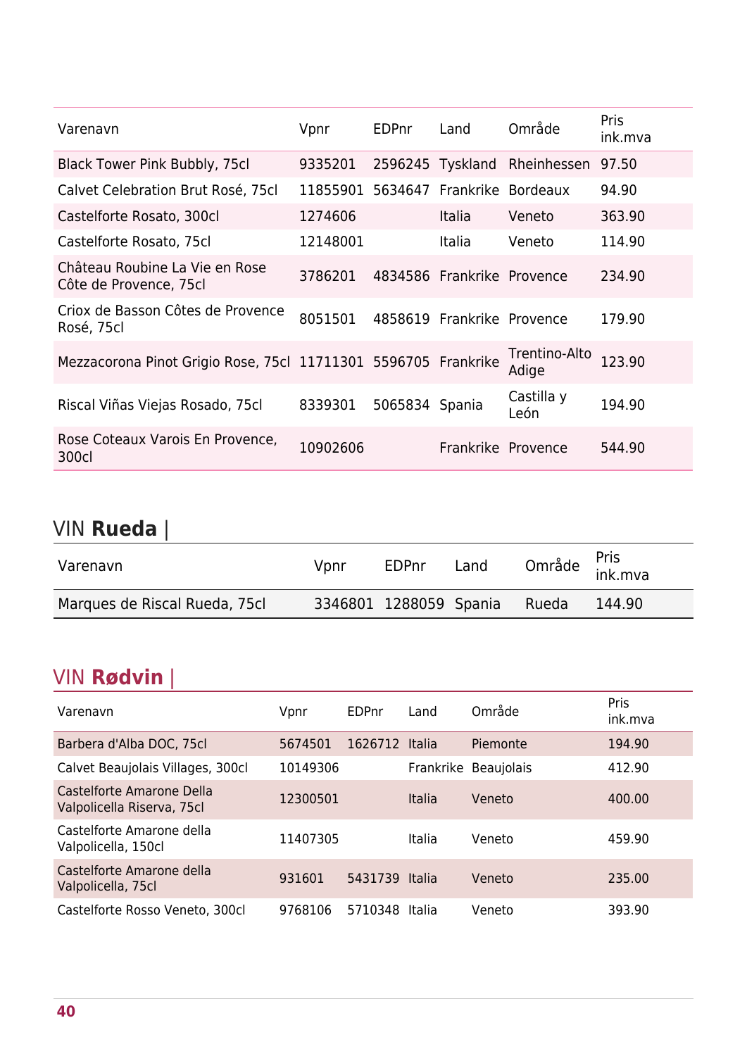| Varenavn | Vpnr | EDPnr | Land | Område | Pris ink.mva |
|---|---|---|---|---|---|
| Black Tower Pink Bubbly, 75cl | 9335201 | 2596245 | Tyskland | Rheinhessen | 97.50 |
| Calvet Celebration Brut Rosé, 75cl | 11855901 | 5634647 | Frankrike | Bordeaux | 94.90 |
| Castelforte Rosato, 300cl | 1274606 | | Italia | Veneto | 363.90 |
| Castelforte Rosato, 75cl | 12148001 | | Italia | Veneto | 114.90 |
| Château Roubine La Vie en Rose Côte de Provence, 75cl | 3786201 | 4834586 | Frankrike | Provence | 234.90 |
| Criox de Basson Côtes de Provence Rosé, 75cl | 8051501 | 4858619 | Frankrike | Provence | 179.90 |
| Mezzacorona Pinot Grigio Rose, 75cl | 11711301 | 5596705 | Frankrike | Trentino-Alto Adige | 123.90 |
| Riscal Viñas Viejas Rosado, 75cl | 8339301 | 5065834 | Spania | Castilla y León | 194.90 |
| Rose Coteaux Varois En Provence, 300cl | 10902606 | | Frankrike | Provence | 544.90 |

## VIN **Rueda** |

| Varenavn | Vpnr | EDPnr | Land | Område | Pris ink.mva |
|---|---|---|---|---|---|
| Marques de Riscal Rueda, 75cl | 3346801 | 1288059 | Spania | Rueda | 144.90 |

## VIN **Rødvin** |

| Varenavn | Vpnr | EDPnr | Land | Område | Pris ink.mva |
|---|---|---|---|---|---|
| Barbera d'Alba DOC, 75cl | 5674501 | 1626712 | Italia | Piemonte | 194.90 |
| Calvet Beaujolais Villages, 300cl | 10149306 | | Frankrike | Beaujolais | 412.90 |
| Castelforte Amarone Della Valpolicella Riserva, 75cl | 12300501 | | Italia | Veneto | 400.00 |
| Castelforte Amarone della Valpolicella, 150cl | 11407305 | | Italia | Veneto | 459.90 |
| Castelforte Amarone della Valpolicella, 75cl | 931601 | 5431739 | Italia | Veneto | 235.00 |
| Castelforte Rosso Veneto, 300cl | 9768106 | 5710348 | Italia | Veneto | 393.90 |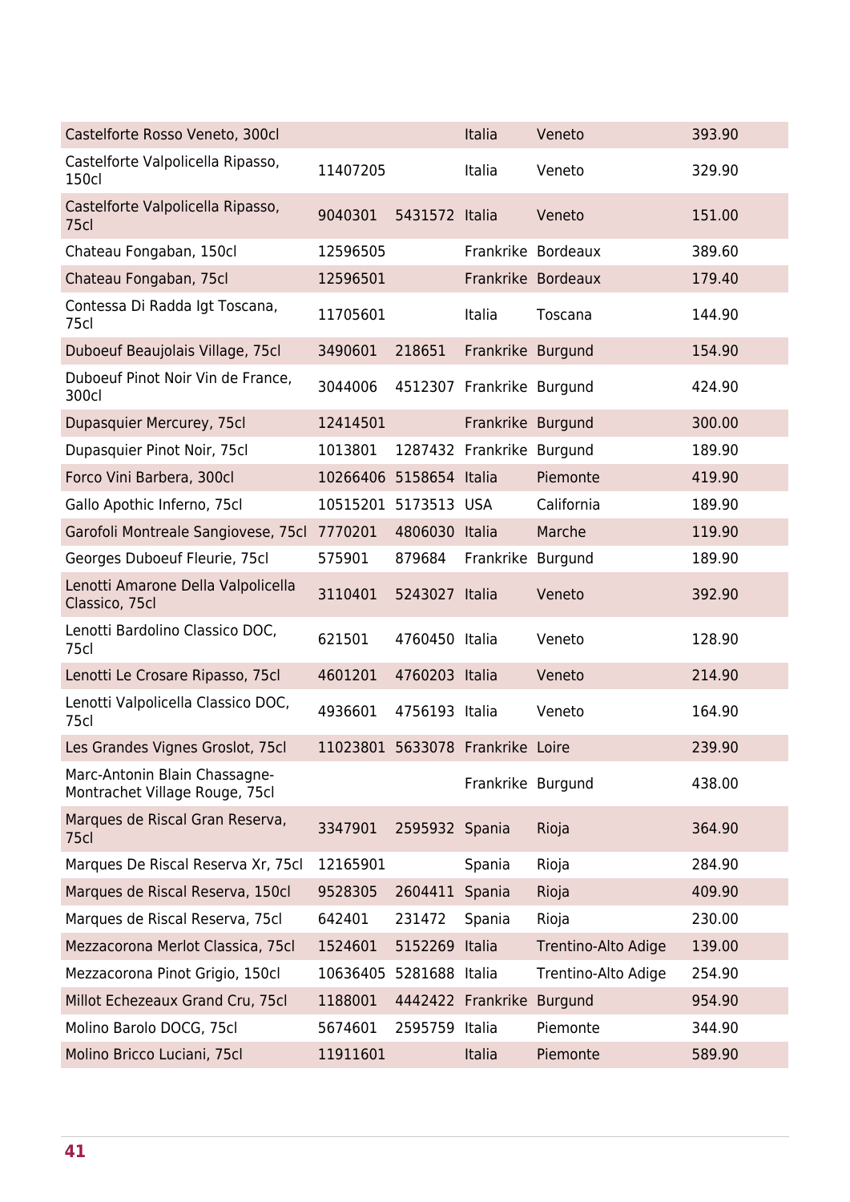| | | | | | |
|---|---|---|---|---|---|
| Castelforte Rosso Veneto, 300cl | | | Italia | Veneto | 393.90 |
| Castelforte Valpolicella Ripasso, 150cl | 11407205 | | Italia | Veneto | 329.90 |
| Castelforte Valpolicella Ripasso, 75cl | 9040301 | 5431572 | Italia | Veneto | 151.00 |
| Chateau Fongaban, 150cl | 12596505 | | Frankrike | Bordeaux | 389.60 |
| Chateau Fongaban, 75cl | 12596501 | | Frankrike | Bordeaux | 179.40 |
| Contessa Di Radda Igt Toscana, 75cl | 11705601 | | Italia | Toscana | 144.90 |
| Duboeuf Beaujolais Village, 75cl | 3490601 | 218651 | Frankrike | Burgund | 154.90 |
| Duboeuf Pinot Noir Vin de France, 300cl | 3044006 | 4512307 | Frankrike | Burgund | 424.90 |
| Dupasquier Mercurey, 75cl | 12414501 | | Frankrike | Burgund | 300.00 |
| Dupasquier Pinot Noir, 75cl | 1013801 | 1287432 | Frankrike | Burgund | 189.90 |
| Forco Vini Barbera, 300cl | 10266406 | 5158654 | Italia | Piemonte | 419.90 |
| Gallo Apothic Inferno, 75cl | 10515201 | 5173513 | USA | California | 189.90 |
| Garofoli Montreale Sangiovese, 75cl | 7770201 | 4806030 | Italia | Marche | 119.90 |
| Georges Duboeuf Fleurie, 75cl | 575901 | 879684 | Frankrike | Burgund | 189.90 |
| Lenotti Amarone Della Valpolicella Classico, 75cl | 3110401 | 5243027 | Italia | Veneto | 392.90 |
| Lenotti Bardolino Classico DOC, 75cl | 621501 | 4760450 | Italia | Veneto | 128.90 |
| Lenotti Le Crosare Ripasso, 75cl | 4601201 | 4760203 | Italia | Veneto | 214.90 |
| Lenotti Valpolicella Classico DOC, 75cl | 4936601 | 4756193 | Italia | Veneto | 164.90 |
| Les Grandes Vignes Groslot, 75cl | 11023801 | 5633078 | Frankrike | Loire | 239.90 |
| Marc-Antonin Blain Chassagne-Montrachet Village Rouge, 75cl | | | Frankrike | Burgund | 438.00 |
| Marques de Riscal Gran Reserva, 75cl | 3347901 | 2595932 | Spania | Rioja | 364.90 |
| Marques De Riscal Reserva Xr, 75cl | 12165901 | | Spania | Rioja | 284.90 |
| Marques de Riscal Reserva, 150cl | 9528305 | 2604411 | Spania | Rioja | 409.90 |
| Marques de Riscal Reserva, 75cl | 642401 | 231472 | Spania | Rioja | 230.00 |
| Mezzacorona Merlot Classica, 75cl | 1524601 | 5152269 | Italia | Trentino-Alto Adige | 139.00 |
| Mezzacorona Pinot Grigio, 150cl | 10636405 | 5281688 | Italia | Trentino-Alto Adige | 254.90 |
| Millot Echezeaux Grand Cru, 75cl | 1188001 | 4442422 | Frankrike | Burgund | 954.90 |
| Molino Barolo DOCG, 75cl | 5674601 | 2595759 | Italia | Piemonte | 344.90 |
| Molino Bricco Luciani, 75cl | 11911601 | | Italia | Piemonte | 589.90 |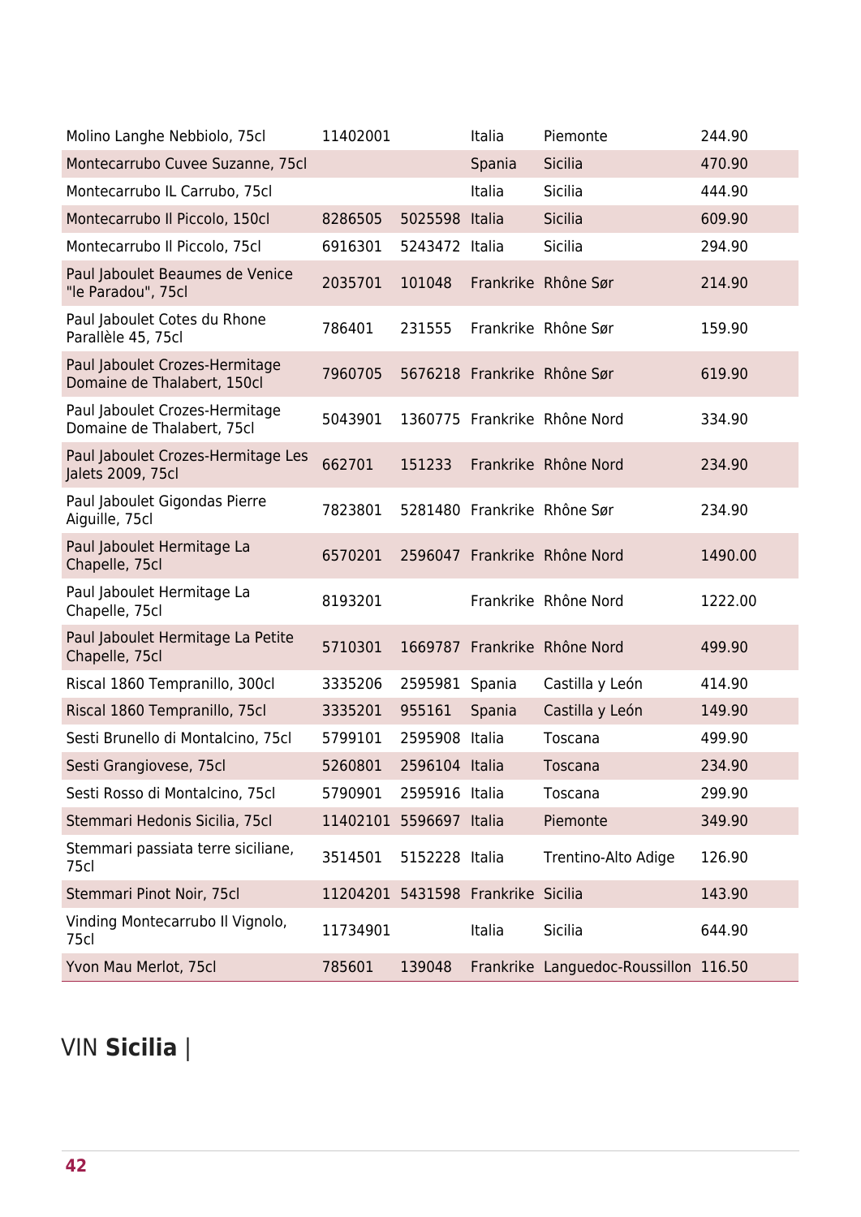| | | | | | |
|---|---|---|---|---|---|
| Molino Langhe Nebbiolo, 75cl | 11402001 | | Italia | Piemonte | 244.90 |
| Montecarrubo Cuvee Suzanne, 75cl | | | Spania | Sicilia | 470.90 |
| Montecarrubo IL Carrubo, 75cl | | | Italia | Sicilia | 444.90 |
| Montecarrubo Il Piccolo, 150cl | 8286505 | 5025598 | Italia | Sicilia | 609.90 |
| Montecarrubo Il Piccolo, 75cl | 6916301 | 5243472 | Italia | Sicilia | 294.90 |
| Paul Jaboulet Beaumes de Venice "le Paradou", 75cl | 2035701 | 101048 | Frankrike | Rhône Sør | 214.90 |
| Paul Jaboulet Cotes du Rhone Parallèle 45, 75cl | 786401 | 231555 | Frankrike | Rhône Sør | 159.90 |
| Paul Jaboulet Crozes-Hermitage Domaine de Thalabert, 150cl | 7960705 | 5676218 | Frankrike | Rhône Sør | 619.90 |
| Paul Jaboulet Crozes-Hermitage Domaine de Thalabert, 75cl | 5043901 | 1360775 | Frankrike | Rhône Nord | 334.90 |
| Paul Jaboulet Crozes-Hermitage Les Jalets 2009, 75cl | 662701 | 151233 | Frankrike | Rhône Nord | 234.90 |
| Paul Jaboulet Gigondas Pierre Aiguille, 75cl | 7823801 | 5281480 | Frankrike | Rhône Sør | 234.90 |
| Paul Jaboulet Hermitage La Chapelle, 75cl | 6570201 | 2596047 | Frankrike | Rhône Nord | 1490.00 |
| Paul Jaboulet Hermitage La Chapelle, 75cl | 8193201 | | Frankrike | Rhône Nord | 1222.00 |
| Paul Jaboulet Hermitage La Petite Chapelle, 75cl | 5710301 | 1669787 | Frankrike | Rhône Nord | 499.90 |
| Riscal 1860 Tempranillo, 300cl | 3335206 | 2595981 | Spania | Castilla y León | 414.90 |
| Riscal 1860 Tempranillo, 75cl | 3335201 | 955161 | Spania | Castilla y León | 149.90 |
| Sesti Brunello di Montalcino, 75cl | 5799101 | 2595908 | Italia | Toscana | 499.90 |
| Sesti Grangiovese, 75cl | 5260801 | 2596104 | Italia | Toscana | 234.90 |
| Sesti Rosso di Montalcino, 75cl | 5790901 | 2595916 | Italia | Toscana | 299.90 |
| Stemmari Hedonis Sicilia, 75cl | 11402101 | 5596697 | Italia | Piemonte | 349.90 |
| Stemmari passiata terre siciliane, 75cl | 3514501 | 5152228 | Italia | Trentino-Alto Adige | 126.90 |
| Stemmari Pinot Noir, 75cl | 11204201 | 5431598 | Frankrike | Sicilia | 143.90 |
| Vinding Montecarrubo Il Vignolo, 75cl | 11734901 | | Italia | Sicilia | 644.90 |
| Yvon Mau Merlot, 75cl | 785601 | 139048 | Frankrike | Languedoc-Roussillon | 116.50 |

# VIN **Sicilia** |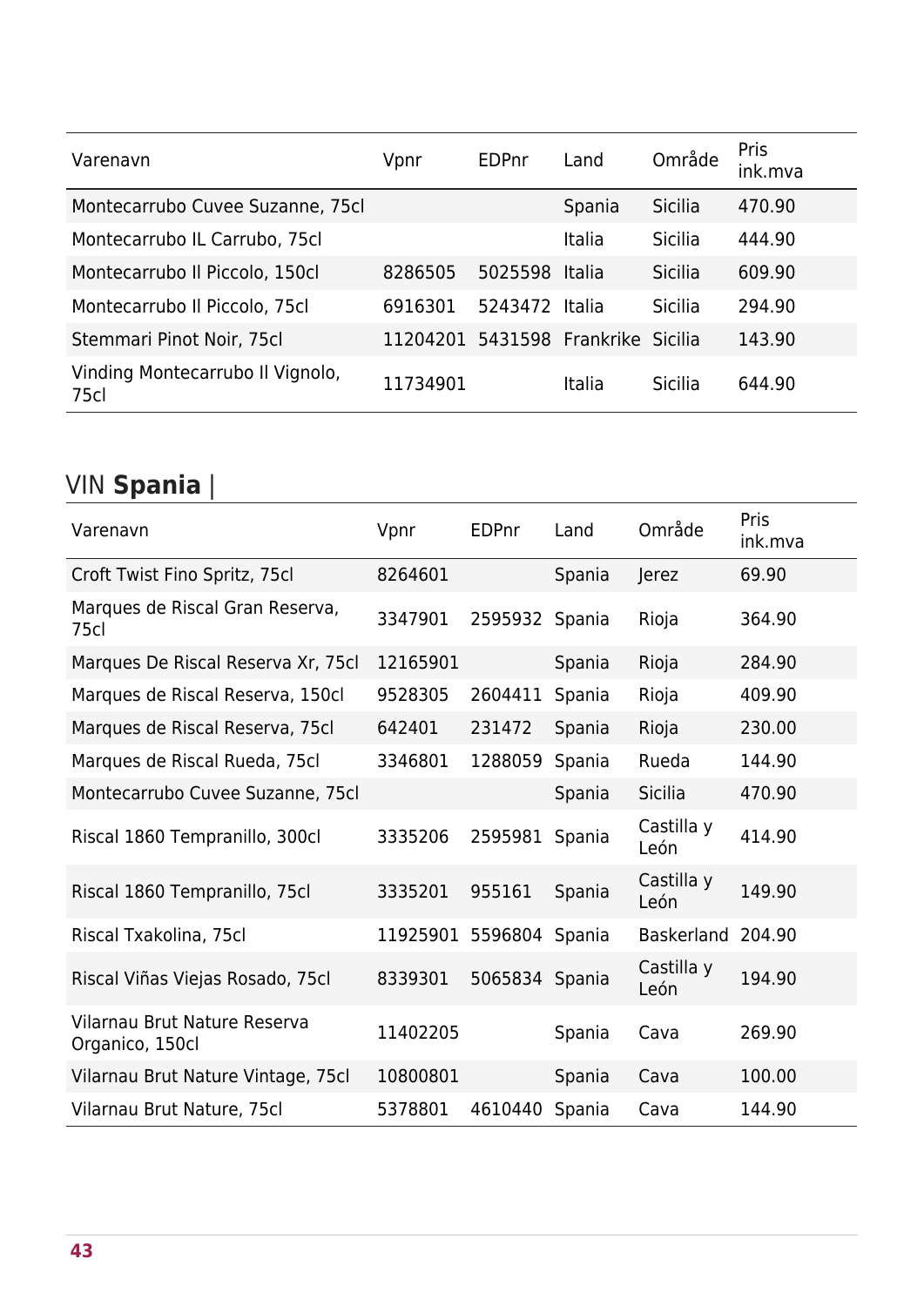| Varenavn | Vpnr | EDPnr | Land | Område | Pris ink.mva |
|---|---|---|---|---|---|
| Montecarrubo Cuvee Suzanne, 75cl | | | Spania | Sicilia | 470.90 |
| Montecarrubo IL Carrubo, 75cl | | | Italia | Sicilia | 444.90 |
| Montecarrubo Il Piccolo, 150cl | 8286505 | 5025598 | Italia | Sicilia | 609.90 |
| Montecarrubo Il Piccolo, 75cl | 6916301 | 5243472 | Italia | Sicilia | 294.90 |
| Stemmari Pinot Noir, 75cl | 11204201 | 5431598 | Frankrike | Sicilia | 143.90 |
| Vinding Montecarrubo Il Vignolo, 75cl | 11734901 | | Italia | Sicilia | 644.90 |

## VIN **Spania** |

| Varenavn | Vpnr | EDPnr | Land | Område | Pris ink.mva |
|---|---|---|---|---|---|
| Croft Twist Fino Spritz, 75cl | 8264601 | | Spania | Jerez | 69.90 |
| Marques de Riscal Gran Reserva, 75cl | 3347901 | 2595932 | Spania | Rioja | 364.90 |
| Marques De Riscal Reserva Xr, 75cl | 12165901 | | Spania | Rioja | 284.90 |
| Marques de Riscal Reserva, 150cl | 9528305 | 2604411 | Spania | Rioja | 409.90 |
| Marques de Riscal Reserva, 75cl | 642401 | 231472 | Spania | Rioja | 230.00 |
| Marques de Riscal Rueda, 75cl | 3346801 | 1288059 | Spania | Rueda | 144.90 |
| Montecarrubo Cuvee Suzanne, 75cl | | | Spania | Sicilia | 470.90 |
| Riscal 1860 Tempranillo, 300cl | 3335206 | 2595981 | Spania | Castilla y León | 414.90 |
| Riscal 1860 Tempranillo, 75cl | 3335201 | 955161 | Spania | Castilla y León | 149.90 |
| Riscal Txakolina, 75cl | 11925901 | 5596804 | Spania | Baskerland | 204.90 |
| Riscal Viñas Viejas Rosado, 75cl | 8339301 | 5065834 | Spania | Castilla y León | 194.90 |
| Vilarnau Brut Nature Reserva Organico, 150cl | 11402205 | | Spania | Cava | 269.90 |
| Vilarnau Brut Nature Vintage, 75cl | 10800801 | | Spania | Cava | 100.00 |
| Vilarnau Brut Nature, 75cl | 5378801 | 4610440 | Spania | Cava | 144.90 |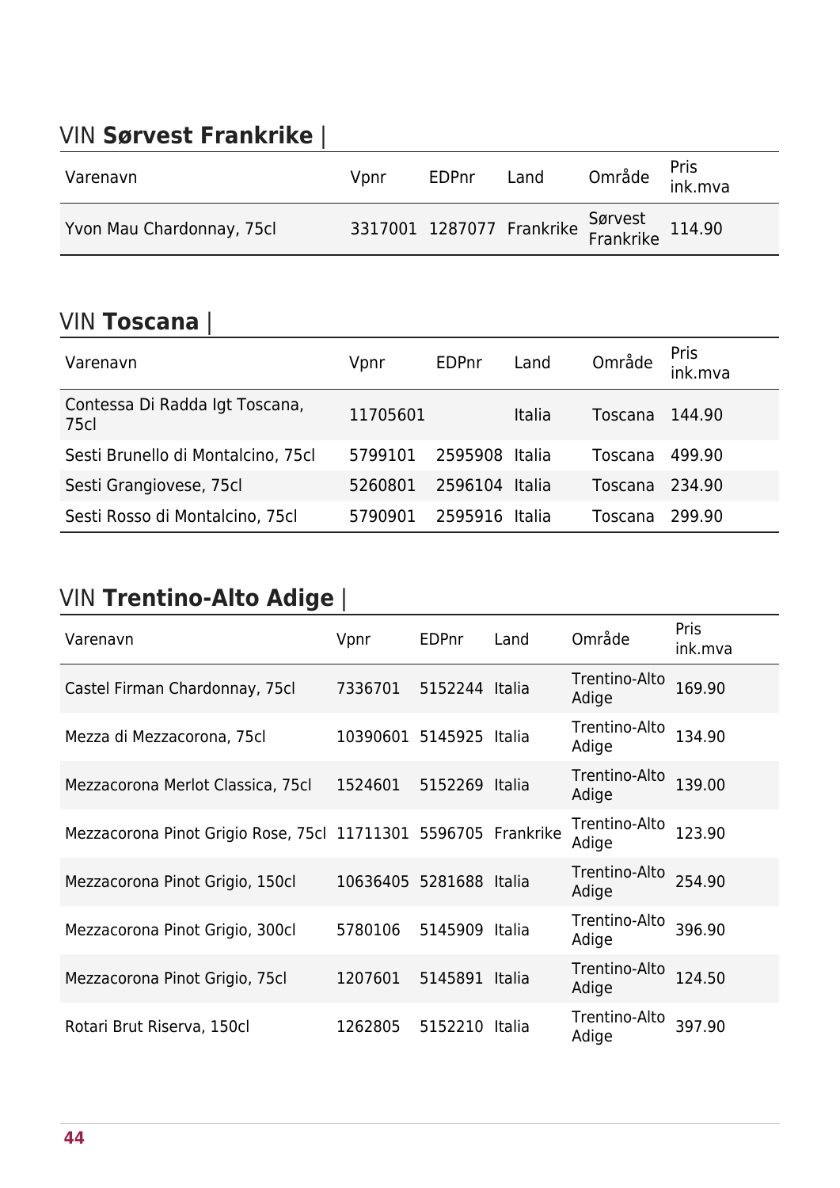## VIN **Sørvest Frankrike** |

| Varenavn | Vpnr | EDPnr | Land | Område | Pris ink.mva |
|---|---|---|---|---|---|
| Yvon Mau Chardonnay, 75cl | 3317001 | 1287077 | Frankrike | Sørvest Frankrike | 114.90 |

## VIN **Toscana** |

| Varenavn | Vpnr | EDPnr | Land | Område | Pris ink.mva |
|---|---|---|---|---|---|
| Contessa Di Radda Igt Toscana, 75cl | 11705601 | | Italia | Toscana | 144.90 |
| Sesti Brunello di Montalcino, 75cl | 5799101 | 2595908 | Italia | Toscana | 499.90 |
| Sesti Grangiovese, 75cl | 5260801 | 2596104 | Italia | Toscana | 234.90 |
| Sesti Rosso di Montalcino, 75cl | 5790901 | 2595916 | Italia | Toscana | 299.90 |

## VIN **Trentino-Alto Adige** |

| Varenavn | Vpnr | EDPnr | Land | Område | Pris ink.mva |
|---|---|---|---|---|---|
| Castel Firman Chardonnay, 75cl | 7336701 | 5152244 | Italia | Trentino-Alto Adige | 169.90 |
| Mezza di Mezzacorona, 75cl | 10390601 | 5145925 | Italia | Trentino-Alto Adige | 134.90 |
| Mezzacorona Merlot Classica, 75cl | 1524601 | 5152269 | Italia | Trentino-Alto Adige | 139.00 |
| Mezzacorona Pinot Grigio Rose, 75cl | 11711301 | 5596705 | Frankrike | Trentino-Alto Adige | 123.90 |
| Mezzacorona Pinot Grigio, 150cl | 10636405 | 5281688 | Italia | Trentino-Alto Adige | 254.90 |
| Mezzacorona Pinot Grigio, 300cl | 5780106 | 5145909 | Italia | Trentino-Alto Adige | 396.90 |
| Mezzacorona Pinot Grigio, 75cl | 1207601 | 5145891 | Italia | Trentino-Alto Adige | 124.50 |
| Rotari Brut Riserva, 150cl | 1262805 | 5152210 | Italia | Trentino-Alto Adige | 397.90 |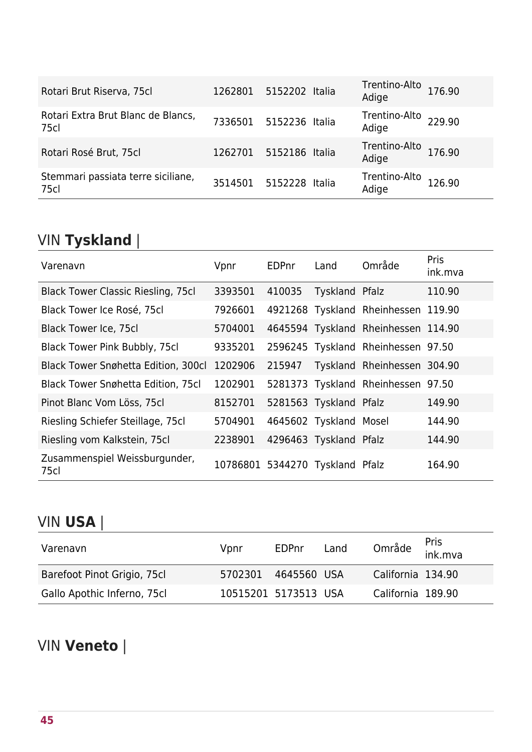| | | | | | |
|---|---|---|---|---|---|
| Rotari Brut Riserva, 75cl | 1262801 | 5152202 | Italia | Trentino-Alto Adige | 176.90 |
| Rotari Extra Brut Blanc de Blancs, 75cl | 7336501 | 5152236 | Italia | Trentino-Alto Adige | 229.90 |
| Rotari Rosé Brut, 75cl | 1262701 | 5152186 | Italia | Trentino-Alto Adige | 176.90 |
| Stemmari passiata terre siciliane, 75cl | 3514501 | 5152228 | Italia | Trentino-Alto Adige | 126.90 |

## VIN **Tyskland** |

| Varenavn | Vpnr | EDPnr | Land | Område | Pris ink.mva |
|---|---|---|---|---|---|
| Black Tower Classic Riesling, 75cl | 3393501 | 410035 | Tyskland | Pfalz | 110.90 |
| Black Tower Ice Rosé, 75cl | 7926601 | 4921268 | Tyskland | Rheinhessen | 119.90 |
| Black Tower Ice, 75cl | 5704001 | 4645594 | Tyskland | Rheinhessen | 114.90 |
| Black Tower Pink Bubbly, 75cl | 9335201 | 2596245 | Tyskland | Rheinhessen | 97.50 |
| Black Tower Snøhetta Edition, 300cl | 1202906 | 215947 | Tyskland | Rheinhessen | 304.90 |
| Black Tower Snøhetta Edition, 75cl | 1202901 | 5281373 | Tyskland | Rheinhessen | 97.50 |
| Pinot Blanc Vom Löss, 75cl | 8152701 | 5281563 | Tyskland | Pfalz | 149.90 |
| Riesling Schiefer Steillage, 75cl | 5704901 | 4645602 | Tyskland | Mosel | 144.90 |
| Riesling vom Kalkstein, 75cl | 2238901 | 4296463 | Tyskland | Pfalz | 144.90 |
| Zusammenspiel Weissburgunder, 75cl | 10786801 | 5344270 | Tyskland | Pfalz | 164.90 |

## VIN **USA** |

| Varenavn | Vpnr | EDPnr | Land | Område | Pris ink.mva |
|---|---|---|---|---|---|
| Barefoot Pinot Grigio, 75cl | 5702301 | 4645560 | USA | California | 134.90 |
| Gallo Apothic Inferno, 75cl | 10515201 | 5173513 | USA | California | 189.90 |

## VIN **Veneto** |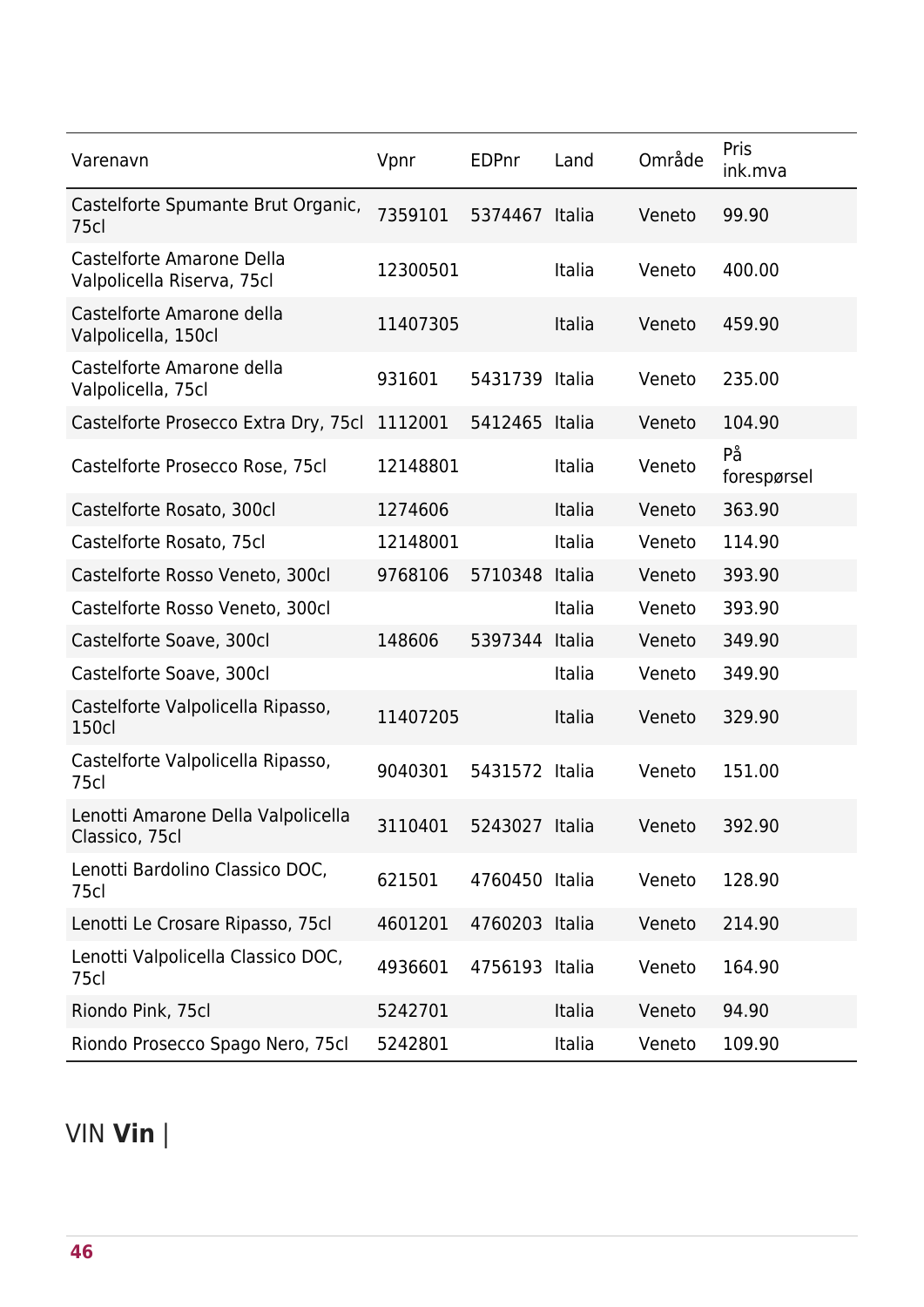| Varenavn | Vpnr | EDPnr | Land | Område | Pris ink.mva |
|---|---|---|---|---|---|
| Castelforte Spumante Brut Organic, 75cl | 7359101 | 5374467 | Italia | Veneto | 99.90 |
| Castelforte Amarone Della Valpolicella Riserva, 75cl | 12300501 | | Italia | Veneto | 400.00 |
| Castelforte Amarone della Valpolicella, 150cl | 11407305 | | Italia | Veneto | 459.90 |
| Castelforte Amarone della Valpolicella, 75cl | 931601 | 5431739 | Italia | Veneto | 235.00 |
| Castelforte Prosecco Extra Dry, 75cl | 1112001 | 5412465 | Italia | Veneto | 104.90 |
| Castelforte Prosecco Rose, 75cl | 12148801 | | Italia | Veneto | På forespørsel |
| Castelforte Rosato, 300cl | 1274606 | | Italia | Veneto | 363.90 |
| Castelforte Rosato, 75cl | 12148001 | | Italia | Veneto | 114.90 |
| Castelforte Rosso Veneto, 300cl | 9768106 | 5710348 | Italia | Veneto | 393.90 |
| Castelforte Rosso Veneto, 300cl | | | Italia | Veneto | 393.90 |
| Castelforte Soave, 300cl | 148606 | 5397344 | Italia | Veneto | 349.90 |
| Castelforte Soave, 300cl | | | Italia | Veneto | 349.90 |
| Castelforte Valpolicella Ripasso, 150cl | 11407205 | | Italia | Veneto | 329.90 |
| Castelforte Valpolicella Ripasso, 75cl | 9040301 | 5431572 | Italia | Veneto | 151.00 |
| Lenotti Amarone Della Valpolicella Classico, 75cl | 3110401 | 5243027 | Italia | Veneto | 392.90 |
| Lenotti Bardolino Classico DOC, 75cl | 621501 | 4760450 | Italia | Veneto | 128.90 |
| Lenotti Le Crosare Ripasso, 75cl | 4601201 | 4760203 | Italia | Veneto | 214.90 |
| Lenotti Valpolicella Classico DOC, 75cl | 4936601 | 4756193 | Italia | Veneto | 164.90 |
| Riondo Pink, 75cl | 5242701 | | Italia | Veneto | 94.90 |
| Riondo Prosecco Spago Nero, 75cl | 5242801 | | Italia | Veneto | 109.90 |

VIN **Vin** |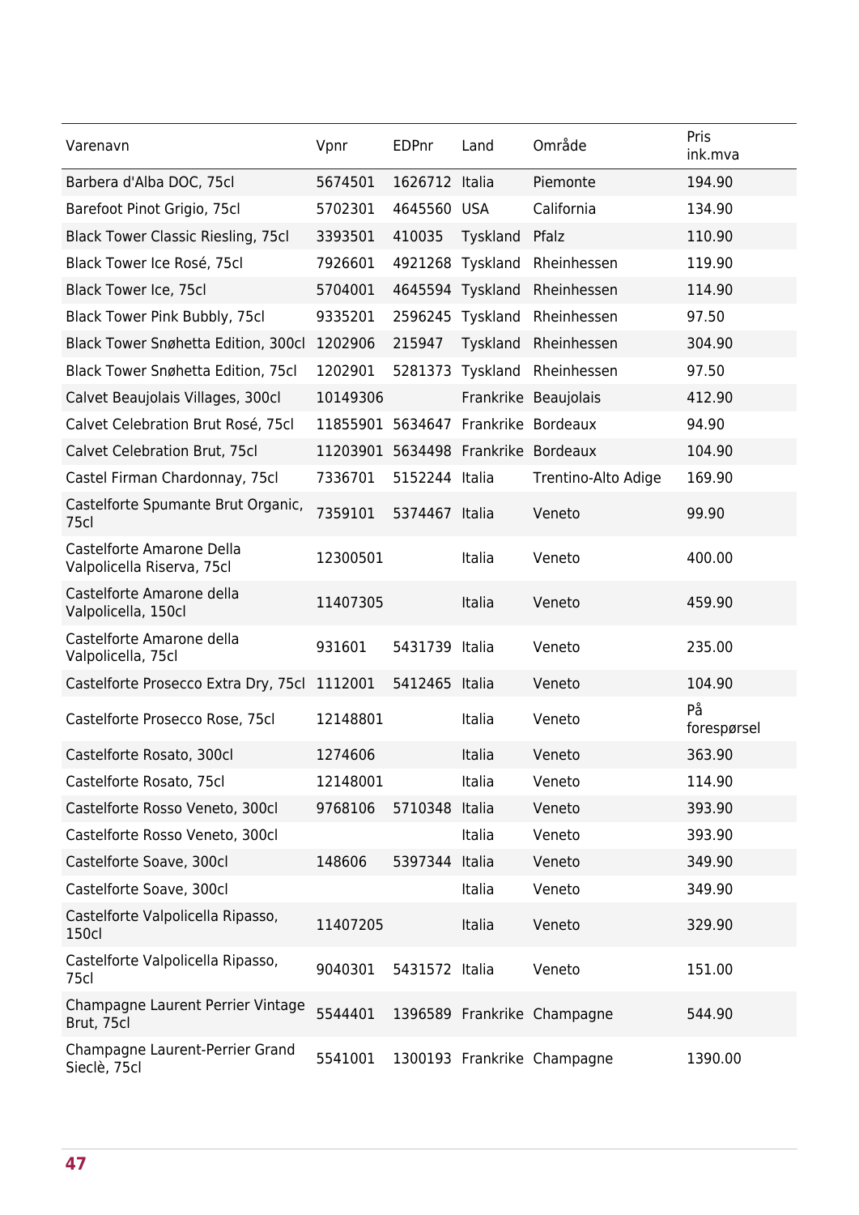| Varenavn | Vpnr | EDPnr | Land | Område | Pris ink.mva |
|---|---|---|---|---|---|
| Barbera d'Alba DOC, 75cl | 5674501 | 1626712 | Italia | Piemonte | 194.90 |
| Barefoot Pinot Grigio, 75cl | 5702301 | 4645560 | USA | California | 134.90 |
| Black Tower Classic Riesling, 75cl | 3393501 | 410035 | Tyskland | Pfalz | 110.90 |
| Black Tower Ice Rosé, 75cl | 7926601 | 4921268 | Tyskland | Rheinhessen | 119.90 |
| Black Tower Ice, 75cl | 5704001 | 4645594 | Tyskland | Rheinhessen | 114.90 |
| Black Tower Pink Bubbly, 75cl | 9335201 | 2596245 | Tyskland | Rheinhessen | 97.50 |
| Black Tower Snøhetta Edition, 300cl | 1202906 | 215947 | Tyskland | Rheinhessen | 304.90 |
| Black Tower Snøhetta Edition, 75cl | 1202901 | 5281373 | Tyskland | Rheinhessen | 97.50 |
| Calvet Beaujolais Villages, 300cl | 10149306 | | Frankrike | Beaujolais | 412.90 |
| Calvet Celebration Brut Rosé, 75cl | 11855901 | 5634647 | Frankrike | Bordeaux | 94.90 |
| Calvet Celebration Brut, 75cl | 11203901 | 5634498 | Frankrike | Bordeaux | 104.90 |
| Castel Firman Chardonnay, 75cl | 7336701 | 5152244 | Italia | Trentino-Alto Adige | 169.90 |
| Castelforte Spumante Brut Organic, 75cl | 7359101 | 5374467 | Italia | Veneto | 99.90 |
| Castelforte Amarone Della Valpolicella Riserva, 75cl | 12300501 | | Italia | Veneto | 400.00 |
| Castelforte Amarone della Valpolicella, 150cl | 11407305 | | Italia | Veneto | 459.90 |
| Castelforte Amarone della Valpolicella, 75cl | 931601 | 5431739 | Italia | Veneto | 235.00 |
| Castelforte Prosecco Extra Dry, 75cl | 1112001 | 5412465 | Italia | Veneto | 104.90 |
| Castelforte Prosecco Rose, 75cl | 12148801 | | Italia | Veneto | På forespørsel |
| Castelforte Rosato, 300cl | 1274606 | | Italia | Veneto | 363.90 |
| Castelforte Rosato, 75cl | 12148001 | | Italia | Veneto | 114.90 |
| Castelforte Rosso Veneto, 300cl | 9768106 | 5710348 | Italia | Veneto | 393.90 |
| Castelforte Rosso Veneto, 300cl | | | Italia | Veneto | 393.90 |
| Castelforte Soave, 300cl | 148606 | 5397344 | Italia | Veneto | 349.90 |
| Castelforte Soave, 300cl | | | Italia | Veneto | 349.90 |
| Castelforte Valpolicella Ripasso, 150cl | 11407205 | | Italia | Veneto | 329.90 |
| Castelforte Valpolicella Ripasso, 75cl | 9040301 | 5431572 | Italia | Veneto | 151.00 |
| Champagne Laurent Perrier Vintage Brut, 75cl | 5544401 | 1396589 | Frankrike | Champagne | 544.90 |
| Champagne Laurent-Perrier Grand Sieclè, 75cl | 5541001 | 1300193 | Frankrike | Champagne | 1390.00 |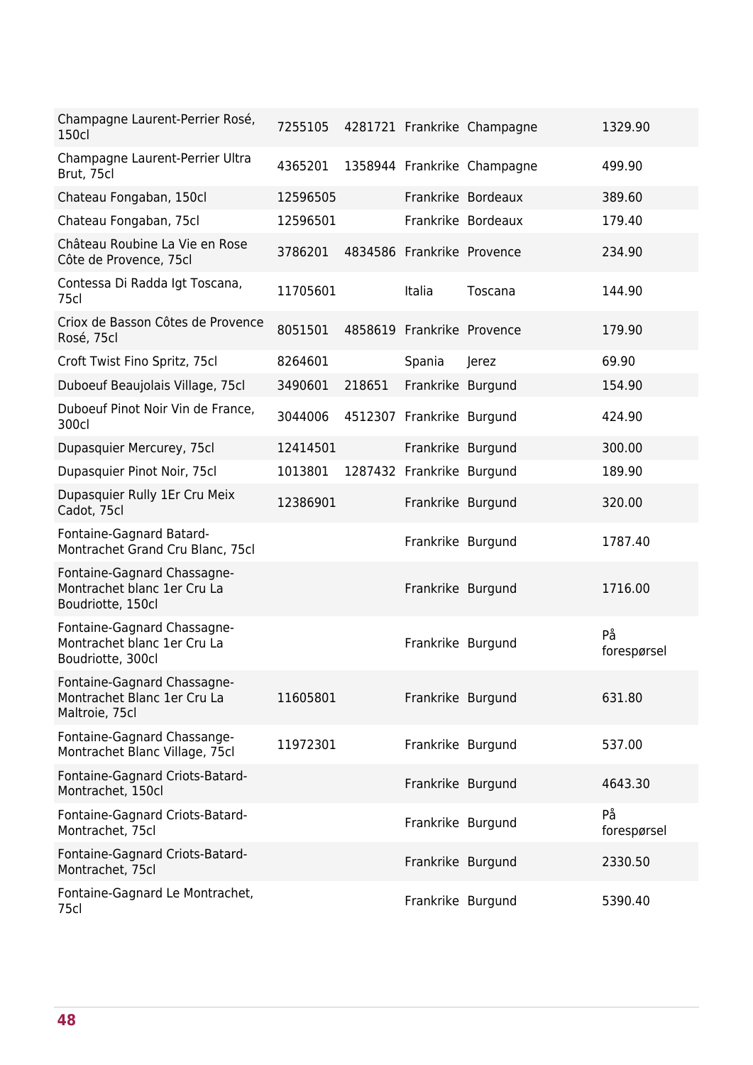| | | | | | | |
|---|---|---|---|---|---|---|
| Champagne Laurent-Perrier Rosé, 150cl | 7255105 | 4281721 | Frankrike | Champagne | | 1329.90 |
| Champagne Laurent-Perrier Ultra Brut, 75cl | 4365201 | 1358944 | Frankrike | Champagne | | 499.90 |
| Chateau Fongaban, 150cl | 12596505 | | Frankrike | Bordeaux | | 389.60 |
| Chateau Fongaban, 75cl | 12596501 | | Frankrike | Bordeaux | | 179.40 |
| Château Roubine La Vie en Rose Côte de Provence, 75cl | 3786201 | 4834586 | Frankrike | Provence | | 234.90 |
| Contessa Di Radda Igt Toscana, 75cl | 11705601 | | Italia | Toscana | | 144.90 |
| Criox de Basson Côtes de Provence Rosé, 75cl | 8051501 | 4858619 | Frankrike | Provence | | 179.90 |
| Croft Twist Fino Spritz, 75cl | 8264601 | | Spania | Jerez | | 69.90 |
| Duboeuf Beaujolais Village, 75cl | 3490601 | 218651 | Frankrike | Burgund | | 154.90 |
| Duboeuf Pinot Noir Vin de France, 300cl | 3044006 | 4512307 | Frankrike | Burgund | | 424.90 |
| Dupasquier Mercurey, 75cl | 12414501 | | Frankrike | Burgund | | 300.00 |
| Dupasquier Pinot Noir, 75cl | 1013801 | 1287432 | Frankrike | Burgund | | 189.90 |
| Dupasquier Rully 1Er Cru Meix Cadot, 75cl | 12386901 | | Frankrike | Burgund | | 320.00 |
| Fontaine-Gagnard Batard-Montrachet Grand Cru Blanc, 75cl | | | Frankrike | Burgund | | 1787.40 |
| Fontaine-Gagnard Chassagne-Montrachet blanc 1er Cru La Boudriotte, 150cl | | | Frankrike | Burgund | | 1716.00 |
| Fontaine-Gagnard Chassagne-Montrachet blanc 1er Cru La Boudriotte, 300cl | | | Frankrike | Burgund | | På forespørsel |
| Fontaine-Gagnard Chassagne-Montrachet Blanc 1er Cru La Maltroie, 75cl | 11605801 | | Frankrike | Burgund | | 631.80 |
| Fontaine-Gagnard Chassange-Montrachet Blanc Village, 75cl | 11972301 | | Frankrike | Burgund | | 537.00 |
| Fontaine-Gagnard Criots-Batard-Montrachet, 150cl | | | Frankrike | Burgund | | 4643.30 |
| Fontaine-Gagnard Criots-Batard-Montrachet, 75cl | | | Frankrike | Burgund | | På forespørsel |
| Fontaine-Gagnard Criots-Batard-Montrachet, 75cl | | | Frankrike | Burgund | | 2330.50 |
| Fontaine-Gagnard Le Montrachet, 75cl | | | Frankrike | Burgund | | 5390.40 |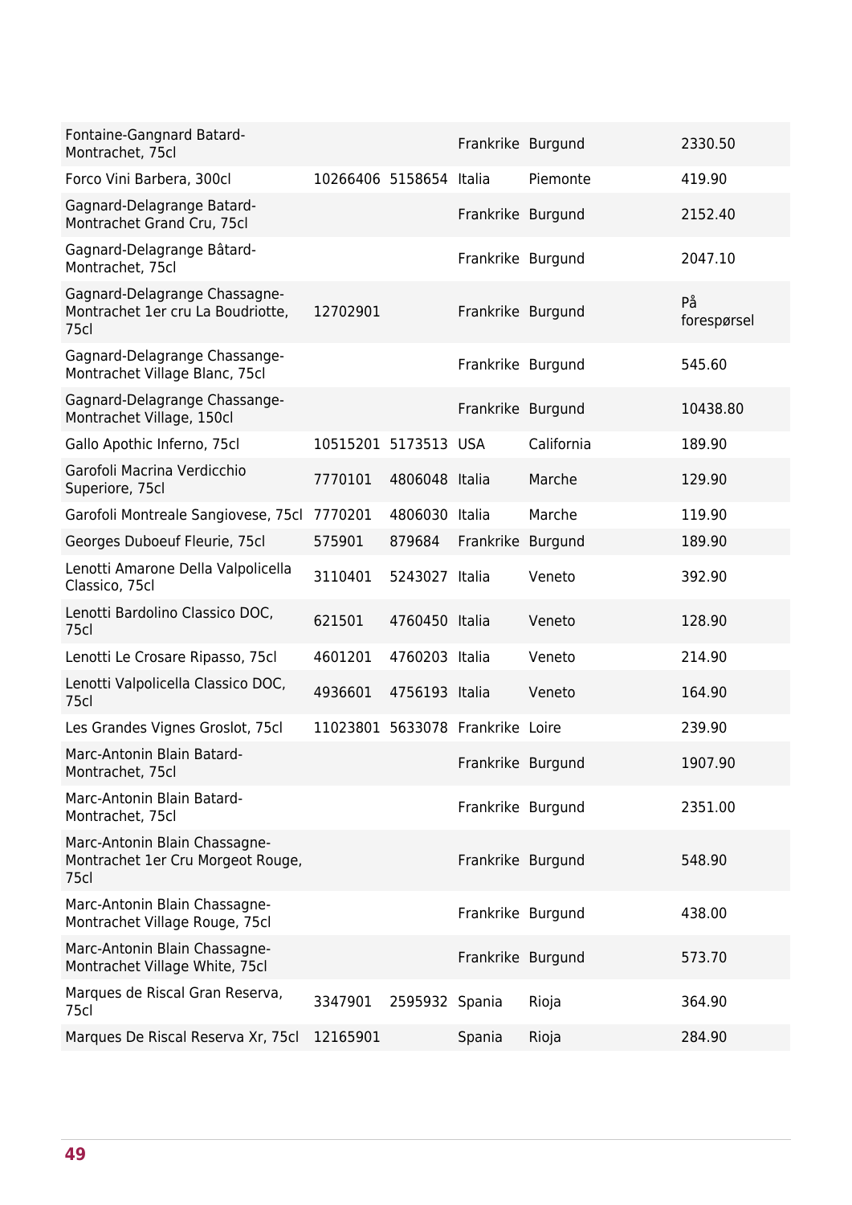| | | | | | | |
|---|---|---|---|---|---|---|
| Fontaine-Gangnard Batard-Montrachet, 75cl | | | Frankrike | Burgund | | 2330.50 |
| Forco Vini Barbera, 300cl | 10266406 | 5158654 | Italia | Piemonte | | 419.90 |
| Gagnard-Delagrange Batard-Montrachet Grand Cru, 75cl | | | Frankrike | Burgund | | 2152.40 |
| Gagnard-Delagrange Bâtard-Montrachet, 75cl | | | Frankrike | Burgund | | 2047.10 |
| Gagnard-Delagrange Chassagne-Montrachet 1er cru La Boudriotte, 75cl | 12702901 | | Frankrike | Burgund | | På forespørsel |
| Gagnard-Delagrange Chassange-Montrachet Village Blanc, 75cl | | | Frankrike | Burgund | | 545.60 |
| Gagnard-Delagrange Chassange-Montrachet Village, 150cl | | | Frankrike | Burgund | | 10438.80 |
| Gallo Apothic Inferno, 75cl | 10515201 | 5173513 | USA | California | | 189.90 |
| Garofoli Macrina Verdicchio Superiore, 75cl | 7770101 | 4806048 | Italia | Marche | | 129.90 |
| Garofoli Montreale Sangiovese, 75cl | 7770201 | 4806030 | Italia | Marche | | 119.90 |
| Georges Duboeuf Fleurie, 75cl | 575901 | 879684 | Frankrike | Burgund | | 189.90 |
| Lenotti Amarone Della Valpolicella Classico, 75cl | 3110401 | 5243027 | Italia | Veneto | | 392.90 |
| Lenotti Bardolino Classico DOC, 75cl | 621501 | 4760450 | Italia | Veneto | | 128.90 |
| Lenotti Le Crosare Ripasso, 75cl | 4601201 | 4760203 | Italia | Veneto | | 214.90 |
| Lenotti Valpolicella Classico DOC, 75cl | 4936601 | 4756193 | Italia | Veneto | | 164.90 |
| Les Grandes Vignes Groslot, 75cl | 11023801 | 5633078 | Frankrike | Loire | | 239.90 |
| Marc-Antonin Blain Batard-Montrachet, 75cl | | | Frankrike | Burgund | | 1907.90 |
| Marc-Antonin Blain Batard-Montrachet, 75cl | | | Frankrike | Burgund | | 2351.00 |
| Marc-Antonin Blain Chassagne-Montrachet 1er Cru Morgeot Rouge, 75cl | | | Frankrike | Burgund | | 548.90 |
| Marc-Antonin Blain Chassagne-Montrachet Village Rouge, 75cl | | | Frankrike | Burgund | | 438.00 |
| Marc-Antonin Blain Chassagne-Montrachet Village White, 75cl | | | Frankrike | Burgund | | 573.70 |
| Marques de Riscal Gran Reserva, 75cl | 3347901 | 2595932 | Spania | Rioja | | 364.90 |
| Marques De Riscal Reserva Xr, 75cl | 12165901 | | Spania | Rioja | | 284.90 |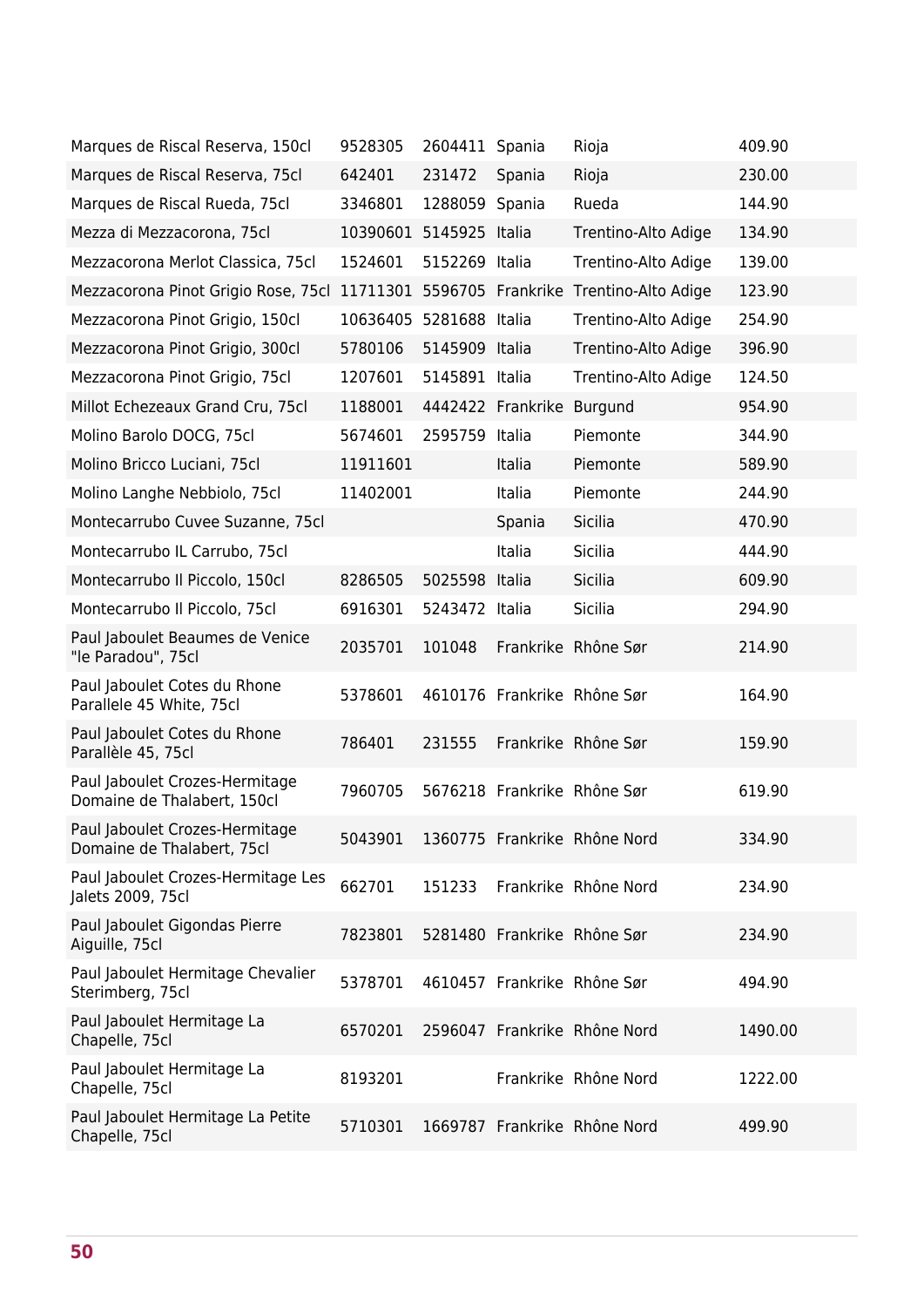| | | | | | |
|---|---|---|---|---|---|
| Marques de Riscal Reserva, 150cl | 9528305 | 2604411 | Spania | Rioja | 409.90 |
| Marques de Riscal Reserva, 75cl | 642401 | 231472 | Spania | Rioja | 230.00 |
| Marques de Riscal Rueda, 75cl | 3346801 | 1288059 | Spania | Rueda | 144.90 |
| Mezza di Mezzacorona, 75cl | 10390601 | 5145925 | Italia | Trentino-Alto Adige | 134.90 |
| Mezzacorona Merlot Classica, 75cl | 1524601 | 5152269 | Italia | Trentino-Alto Adige | 139.00 |
| Mezzacorona Pinot Grigio Rose, 75cl | 11711301 | 5596705 | Frankrike | Trentino-Alto Adige | 123.90 |
| Mezzacorona Pinot Grigio, 150cl | 10636405 | 5281688 | Italia | Trentino-Alto Adige | 254.90 |
| Mezzacorona Pinot Grigio, 300cl | 5780106 | 5145909 | Italia | Trentino-Alto Adige | 396.90 |
| Mezzacorona Pinot Grigio, 75cl | 1207601 | 5145891 | Italia | Trentino-Alto Adige | 124.50 |
| Millot Echezeaux Grand Cru, 75cl | 1188001 | 4442422 | Frankrike | Burgund | 954.90 |
| Molino Barolo DOCG, 75cl | 5674601 | 2595759 | Italia | Piemonte | 344.90 |
| Molino Bricco Luciani, 75cl | 11911601 | | Italia | Piemonte | 589.90 |
| Molino Langhe Nebbiolo, 75cl | 11402001 | | Italia | Piemonte | 244.90 |
| Montecarrubo Cuvee Suzanne, 75cl | | | Spania | Sicilia | 470.90 |
| Montecarrubo IL Carrubo, 75cl | | | Italia | Sicilia | 444.90 |
| Montecarrubo Il Piccolo, 150cl | 8286505 | 5025598 | Italia | Sicilia | 609.90 |
| Montecarrubo Il Piccolo, 75cl | 6916301 | 5243472 | Italia | Sicilia | 294.90 |
| Paul Jaboulet Beaumes de Venice "le Paradou", 75cl | 2035701 | 101048 | Frankrike | Rhône Sør | 214.90 |
| Paul Jaboulet Cotes du Rhone Parallele 45 White, 75cl | 5378601 | 4610176 | Frankrike | Rhône Sør | 164.90 |
| Paul Jaboulet Cotes du Rhone Parallèle 45, 75cl | 786401 | 231555 | Frankrike | Rhône Sør | 159.90 |
| Paul Jaboulet Crozes-Hermitage Domaine de Thalabert, 150cl | 7960705 | 5676218 | Frankrike | Rhône Sør | 619.90 |
| Paul Jaboulet Crozes-Hermitage Domaine de Thalabert, 75cl | 5043901 | 1360775 | Frankrike | Rhône Nord | 334.90 |
| Paul Jaboulet Crozes-Hermitage Les Jalets 2009, 75cl | 662701 | 151233 | Frankrike | Rhône Nord | 234.90 |
| Paul Jaboulet Gigondas Pierre Aiguille, 75cl | 7823801 | 5281480 | Frankrike | Rhône Sør | 234.90 |
| Paul Jaboulet Hermitage Chevalier Sterimberg, 75cl | 5378701 | 4610457 | Frankrike | Rhône Sør | 494.90 |
| Paul Jaboulet Hermitage La Chapelle, 75cl | 6570201 | 2596047 | Frankrike | Rhône Nord | 1490.00 |
| Paul Jaboulet Hermitage La Chapelle, 75cl | 8193201 | | Frankrike | Rhône Nord | 1222.00 |
| Paul Jaboulet Hermitage La Petite Chapelle, 75cl | 5710301 | 1669787 | Frankrike | Rhône Nord | 499.90 |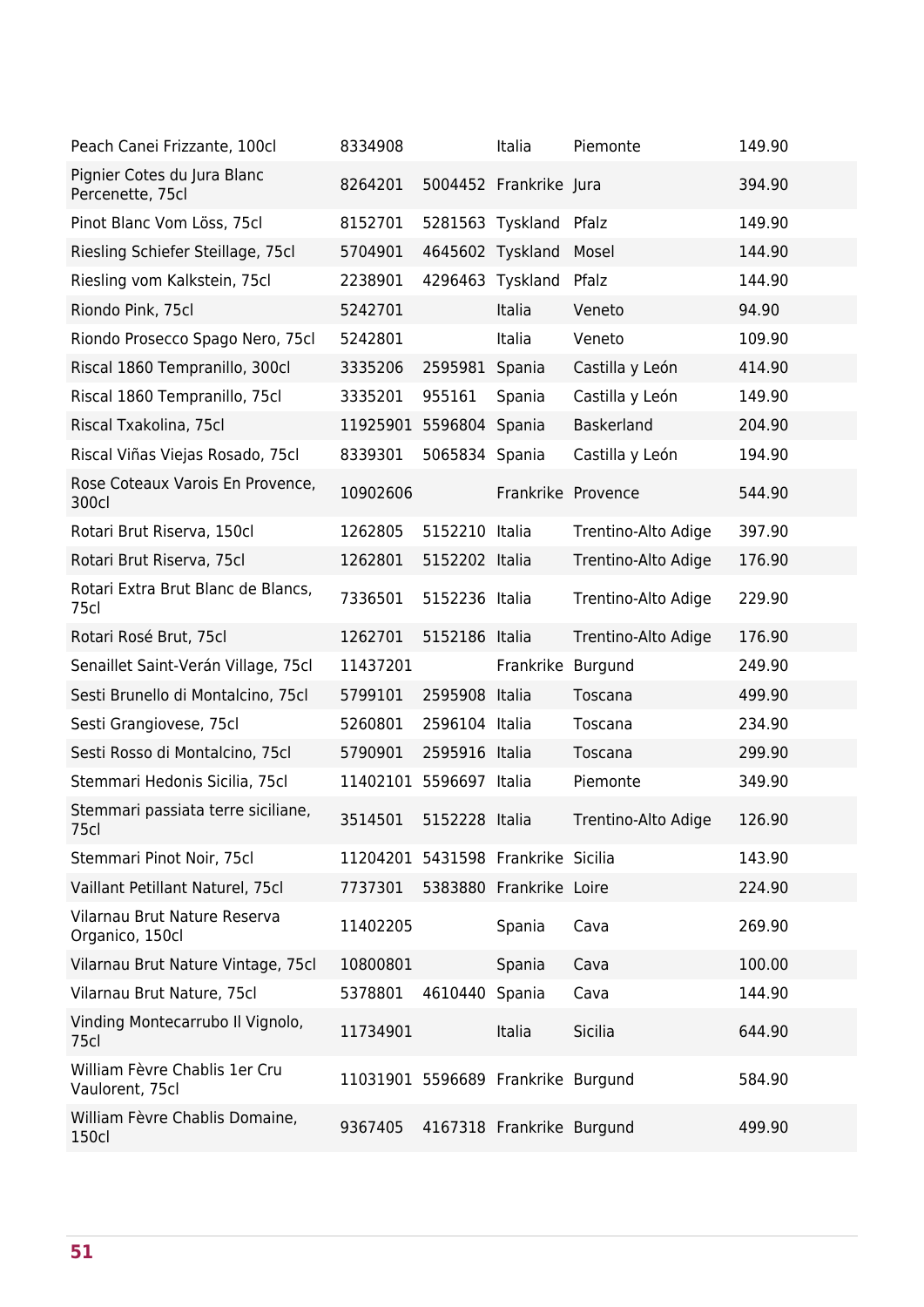| | | | | | |
|---|---|---|---|---|---|
| Peach Canei Frizzante, 100cl | 8334908 | | Italia | Piemonte | 149.90 |
| Pignier Cotes du Jura Blanc Percenette, 75cl | 8264201 | 5004452 | Frankrike | Jura | 394.90 |
| Pinot Blanc Vom Löss, 75cl | 8152701 | 5281563 | Tyskland | Pfalz | 149.90 |
| Riesling Schiefer Steillage, 75cl | 5704901 | 4645602 | Tyskland | Mosel | 144.90 |
| Riesling vom Kalkstein, 75cl | 2238901 | 4296463 | Tyskland | Pfalz | 144.90 |
| Riondo Pink, 75cl | 5242701 | | Italia | Veneto | 94.90 |
| Riondo Prosecco Spago Nero, 75cl | 5242801 | | Italia | Veneto | 109.90 |
| Riscal 1860 Tempranillo, 300cl | 3335206 | 2595981 | Spania | Castilla y León | 414.90 |
| Riscal 1860 Tempranillo, 75cl | 3335201 | 955161 | Spania | Castilla y León | 149.90 |
| Riscal Txakolina, 75cl | 11925901 | 5596804 | Spania | Baskerland | 204.90 |
| Riscal Viñas Viejas Rosado, 75cl | 8339301 | 5065834 | Spania | Castilla y León | 194.90 |
| Rose Coteaux Varois En Provence, 300cl | 10902606 | | Frankrike | Provence | 544.90 |
| Rotari Brut Riserva, 150cl | 1262805 | 5152210 | Italia | Trentino-Alto Adige | 397.90 |
| Rotari Brut Riserva, 75cl | 1262801 | 5152202 | Italia | Trentino-Alto Adige | 176.90 |
| Rotari Extra Brut Blanc de Blancs, 75cl | 7336501 | 5152236 | Italia | Trentino-Alto Adige | 229.90 |
| Rotari Rosé Brut, 75cl | 1262701 | 5152186 | Italia | Trentino-Alto Adige | 176.90 |
| Senaillet Saint-Verán Village, 75cl | 11437201 | | Frankrike | Burgund | 249.90 |
| Sesti Brunello di Montalcino, 75cl | 5799101 | 2595908 | Italia | Toscana | 499.90 |
| Sesti Grangiovese, 75cl | 5260801 | 2596104 | Italia | Toscana | 234.90 |
| Sesti Rosso di Montalcino, 75cl | 5790901 | 2595916 | Italia | Toscana | 299.90 |
| Stemmari Hedonis Sicilia, 75cl | 11402101 | 5596697 | Italia | Piemonte | 349.90 |
| Stemmari passiata terre siciliane, 75cl | 3514501 | 5152228 | Italia | Trentino-Alto Adige | 126.90 |
| Stemmari Pinot Noir, 75cl | 11204201 | 5431598 | Frankrike | Sicilia | 143.90 |
| Vaillant Petillant Naturel, 75cl | 7737301 | 5383880 | Frankrike | Loire | 224.90 |
| Vilarnau Brut Nature Reserva Organico, 150cl | 11402205 | | Spania | Cava | 269.90 |
| Vilarnau Brut Nature Vintage, 75cl | 10800801 | | Spania | Cava | 100.00 |
| Vilarnau Brut Nature, 75cl | 5378801 | 4610440 | Spania | Cava | 144.90 |
| Vinding Montecarrubo Il Vignolo, 75cl | 11734901 | | Italia | Sicilia | 644.90 |
| William Fèvre Chablis 1er Cru Vaulorent, 75cl | 11031901 | 5596689 | Frankrike | Burgund | 584.90 |
| William Fèvre Chablis Domaine, 150cl | 9367405 | 4167318 | Frankrike | Burgund | 499.90 |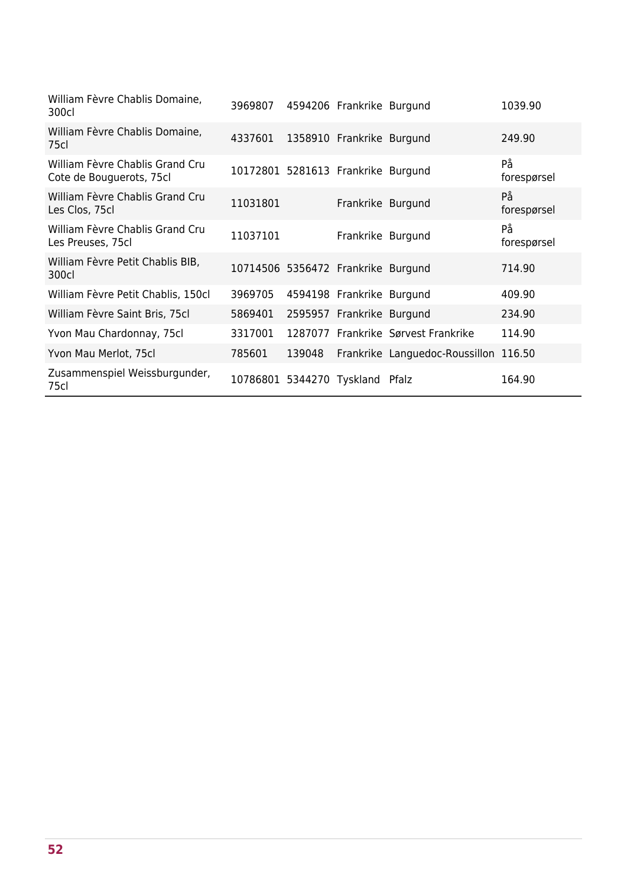| | | | | | |
|---|---|---|---|---|---|
| William Fèvre Chablis Domaine, 300cl | 3969807 | 4594206 | Frankrike | Burgund | 1039.90 |
| William Fèvre Chablis Domaine, 75cl | 4337601 | 1358910 | Frankrike | Burgund | 249.90 |
| William Fèvre Chablis Grand Cru Cote de Bouguerots, 75cl | 10172801 | 5281613 | Frankrike | Burgund | På forespørsel |
| William Fèvre Chablis Grand Cru Les Clos, 75cl | 11031801 | | Frankrike | Burgund | På forespørsel |
| William Fèvre Chablis Grand Cru Les Preuses, 75cl | 11037101 | | Frankrike | Burgund | På forespørsel |
| William Fèvre Petit Chablis BIB, 300cl | 10714506 | 5356472 | Frankrike | Burgund | 714.90 |
| William Fèvre Petit Chablis, 150cl | 3969705 | 4594198 | Frankrike | Burgund | 409.90 |
| William Fèvre Saint Bris, 75cl | 5869401 | 2595957 | Frankrike | Burgund | 234.90 |
| Yvon Mau Chardonnay, 75cl | 3317001 | 1287077 | Frankrike | Sørvest Frankrike | 114.90 |
| Yvon Mau Merlot, 75cl | 785601 | 139048 | Frankrike | Languedoc-Roussillon | 116.50 |
| Zusammenspiel Weissburgunder, 75cl | 10786801 | 5344270 | Tyskland | Pfalz | 164.90 |